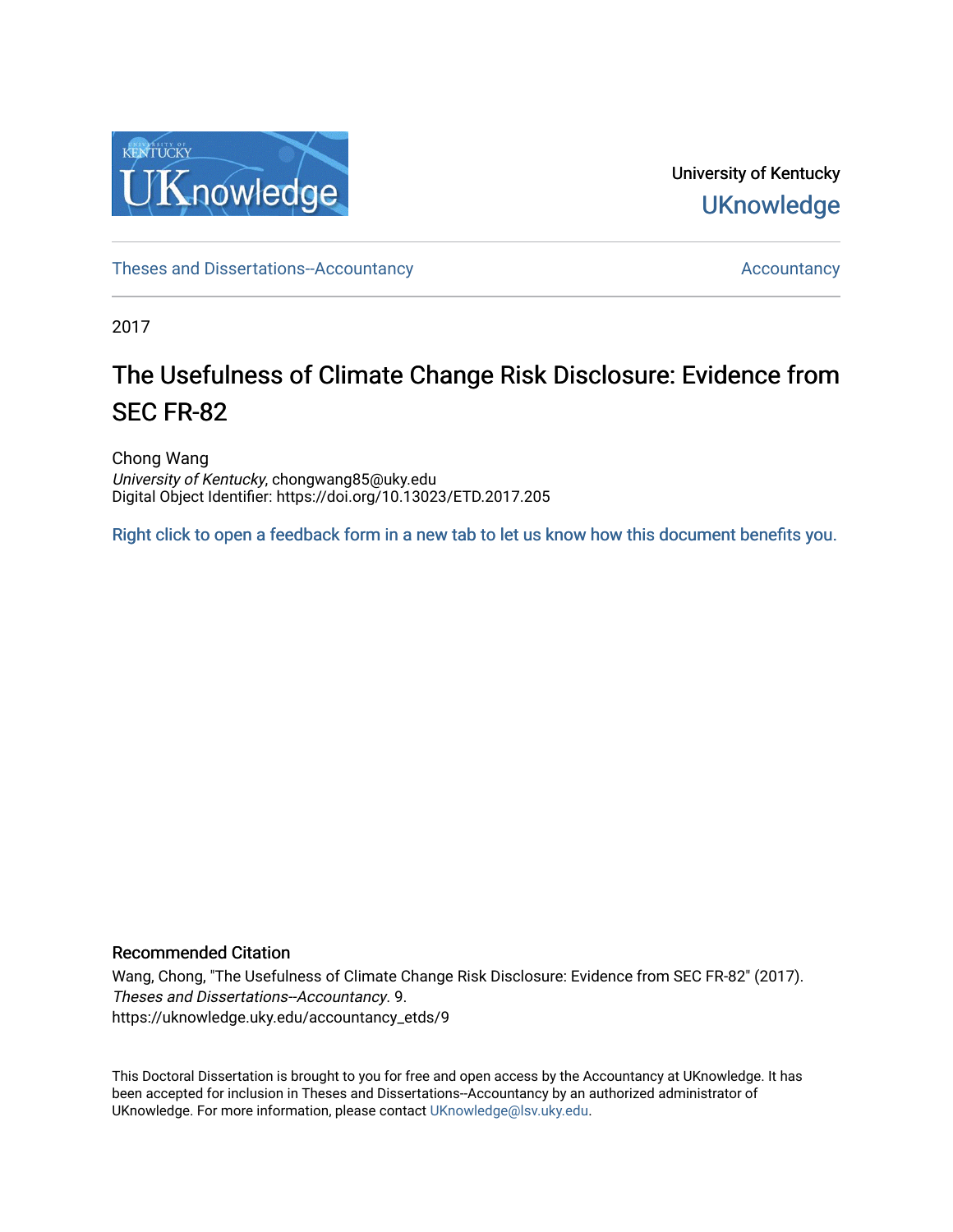University of Kentucky

UKnowledge

Theses and Dissertations--Accountancy

Accountancy

2017

# The Usefulness of Climate Change Risk Disclosure: Evidence from SEC FR-82

Chong Wang
*University of Kentucky*, chongwang85@uky.edu
Digital Object Identifier: https://doi.org/10.13023/ETD.2017.205

Right click to open a feedback form in a new tab to let us know how this document benefits you.

## Recommended Citation

Wang, Chong, "The Usefulness of Climate Change Risk Disclosure: Evidence from SEC FR-82" (2017). *Theses and Dissertations--Accountancy*. 9.
https://uknowledge.uky.edu/accountancy_etds/9

This Doctoral Dissertation is brought to you for free and open access by the Accountancy at UKnowledge. It has been accepted for inclusion in Theses and Dissertations--Accountancy by an authorized administrator of UKnowledge. For more information, please contact UKnowledge@lsv.uky.edu.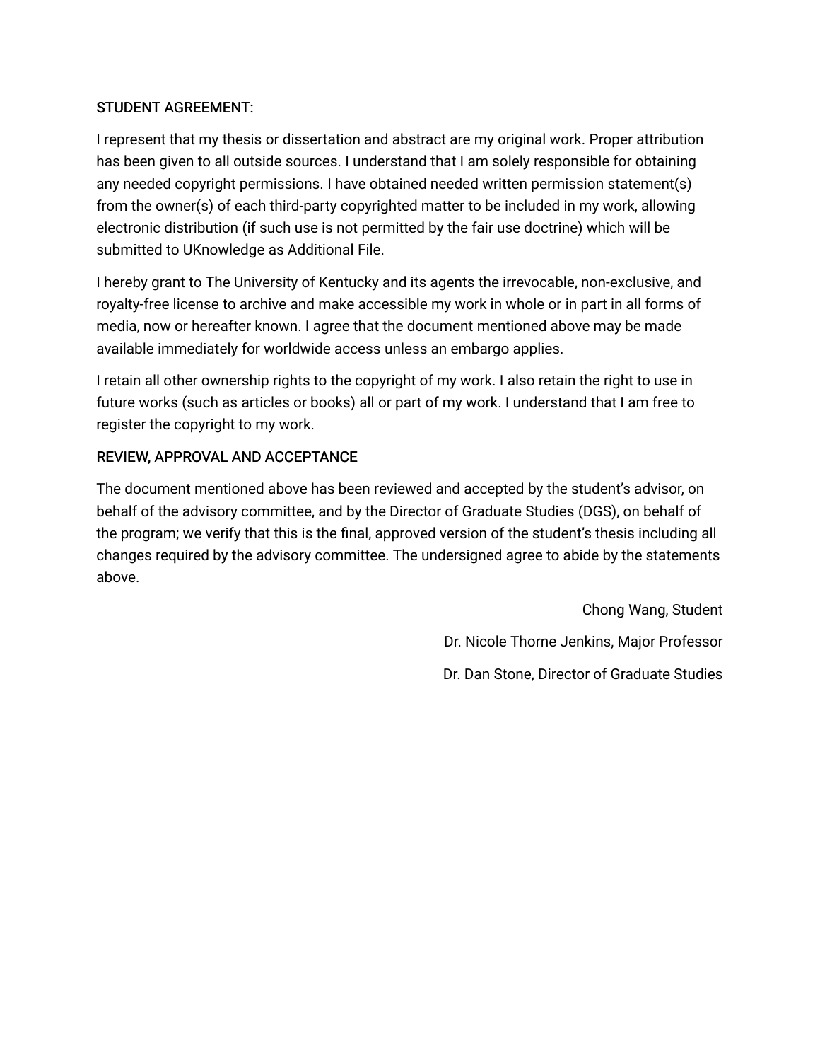STUDENT AGREEMENT:

I represent that my thesis or dissertation and abstract are my original work. Proper attribution has been given to all outside sources. I understand that I am solely responsible for obtaining any needed copyright permissions. I have obtained needed written permission statement(s) from the owner(s) of each third-party copyrighted matter to be included in my work, allowing electronic distribution (if such use is not permitted by the fair use doctrine) which will be submitted to UKnowledge as Additional File.

I hereby grant to The University of Kentucky and its agents the irrevocable, non-exclusive, and royalty-free license to archive and make accessible my work in whole or in part in all forms of media, now or hereafter known. I agree that the document mentioned above may be made available immediately for worldwide access unless an embargo applies.

I retain all other ownership rights to the copyright of my work. I also retain the right to use in future works (such as articles or books) all or part of my work. I understand that I am free to register the copyright to my work.

REVIEW, APPROVAL AND ACCEPTANCE

The document mentioned above has been reviewed and accepted by the student's advisor, on behalf of the advisory committee, and by the Director of Graduate Studies (DGS), on behalf of the program; we verify that this is the final, approved version of the student's thesis including all changes required by the advisory committee. The undersigned agree to abide by the statements above.

Chong Wang, Student

Dr. Nicole Thorne Jenkins, Major Professor

Dr. Dan Stone, Director of Graduate Studies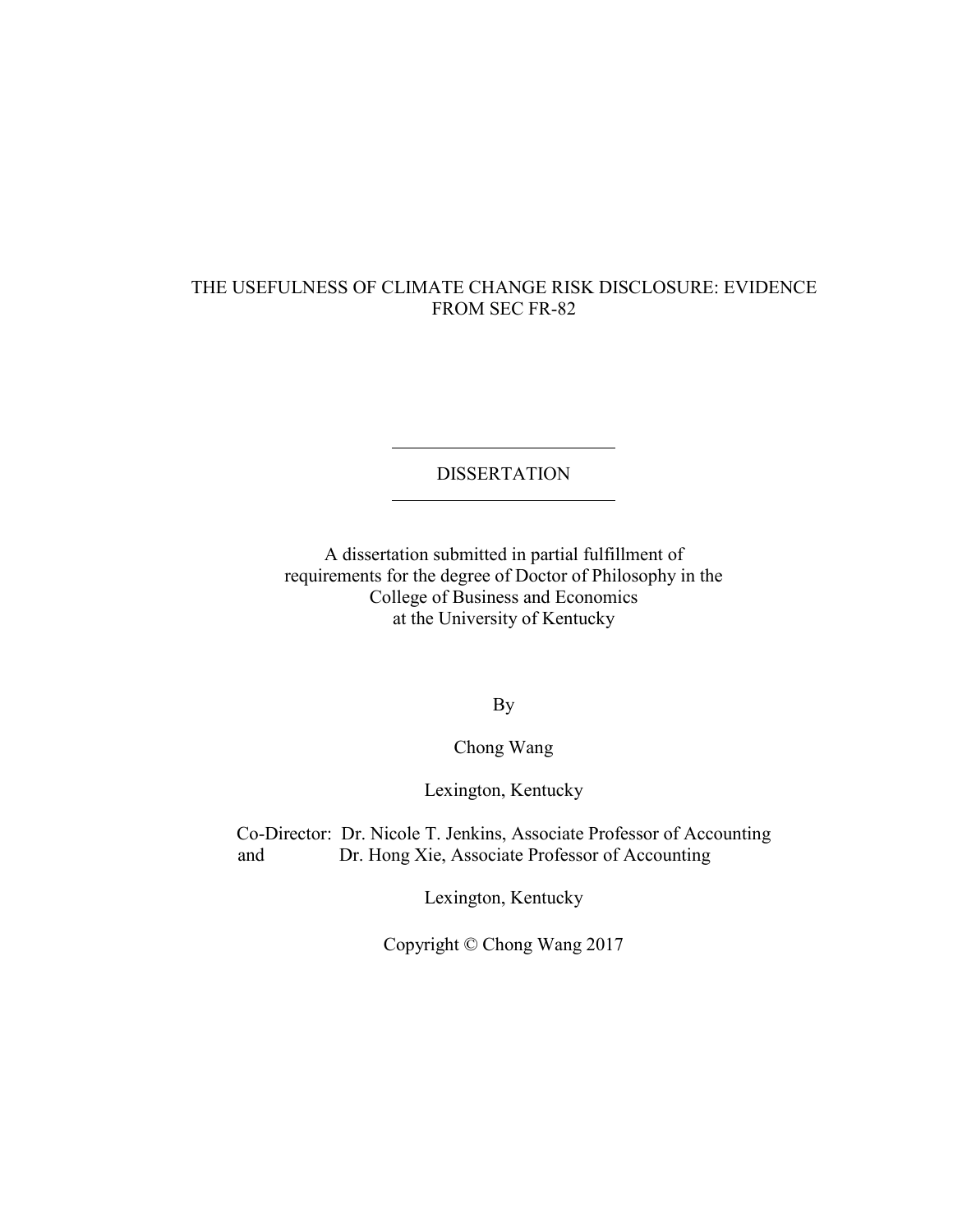# THE USEFULNESS OF CLIMATE CHANGE RISK DISCLOSURE: EVIDENCE FROM SEC FR-82

---

DISSERTATION

---

A dissertation submitted in partial fulfillment of requirements for the degree of Doctor of Philosophy in the College of Business and Economics at the University of Kentucky

By

Chong Wang

Lexington, Kentucky

Co-Director: Dr. Nicole T. Jenkins, Associate Professor of Accounting
and Dr. Hong Xie, Associate Professor of Accounting

Lexington, Kentucky

Copyright © Chong Wang 2017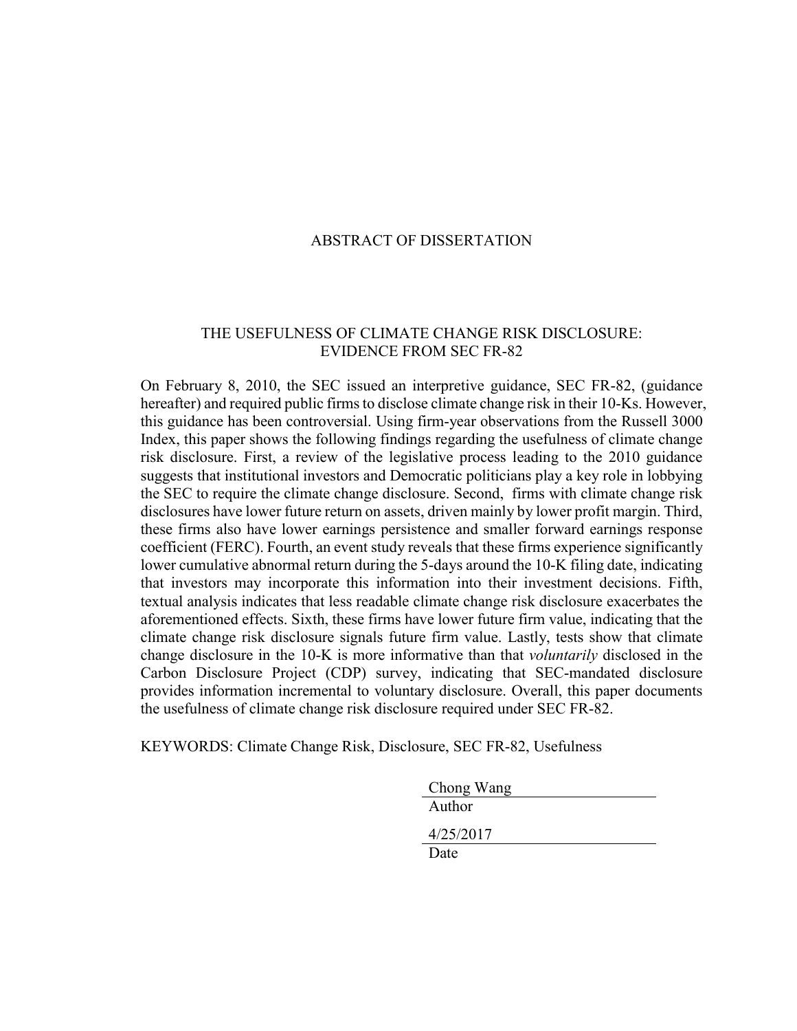# ABSTRACT OF DISSERTATION

## THE USEFULNESS OF CLIMATE CHANGE RISK DISCLOSURE: EVIDENCE FROM SEC FR-82

On February 8, 2010, the SEC issued an interpretive guidance, SEC FR-82, (guidance hereafter) and required public firms to disclose climate change risk in their 10-Ks. However, this guidance has been controversial. Using firm-year observations from the Russell 3000 Index, this paper shows the following findings regarding the usefulness of climate change risk disclosure. First, a review of the legislative process leading to the 2010 guidance suggests that institutional investors and Democratic politicians play a key role in lobbying the SEC to require the climate change disclosure. Second, firms with climate change risk disclosures have lower future return on assets, driven mainly by lower profit margin. Third, these firms also have lower earnings persistence and smaller forward earnings response coefficient (FERC). Fourth, an event study reveals that these firms experience significantly lower cumulative abnormal return during the 5-days around the 10-K filing date, indicating that investors may incorporate this information into their investment decisions. Fifth, textual analysis indicates that less readable climate change risk disclosure exacerbates the aforementioned effects. Sixth, these firms have lower future firm value, indicating that the climate change risk disclosure signals future firm value. Lastly, tests show that climate change disclosure in the 10-K is more informative than that *voluntarily* disclosed in the Carbon Disclosure Project (CDP) survey, indicating that SEC-mandated disclosure provides information incremental to voluntary disclosure. Overall, this paper documents the usefulness of climate change risk disclosure required under SEC FR-82.

KEYWORDS: Climate Change Risk, Disclosure, SEC FR-82, Usefulness

Chong Wang
Author

4/25/2017
Date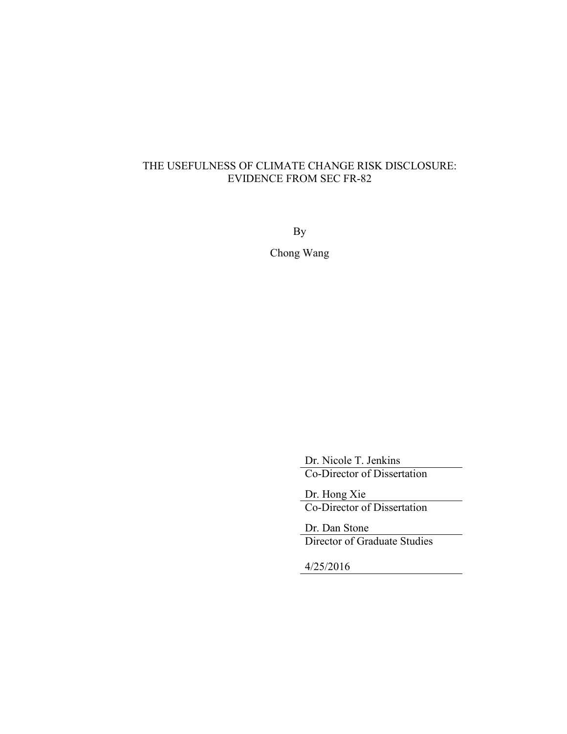THE USEFULNESS OF CLIMATE CHANGE RISK DISCLOSURE:
EVIDENCE FROM SEC FR-82

By

Chong Wang

Dr. Nicole T. Jenkins
Co-Director of Dissertation

Dr. Hong Xie
Co-Director of Dissertation

Dr. Dan Stone
Director of Graduate Studies

4/25/2016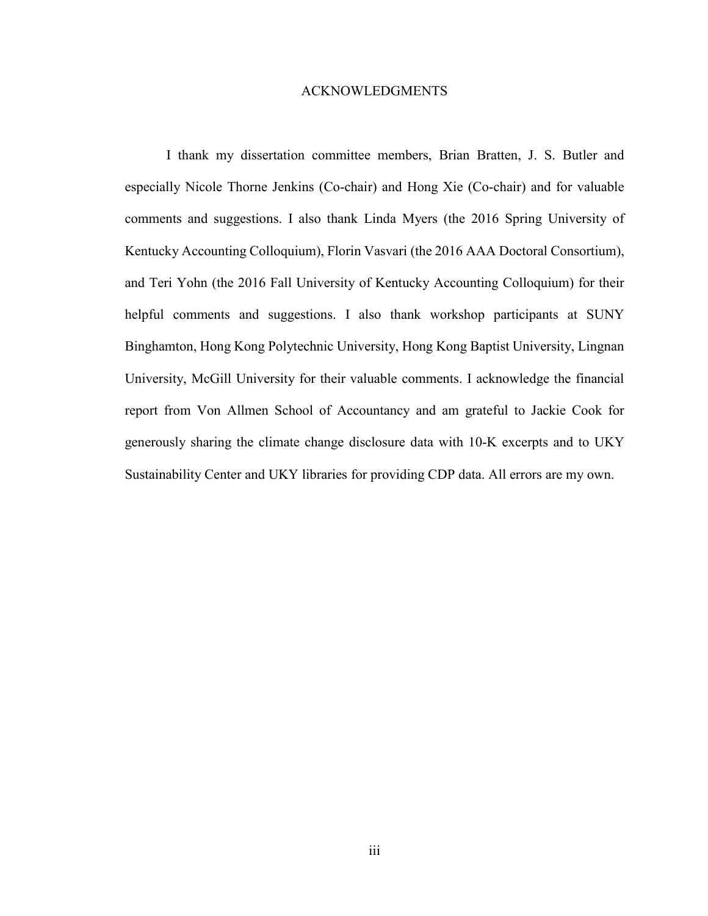# ACKNOWLEDGMENTS

I thank my dissertation committee members, Brian Bratten, J. S. Butler and especially Nicole Thorne Jenkins (Co-chair) and Hong Xie (Co-chair) and for valuable comments and suggestions. I also thank Linda Myers (the 2016 Spring University of Kentucky Accounting Colloquium), Florin Vasvari (the 2016 AAA Doctoral Consortium), and Teri Yohn (the 2016 Fall University of Kentucky Accounting Colloquium) for their helpful comments and suggestions. I also thank workshop participants at SUNY Binghamton, Hong Kong Polytechnic University, Hong Kong Baptist University, Lingnan University, McGill University for their valuable comments. I acknowledge the financial report from Von Allmen School of Accountancy and am grateful to Jackie Cook for generously sharing the climate change disclosure data with 10-K excerpts and to UKY Sustainability Center and UKY libraries for providing CDP data. All errors are my own.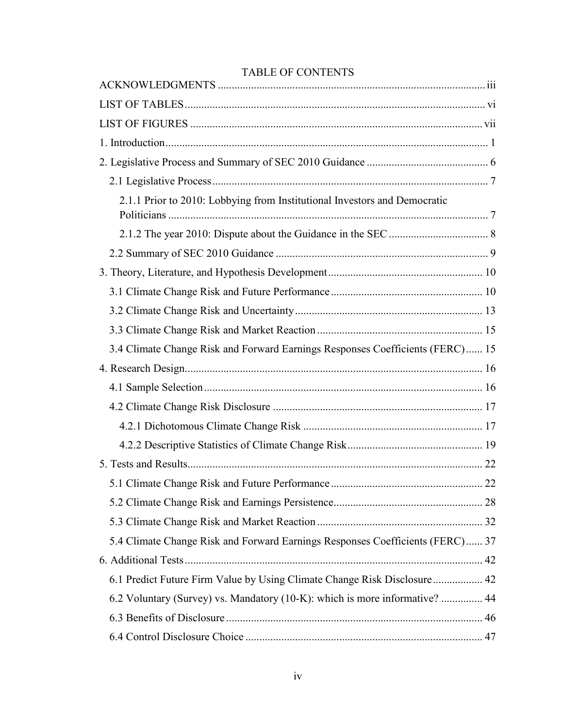# TABLE OF CONTENTS

ACKNOWLEDGMENTS ..... iii

LIST OF TABLES ..... vi

LIST OF FIGURES ..... vii

1. Introduction ..... 1

2. Legislative Process and Summary of SEC 2010 Guidance ..... 6

    2.1 Legislative Process ..... 7

        2.1.1 Prior to 2010: Lobbying from Institutional Investors and Democratic Politicians ..... 7

        2.1.2 The year 2010: Dispute about the Guidance in the SEC ..... 8

    2.2 Summary of SEC 2010 Guidance ..... 9

3. Theory, Literature, and Hypothesis Development ..... 10

    3.1 Climate Change Risk and Future Performance ..... 10

    3.2 Climate Change Risk and Uncertainty ..... 13

    3.3 Climate Change Risk and Market Reaction ..... 15

    3.4 Climate Change Risk and Forward Earnings Responses Coefficients (FERC) ..... 15

4. Research Design ..... 16

    4.1 Sample Selection ..... 16

    4.2 Climate Change Risk Disclosure ..... 17

        4.2.1 Dichotomous Climate Change Risk ..... 17

        4.2.2 Descriptive Statistics of Climate Change Risk ..... 19

5. Tests and Results ..... 22

    5.1 Climate Change Risk and Future Performance ..... 22

    5.2 Climate Change Risk and Earnings Persistence ..... 28

    5.3 Climate Change Risk and Market Reaction ..... 32

    5.4 Climate Change Risk and Forward Earnings Responses Coefficients (FERC) ..... 37

6. Additional Tests ..... 42

    6.1 Predict Future Firm Value by Using Climate Change Risk Disclosure ..... 42

    6.2 Voluntary (Survey) vs. Mandatory (10-K): which is more informative? ..... 44

    6.3 Benefits of Disclosure ..... 46

    6.4 Control Disclosure Choice ..... 47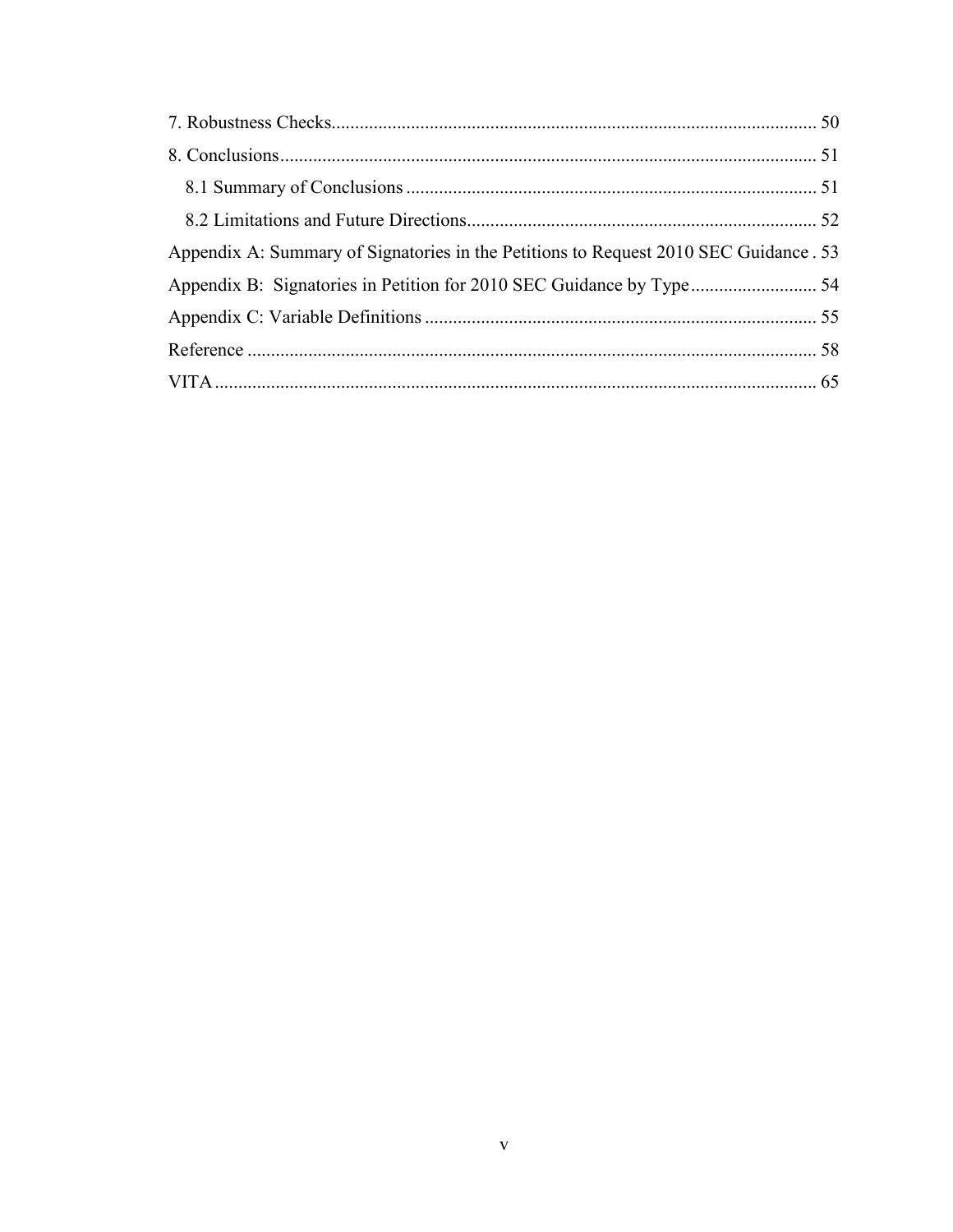7. Robustness Checks........................................................................................................ 50

8. Conclusions.................................................................................................................. 51

    8.1 Summary of Conclusions ........................................................................................ 51

    8.2 Limitations and Future Directions........................................................................... 52

Appendix A: Summary of Signatories in the Petitions to Request 2010 SEC Guidance . 53

Appendix B: Signatories in Petition for 2010 SEC Guidance by Type........................... 54

Appendix C: Variable Definitions .................................................................................... 55

Reference .......................................................................................................................... 58

VITA ................................................................................................................................. 65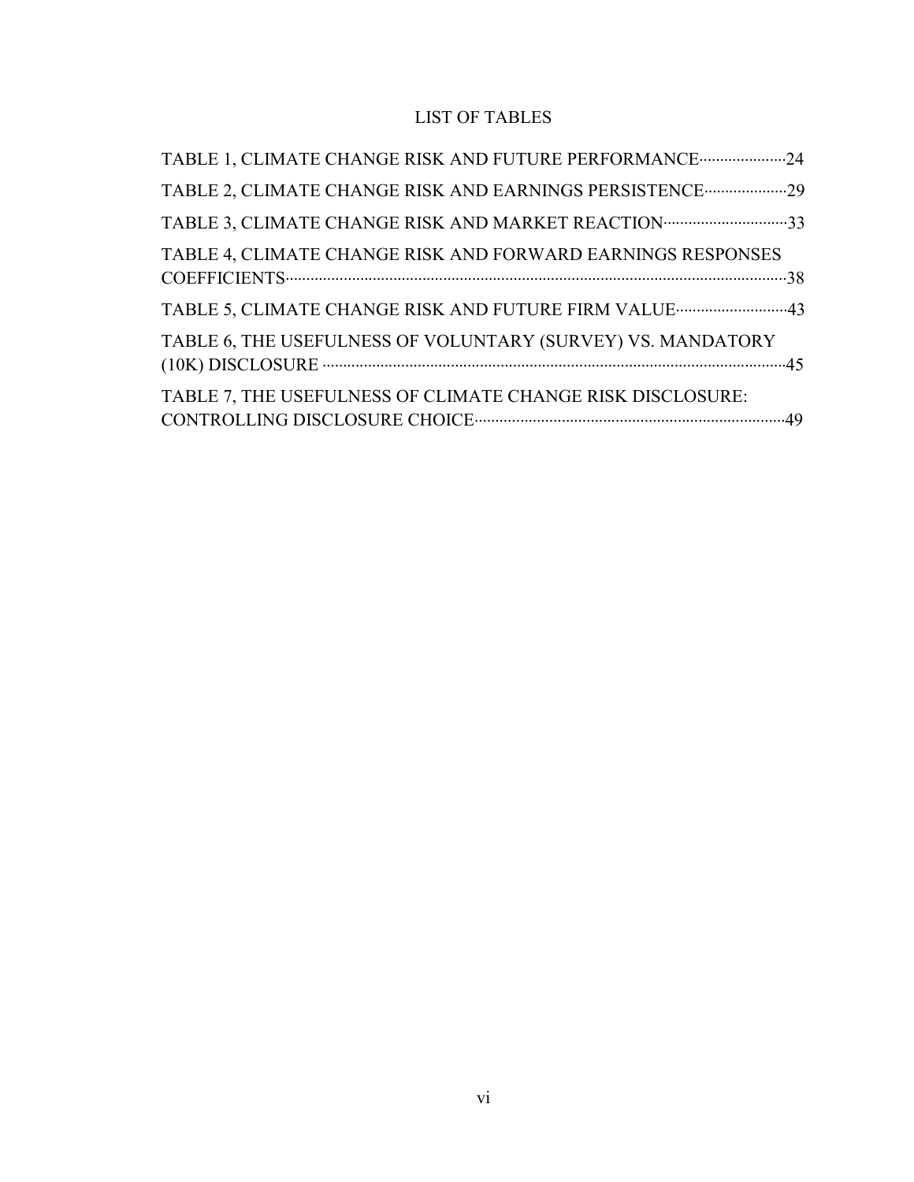# LIST OF TABLES

TABLE 1, CLIMATE CHANGE RISK AND FUTURE PERFORMANCE·····················24

TABLE 2, CLIMATE CHANGE RISK AND EARNINGS PERSISTENCE····················29

TABLE 3, CLIMATE CHANGE RISK AND MARKET REACTION·····························33

TABLE 4, CLIMATE CHANGE RISK AND FORWARD EARNINGS RESPONSES COEFFICIENTS·······································································································38

TABLE 5, CLIMATE CHANGE RISK AND FUTURE FIRM VALUE···························43

TABLE 6, THE USEFULNESS OF VOLUNTARY (SURVEY) VS. MANDATORY (10K) DISCLOSURE ·······························································································45

TABLE 7, THE USEFULNESS OF CLIMATE CHANGE RISK DISCLOSURE: CONTROLLING DISCLOSURE CHOICE··························································49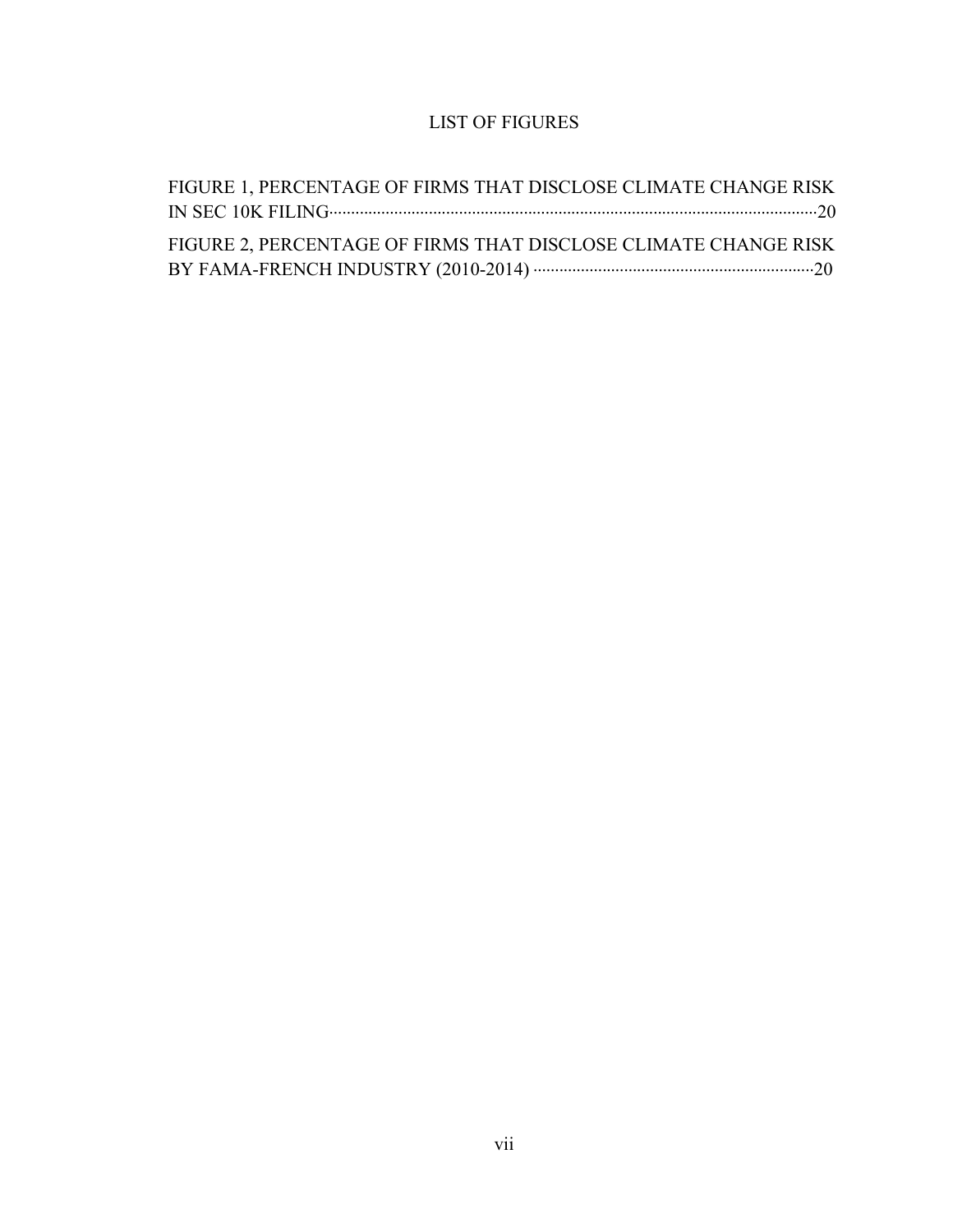# LIST OF FIGURES

FIGURE 1, PERCENTAGE OF FIRMS THAT DISCLOSE CLIMATE CHANGE RISK IN SEC 10K FILING ........................................ 20

FIGURE 2, PERCENTAGE OF FIRMS THAT DISCLOSE CLIMATE CHANGE RISK BY FAMA-FRENCH INDUSTRY (2010-2014) ........................................ 20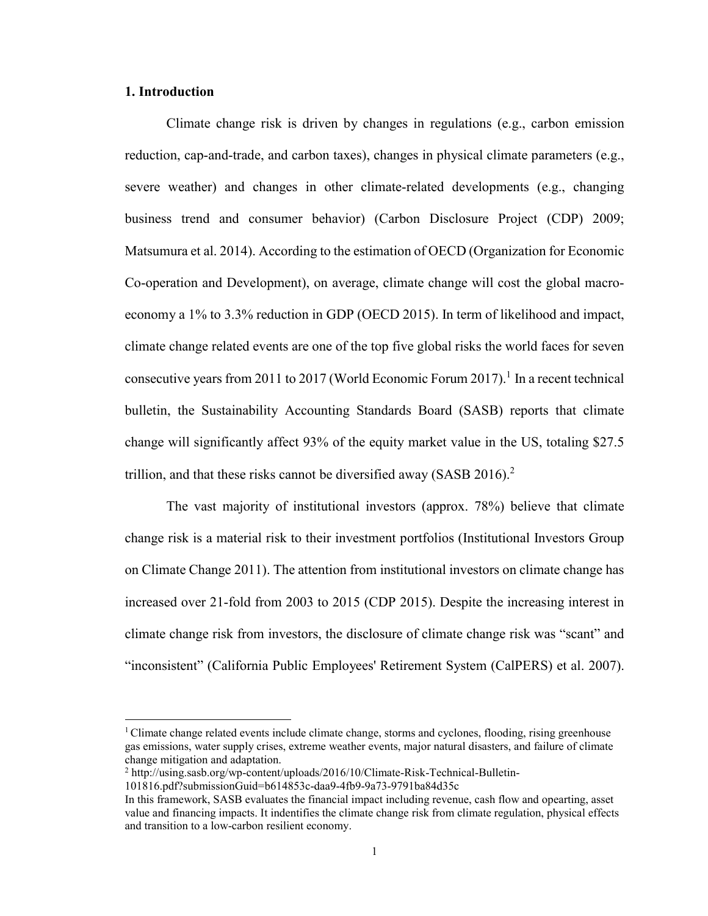## 1. Introduction

Climate change risk is driven by changes in regulations (e.g., carbon emission reduction, cap-and-trade, and carbon taxes), changes in physical climate parameters (e.g., severe weather) and changes in other climate-related developments (e.g., changing business trend and consumer behavior) (Carbon Disclosure Project (CDP) 2009; Matsumura et al. 2014). According to the estimation of OECD (Organization for Economic Co-operation and Development), on average, climate change will cost the global macro-economy a 1% to 3.3% reduction in GDP (OECD 2015). In term of likelihood and impact, climate change related events are one of the top five global risks the world faces for seven consecutive years from 2011 to 2017 (World Economic Forum 2017).[1] In a recent technical bulletin, the Sustainability Accounting Standards Board (SASB) reports that climate change will significantly affect 93% of the equity market value in the US, totaling $27.5 trillion, and that these risks cannot be diversified away (SASB 2016).[2]

The vast majority of institutional investors (approx. 78%) believe that climate change risk is a material risk to their investment portfolios (Institutional Investors Group on Climate Change 2011). The attention from institutional investors on climate change has increased over 21-fold from 2003 to 2015 (CDP 2015). Despite the increasing interest in climate change risk from investors, the disclosure of climate change risk was "scant" and "inconsistent" (California Public Employees' Retirement System (CalPERS) et al. 2007).

---

[1] Climate change related events include climate change, storms and cyclones, flooding, rising greenhouse gas emissions, water supply crises, extreme weather events, major natural disasters, and failure of climate change mitigation and adaptation.

[2] http://using.sasb.org/wp-content/uploads/2016/10/Climate-Risk-Technical-Bulletin-101816.pdf?submissionGuid=b614853c-daa9-4fb9-9a73-9791ba84d35c

In this framework, SASB evaluates the financial impact including revenue, cash flow and opearting, asset value and financing impacts. It indentifies the climate change risk from climate regulation, physical effects and transition to a low-carbon resilient economy.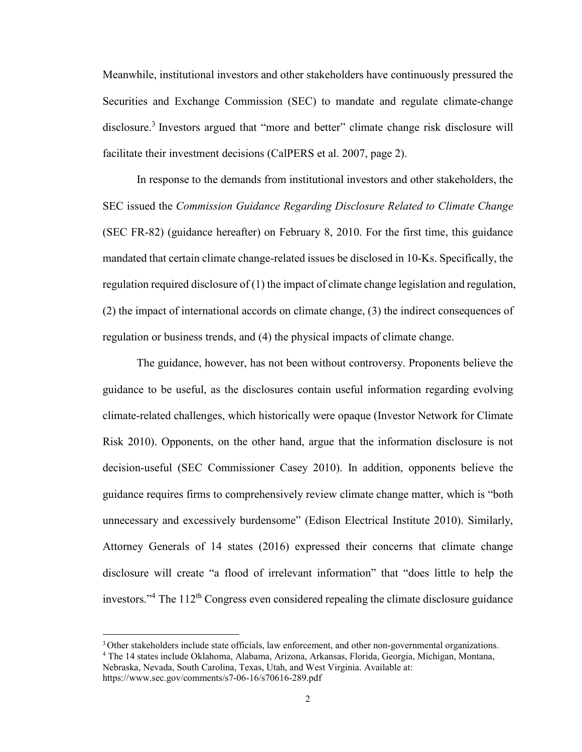Meanwhile, institutional investors and other stakeholders have continuously pressured the Securities and Exchange Commission (SEC) to mandate and regulate climate-change disclosure.[3] Investors argued that "more and better" climate change risk disclosure will facilitate their investment decisions (CalPERS et al. 2007, page 2).

In response to the demands from institutional investors and other stakeholders, the SEC issued the *Commission Guidance Regarding Disclosure Related to Climate Change* (SEC FR-82) (guidance hereafter) on February 8, 2010. For the first time, this guidance mandated that certain climate change-related issues be disclosed in 10-Ks. Specifically, the regulation required disclosure of (1) the impact of climate change legislation and regulation, (2) the impact of international accords on climate change, (3) the indirect consequences of regulation or business trends, and (4) the physical impacts of climate change.

The guidance, however, has not been without controversy. Proponents believe the guidance to be useful, as the disclosures contain useful information regarding evolving climate-related challenges, which historically were opaque (Investor Network for Climate Risk 2010). Opponents, on the other hand, argue that the information disclosure is not decision-useful (SEC Commissioner Casey 2010). In addition, opponents believe the guidance requires firms to comprehensively review climate change matter, which is "both unnecessary and excessively burdensome" (Edison Electrical Institute 2010). Similarly, Attorney Generals of 14 states (2016) expressed their concerns that climate change disclosure will create "a flood of irrelevant information" that "does little to help the investors."[4] The 112th Congress even considered repealing the climate disclosure guidance

[3] Other stakeholders include state officials, law enforcement, and other non-governmental organizations.

[4] The 14 states include Oklahoma, Alabama, Arizona, Arkansas, Florida, Georgia, Michigan, Montana, Nebraska, Nevada, South Carolina, Texas, Utah, and West Virginia. Available at: https://www.sec.gov/comments/s7-06-16/s70616-289.pdf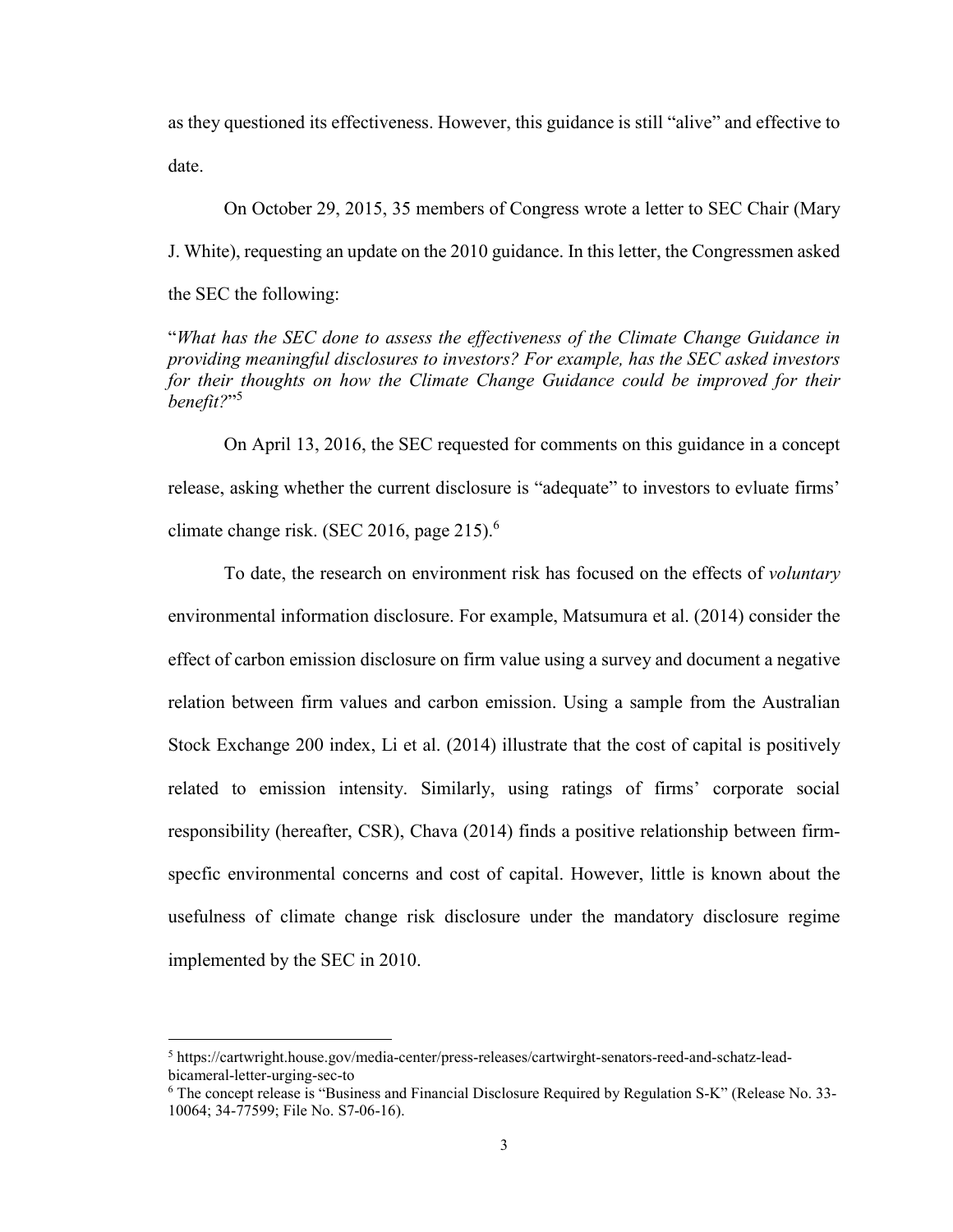as they questioned its effectiveness. However, this guidance is still "alive" and effective to date.

On October 29, 2015, 35 members of Congress wrote a letter to SEC Chair (Mary J. White), requesting an update on the 2010 guidance. In this letter, the Congressmen asked the SEC the following:

"*What has the SEC done to assess the effectiveness of the Climate Change Guidance in providing meaningful disclosures to investors? For example, has the SEC asked investors for their thoughts on how the Climate Change Guidance could be improved for their benefit?*"[5]

On April 13, 2016, the SEC requested for comments on this guidance in a concept release, asking whether the current disclosure is "adequate" to investors to evluate firms' climate change risk. (SEC 2016, page 215).[6]

To date, the research on environment risk has focused on the effects of *voluntary* environmental information disclosure. For example, Matsumura et al. (2014) consider the effect of carbon emission disclosure on firm value using a survey and document a negative relation between firm values and carbon emission. Using a sample from the Australian Stock Exchange 200 index, Li et al. (2014) illustrate that the cost of capital is positively related to emission intensity. Similarly, using ratings of firms' corporate social responsibility (hereafter, CSR), Chava (2014) finds a positive relationship between firm-specfic environmental concerns and cost of capital. However, little is known about the usefulness of climate change risk disclosure under the mandatory disclosure regime implemented by the SEC in 2010.

---

[5] https://cartwright.house.gov/media-center/press-releases/cartwirght-senators-reed-and-schatz-lead-bicameral-letter-urging-sec-to

[6] The concept release is "Business and Financial Disclosure Required by Regulation S-K" (Release No. 33-10064; 34-77599; File No. S7-06-16).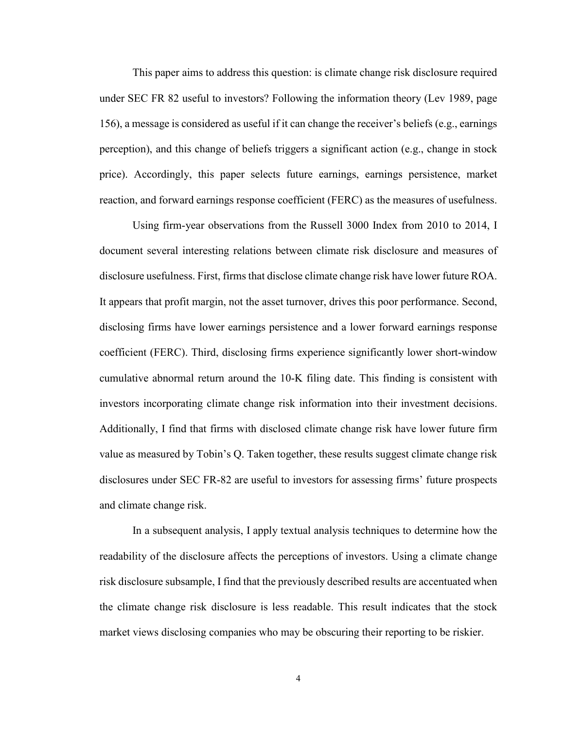This paper aims to address this question: is climate change risk disclosure required under SEC FR 82 useful to investors? Following the information theory (Lev 1989, page 156), a message is considered as useful if it can change the receiver's beliefs (e.g., earnings perception), and this change of beliefs triggers a significant action (e.g., change in stock price). Accordingly, this paper selects future earnings, earnings persistence, market reaction, and forward earnings response coefficient (FERC) as the measures of usefulness.

Using firm-year observations from the Russell 3000 Index from 2010 to 2014, I document several interesting relations between climate risk disclosure and measures of disclosure usefulness. First, firms that disclose climate change risk have lower future ROA. It appears that profit margin, not the asset turnover, drives this poor performance. Second, disclosing firms have lower earnings persistence and a lower forward earnings response coefficient (FERC). Third, disclosing firms experience significantly lower short-window cumulative abnormal return around the 10-K filing date. This finding is consistent with investors incorporating climate change risk information into their investment decisions. Additionally, I find that firms with disclosed climate change risk have lower future firm value as measured by Tobin's Q. Taken together, these results suggest climate change risk disclosures under SEC FR-82 are useful to investors for assessing firms' future prospects and climate change risk.

In a subsequent analysis, I apply textual analysis techniques to determine how the readability of the disclosure affects the perceptions of investors. Using a climate change risk disclosure subsample, I find that the previously described results are accentuated when the climate change risk disclosure is less readable. This result indicates that the stock market views disclosing companies who may be obscuring their reporting to be riskier.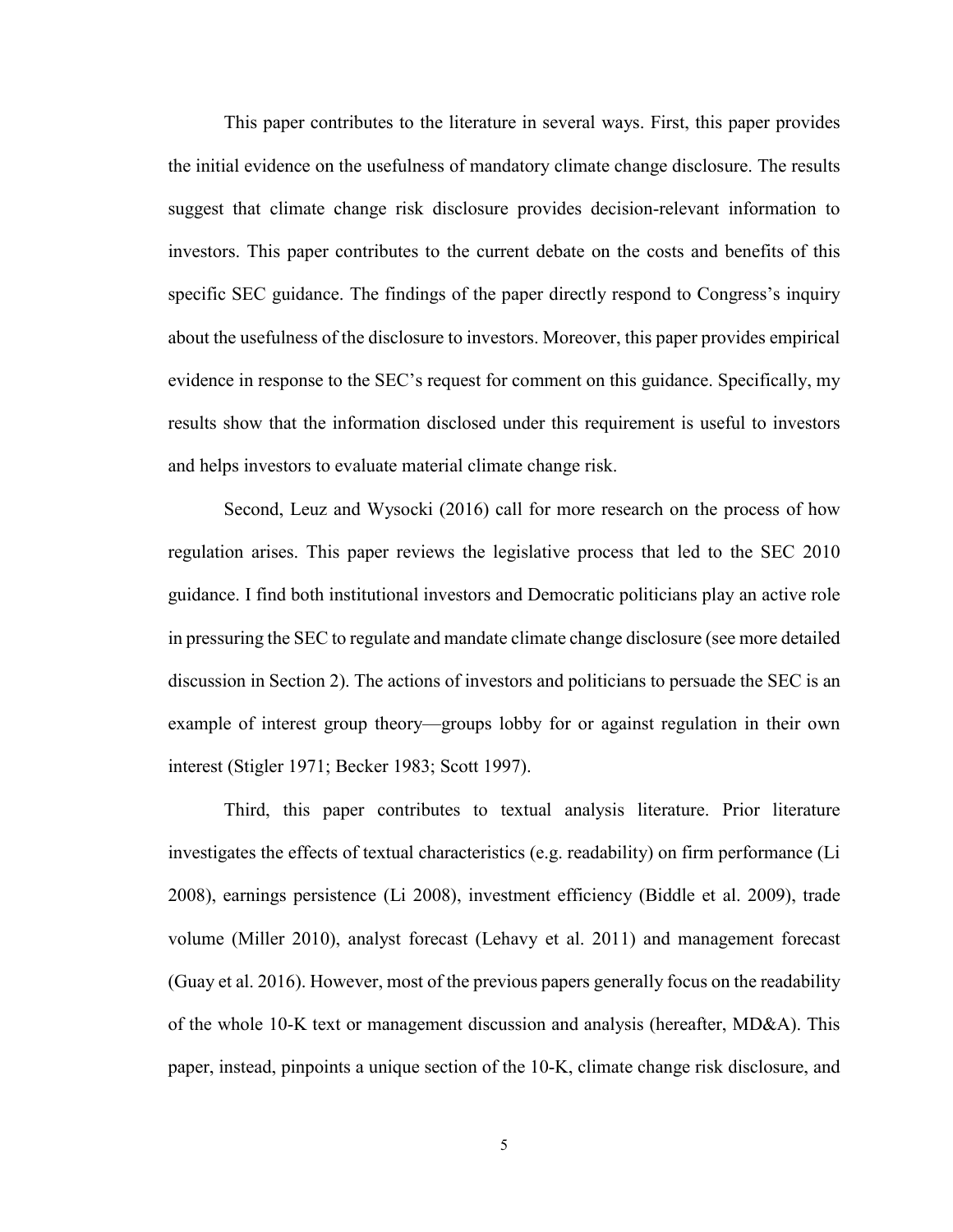This paper contributes to the literature in several ways. First, this paper provides the initial evidence on the usefulness of mandatory climate change disclosure. The results suggest that climate change risk disclosure provides decision-relevant information to investors. This paper contributes to the current debate on the costs and benefits of this specific SEC guidance. The findings of the paper directly respond to Congress's inquiry about the usefulness of the disclosure to investors. Moreover, this paper provides empirical evidence in response to the SEC's request for comment on this guidance. Specifically, my results show that the information disclosed under this requirement is useful to investors and helps investors to evaluate material climate change risk.

Second, Leuz and Wysocki (2016) call for more research on the process of how regulation arises. This paper reviews the legislative process that led to the SEC 2010 guidance. I find both institutional investors and Democratic politicians play an active role in pressuring the SEC to regulate and mandate climate change disclosure (see more detailed discussion in Section 2). The actions of investors and politicians to persuade the SEC is an example of interest group theory—groups lobby for or against regulation in their own interest (Stigler 1971; Becker 1983; Scott 1997).

Third, this paper contributes to textual analysis literature. Prior literature investigates the effects of textual characteristics (e.g. readability) on firm performance (Li 2008), earnings persistence (Li 2008), investment efficiency (Biddle et al. 2009), trade volume (Miller 2010), analyst forecast (Lehavy et al. 2011) and management forecast (Guay et al. 2016). However, most of the previous papers generally focus on the readability of the whole 10-K text or management discussion and analysis (hereafter, MD&A). This paper, instead, pinpoints a unique section of the 10-K, climate change risk disclosure, and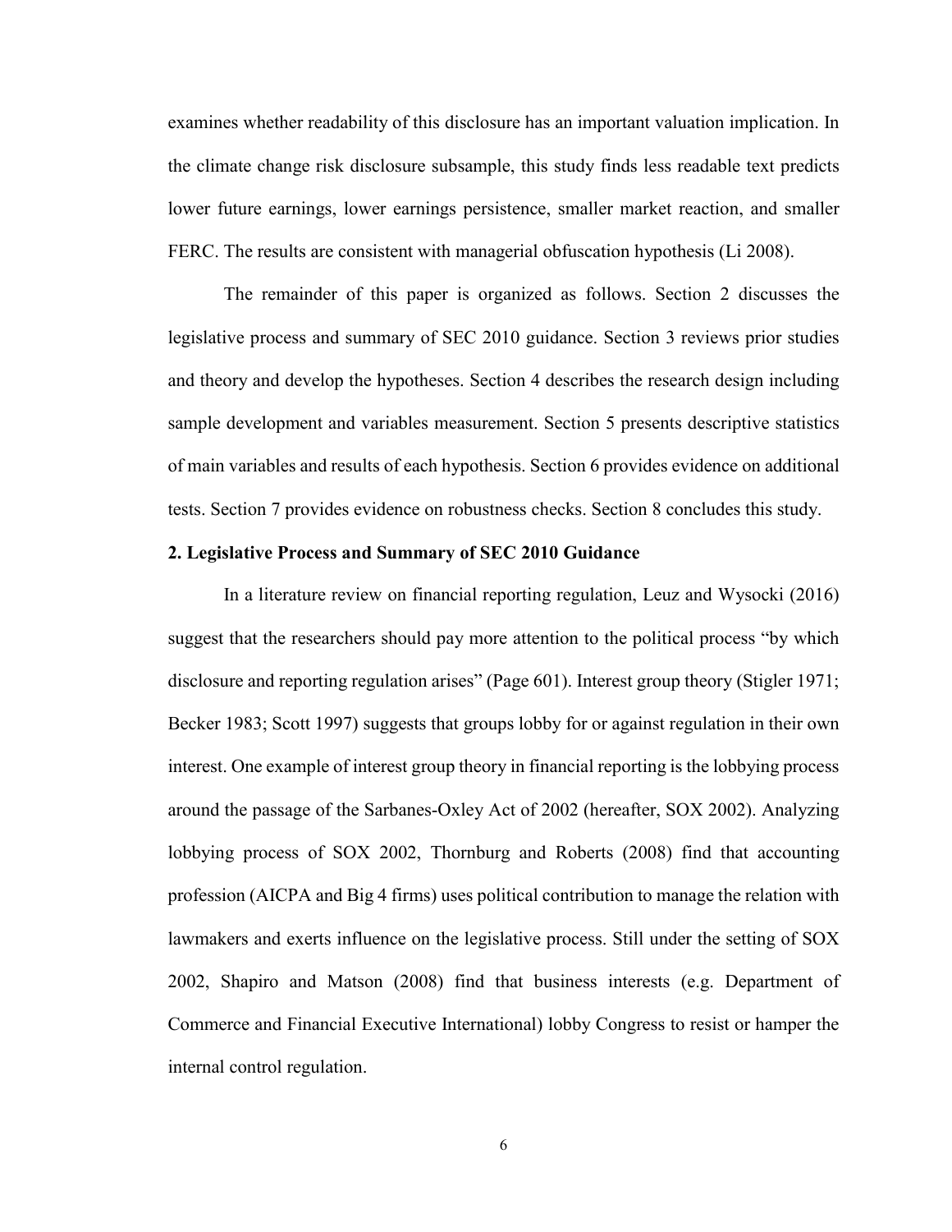examines whether readability of this disclosure has an important valuation implication. In the climate change risk disclosure subsample, this study finds less readable text predicts lower future earnings, lower earnings persistence, smaller market reaction, and smaller FERC. The results are consistent with managerial obfuscation hypothesis (Li 2008).

The remainder of this paper is organized as follows. Section 2 discusses the legislative process and summary of SEC 2010 guidance. Section 3 reviews prior studies and theory and develop the hypotheses. Section 4 describes the research design including sample development and variables measurement. Section 5 presents descriptive statistics of main variables and results of each hypothesis. Section 6 provides evidence on additional tests. Section 7 provides evidence on robustness checks. Section 8 concludes this study.

## 2. Legislative Process and Summary of SEC 2010 Guidance

In a literature review on financial reporting regulation, Leuz and Wysocki (2016) suggest that the researchers should pay more attention to the political process "by which disclosure and reporting regulation arises" (Page 601). Interest group theory (Stigler 1971; Becker 1983; Scott 1997) suggests that groups lobby for or against regulation in their own interest. One example of interest group theory in financial reporting is the lobbying process around the passage of the Sarbanes-Oxley Act of 2002 (hereafter, SOX 2002). Analyzing lobbying process of SOX 2002, Thornburg and Roberts (2008) find that accounting profession (AICPA and Big 4 firms) uses political contribution to manage the relation with lawmakers and exerts influence on the legislative process. Still under the setting of SOX 2002, Shapiro and Matson (2008) find that business interests (e.g. Department of Commerce and Financial Executive International) lobby Congress to resist or hamper the internal control regulation.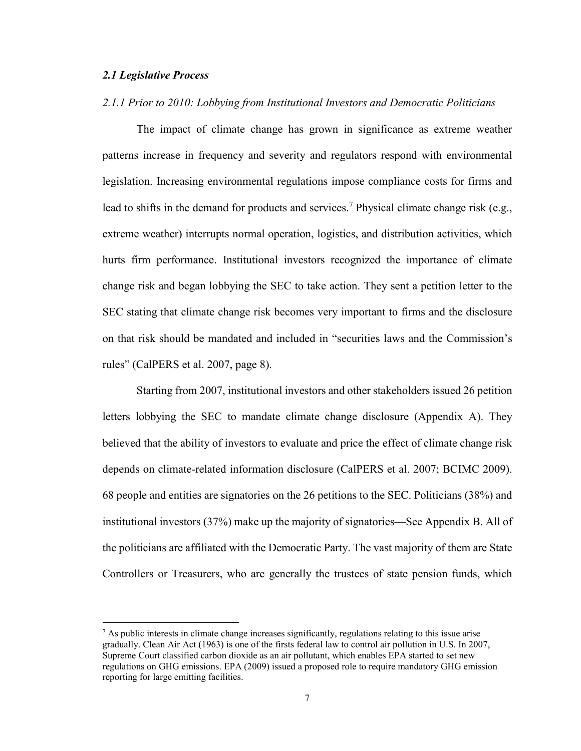### *2.1 Legislative Process*

#### *2.1.1 Prior to 2010: Lobbying from Institutional Investors and Democratic Politicians*

The impact of climate change has grown in significance as extreme weather patterns increase in frequency and severity and regulators respond with environmental legislation. Increasing environmental regulations impose compliance costs for firms and lead to shifts in the demand for products and services.[7] Physical climate change risk (e.g., extreme weather) interrupts normal operation, logistics, and distribution activities, which hurts firm performance. Institutional investors recognized the importance of climate change risk and began lobbying the SEC to take action. They sent a petition letter to the SEC stating that climate change risk becomes very important to firms and the disclosure on that risk should be mandated and included in "securities laws and the Commission's rules" (CalPERS et al. 2007, page 8).

Starting from 2007, institutional investors and other stakeholders issued 26 petition letters lobbying the SEC to mandate climate change disclosure (Appendix A). They believed that the ability of investors to evaluate and price the effect of climate change risk depends on climate-related information disclosure (CalPERS et al. 2007; BCIMC 2009). 68 people and entities are signatories on the 26 petitions to the SEC. Politicians (38%) and institutional investors (37%) make up the majority of signatories—See Appendix B. All of the politicians are affiliated with the Democratic Party. The vast majority of them are State Controllers or Treasurers, who are generally the trustees of state pension funds, which

[7] As public interests in climate change increases significantly, regulations relating to this issue arise gradually. Clean Air Act (1963) is one of the firsts federal law to control air pollution in U.S. In 2007, Supreme Court classified carbon dioxide as an air pollutant, which enables EPA started to set new regulations on GHG emissions. EPA (2009) issued a proposed role to require mandatory GHG emission reporting for large emitting facilities.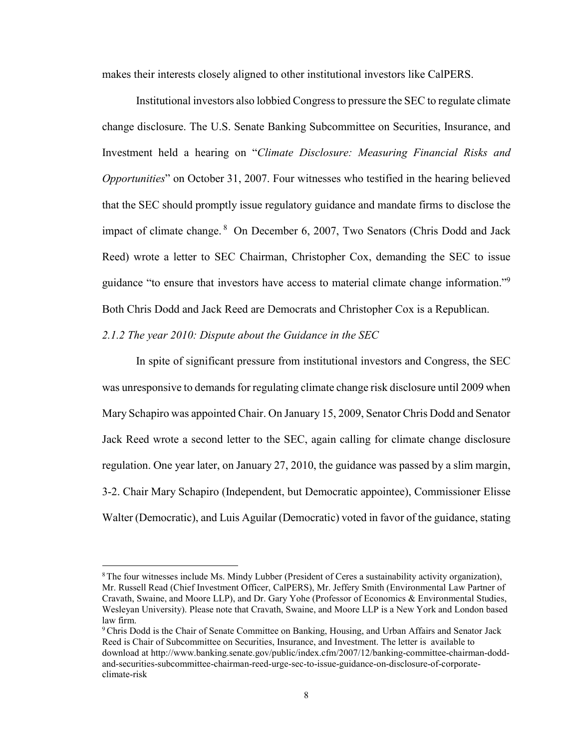makes their interests closely aligned to other institutional investors like CalPERS.

Institutional investors also lobbied Congress to pressure the SEC to regulate climate change disclosure. The U.S. Senate Banking Subcommittee on Securities, Insurance, and Investment held a hearing on "*Climate Disclosure: Measuring Financial Risks and Opportunities*" on October 31, 2007. Four witnesses who testified in the hearing believed that the SEC should promptly issue regulatory guidance and mandate firms to disclose the impact of climate change.[8] On December 6, 2007, Two Senators (Chris Dodd and Jack Reed) wrote a letter to SEC Chairman, Christopher Cox, demanding the SEC to issue guidance "to ensure that investors have access to material climate change information."[9] Both Chris Dodd and Jack Reed are Democrats and Christopher Cox is a Republican.

*2.1.2 The year 2010: Dispute about the Guidance in the SEC*

In spite of significant pressure from institutional investors and Congress, the SEC was unresponsive to demands for regulating climate change risk disclosure until 2009 when Mary Schapiro was appointed Chair. On January 15, 2009, Senator Chris Dodd and Senator Jack Reed wrote a second letter to the SEC, again calling for climate change disclosure regulation. One year later, on January 27, 2010, the guidance was passed by a slim margin, 3-2. Chair Mary Schapiro (Independent, but Democratic appointee), Commissioner Elisse Walter (Democratic), and Luis Aguilar (Democratic) voted in favor of the guidance, stating

---

[8] The four witnesses include Ms. Mindy Lubber (President of Ceres a sustainability activity organization), Mr. Russell Read (Chief Investment Officer, CalPERS), Mr. Jeffery Smith (Environmental Law Partner of Cravath, Swaine, and Moore LLP), and Dr. Gary Yohe (Professor of Economics & Environmental Studies, Wesleyan University). Please note that Cravath, Swaine, and Moore LLP is a New York and London based law firm.

[9] Chris Dodd is the Chair of Senate Committee on Banking, Housing, and Urban Affairs and Senator Jack Reed is Chair of Subcommittee on Securities, Insurance, and Investment. The letter is available to download at http://www.banking.senate.gov/public/index.cfm/2007/12/banking-committee-chairman-dodd-and-securities-subcommittee-chairman-reed-urge-sec-to-issue-guidance-on-disclosure-of-corporate-climate-risk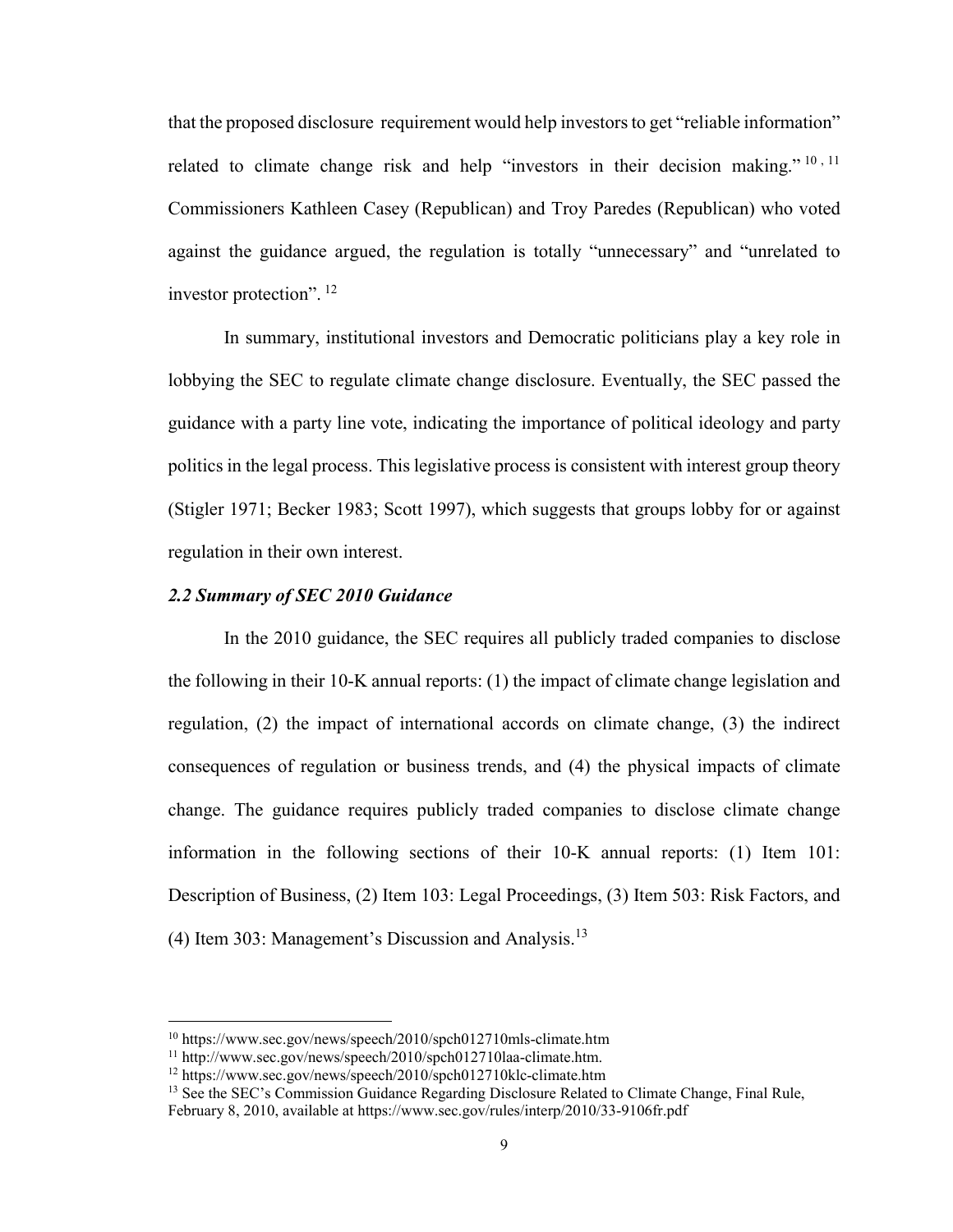that the proposed disclosure requirement would help investors to get "reliable information" related to climate change risk and help "investors in their decision making." [10, 11] Commissioners Kathleen Casey (Republican) and Troy Paredes (Republican) who voted against the guidance argued, the regulation is totally "unnecessary" and "unrelated to investor protection". [12]

In summary, institutional investors and Democratic politicians play a key role in lobbying the SEC to regulate climate change disclosure. Eventually, the SEC passed the guidance with a party line vote, indicating the importance of political ideology and party politics in the legal process. This legislative process is consistent with interest group theory (Stigler 1971; Becker 1983; Scott 1997), which suggests that groups lobby for or against regulation in their own interest.

### *2.2 Summary of SEC 2010 Guidance*

In the 2010 guidance, the SEC requires all publicly traded companies to disclose the following in their 10-K annual reports: (1) the impact of climate change legislation and regulation, (2) the impact of international accords on climate change, (3) the indirect consequences of regulation or business trends, and (4) the physical impacts of climate change. The guidance requires publicly traded companies to disclose climate change information in the following sections of their 10-K annual reports: (1) Item 101: Description of Business, (2) Item 103: Legal Proceedings, (3) Item 503: Risk Factors, and (4) Item 303: Management's Discussion and Analysis.[13]

---

[10] https://www.sec.gov/news/speech/2010/spch012710mls-climate.htm

[11] http://www.sec.gov/news/speech/2010/spch012710laa-climate.htm.

[12] https://www.sec.gov/news/speech/2010/spch012710klc-climate.htm

[13] See the SEC's Commission Guidance Regarding Disclosure Related to Climate Change, Final Rule, February 8, 2010, available at https://www.sec.gov/rules/interp/2010/33-9106fr.pdf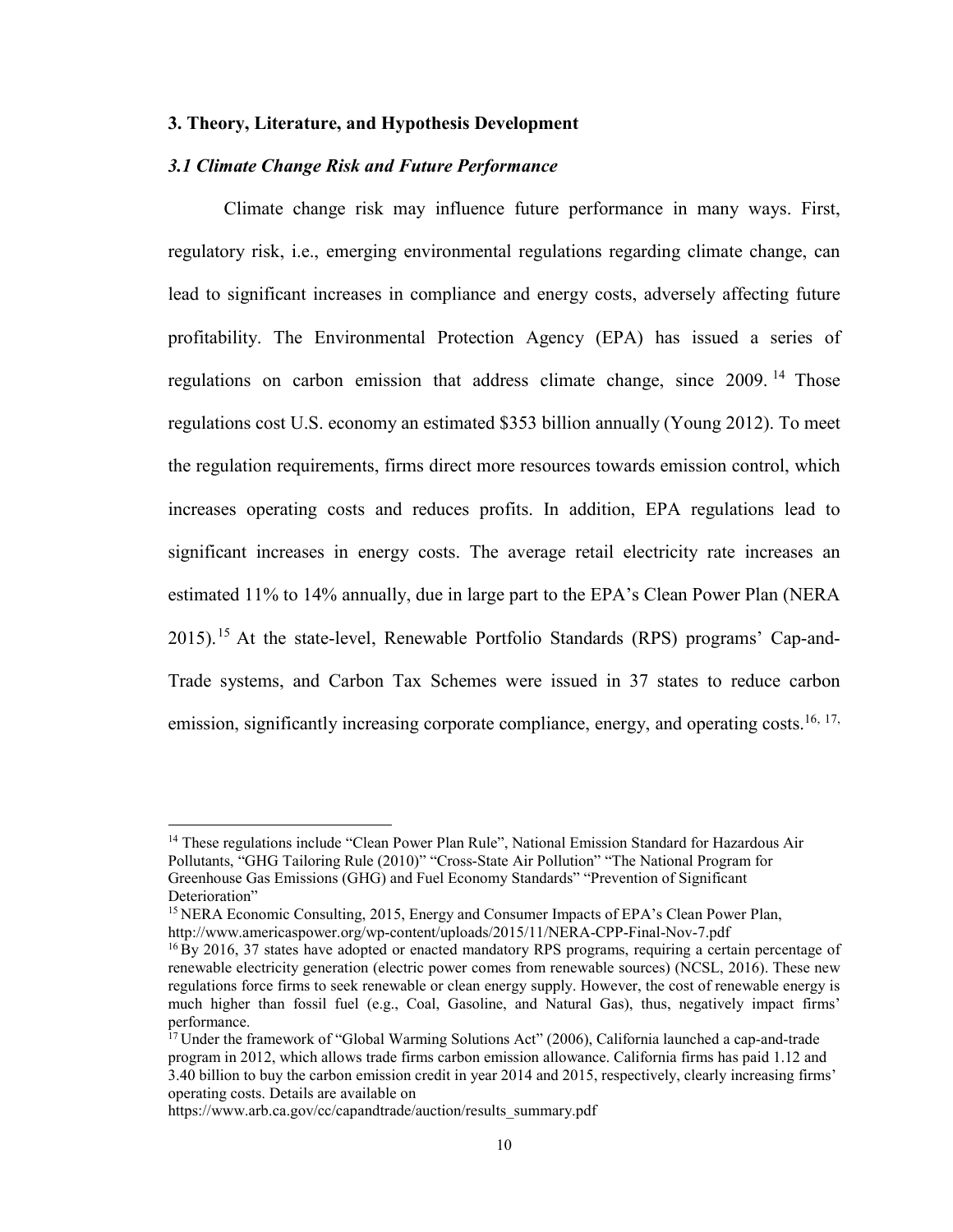## 3. Theory, Literature, and Hypothesis Development

### *3.1 Climate Change Risk and Future Performance*

Climate change risk may influence future performance in many ways. First, regulatory risk, i.e., emerging environmental regulations regarding climate change, can lead to significant increases in compliance and energy costs, adversely affecting future profitability. The Environmental Protection Agency (EPA) has issued a series of regulations on carbon emission that address climate change, since 2009.[14] Those regulations cost U.S. economy an estimated $353 billion annually (Young 2012). To meet the regulation requirements, firms direct more resources towards emission control, which increases operating costs and reduces profits. In addition, EPA regulations lead to significant increases in energy costs. The average retail electricity rate increases an estimated 11% to 14% annually, due in large part to the EPA's Clean Power Plan (NERA 2015).[15] At the state-level, Renewable Portfolio Standards (RPS) programs' Cap-and-Trade systems, and Carbon Tax Schemes were issued in 37 states to reduce carbon emission, significantly increasing corporate compliance, energy, and operating costs.[16, 17,]

---

[14] These regulations include "Clean Power Plan Rule", National Emission Standard for Hazardous Air Pollutants, "GHG Tailoring Rule (2010)" "Cross-State Air Pollution" "The National Program for Greenhouse Gas Emissions (GHG) and Fuel Economy Standards" "Prevention of Significant Deterioration"

[15] NERA Economic Consulting, 2015, Energy and Consumer Impacts of EPA's Clean Power Plan, http://www.americaspower.org/wp-content/uploads/2015/11/NERA-CPP-Final-Nov-7.pdf

[16] By 2016, 37 states have adopted or enacted mandatory RPS programs, requiring a certain percentage of renewable electricity generation (electric power comes from renewable sources) (NCSL, 2016). These new regulations force firms to seek renewable or clean energy supply. However, the cost of renewable energy is much higher than fossil fuel (e.g., Coal, Gasoline, and Natural Gas), thus, negatively impact firms' performance.

[17] Under the framework of "Global Warming Solutions Act" (2006), California launched a cap-and-trade program in 2012, which allows trade firms carbon emission allowance. California firms has paid 1.12 and 3.40 billion to buy the carbon emission credit in year 2014 and 2015, respectively, clearly increasing firms' operating costs. Details are available on https://www.arb.ca.gov/cc/capandtrade/auction/results_summary.pdf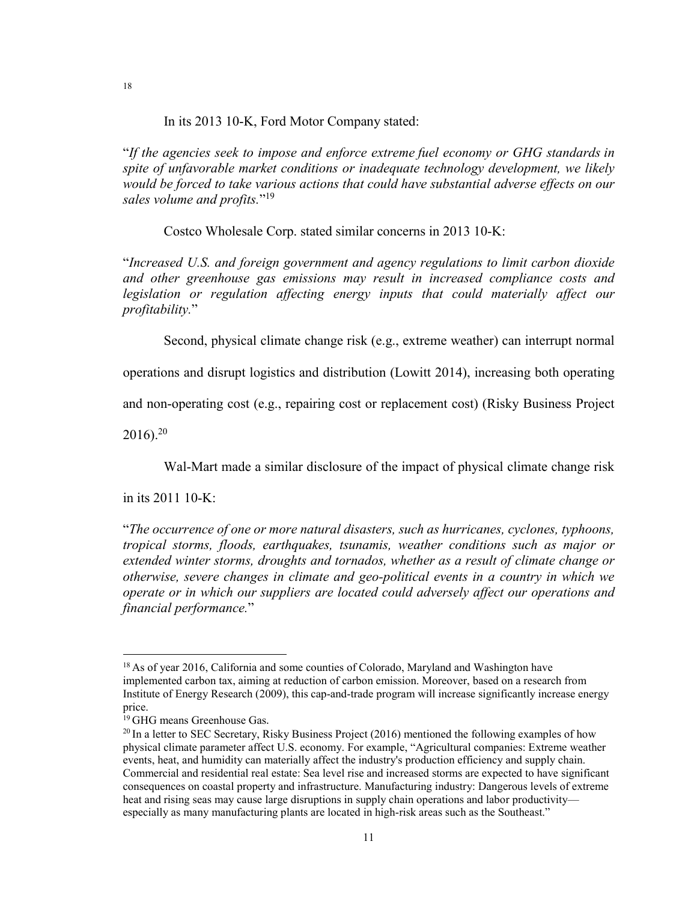[18]

In its 2013 10-K, Ford Motor Company stated:

"*If the agencies seek to impose and enforce extreme fuel economy or GHG standards in spite of unfavorable market conditions or inadequate technology development, we likely would be forced to take various actions that could have substantial adverse effects on our sales volume and profits.*"[19]

Costco Wholesale Corp. stated similar concerns in 2013 10-K:

"*Increased U.S. and foreign government and agency regulations to limit carbon dioxide and other greenhouse gas emissions may result in increased compliance costs and legislation or regulation affecting energy inputs that could materially affect our profitability.*"

Second, physical climate change risk (e.g., extreme weather) can interrupt normal operations and disrupt logistics and distribution (Lowitt 2014), increasing both operating and non-operating cost (e.g., repairing cost or replacement cost) (Risky Business Project 2016).[20]

Wal-Mart made a similar disclosure of the impact of physical climate change risk in its 2011 10-K:

"*The occurrence of one or more natural disasters, such as hurricanes, cyclones, typhoons, tropical storms, floods, earthquakes, tsunamis, weather conditions such as major or extended winter storms, droughts and tornados, whether as a result of climate change or otherwise, severe changes in climate and geo-political events in a country in which we operate or in which our suppliers are located could adversely affect our operations and financial performance.*"

---

[18] As of year 2016, California and some counties of Colorado, Maryland and Washington have implemented carbon tax, aiming at reduction of carbon emission. Moreover, based on a research from Institute of Energy Research (2009), this cap-and-trade program will increase significantly increase energy price.

[19] GHG means Greenhouse Gas.

[20] In a letter to SEC Secretary, Risky Business Project (2016) mentioned the following examples of how physical climate parameter affect U.S. economy. For example, "Agricultural companies: Extreme weather events, heat, and humidity can materially affect the industry's production efficiency and supply chain. Commercial and residential real estate: Sea level rise and increased storms are expected to have significant consequences on coastal property and infrastructure. Manufacturing industry: Dangerous levels of extreme heat and rising seas may cause large disruptions in supply chain operations and labor productivity—especially as many manufacturing plants are located in high-risk areas such as the Southeast."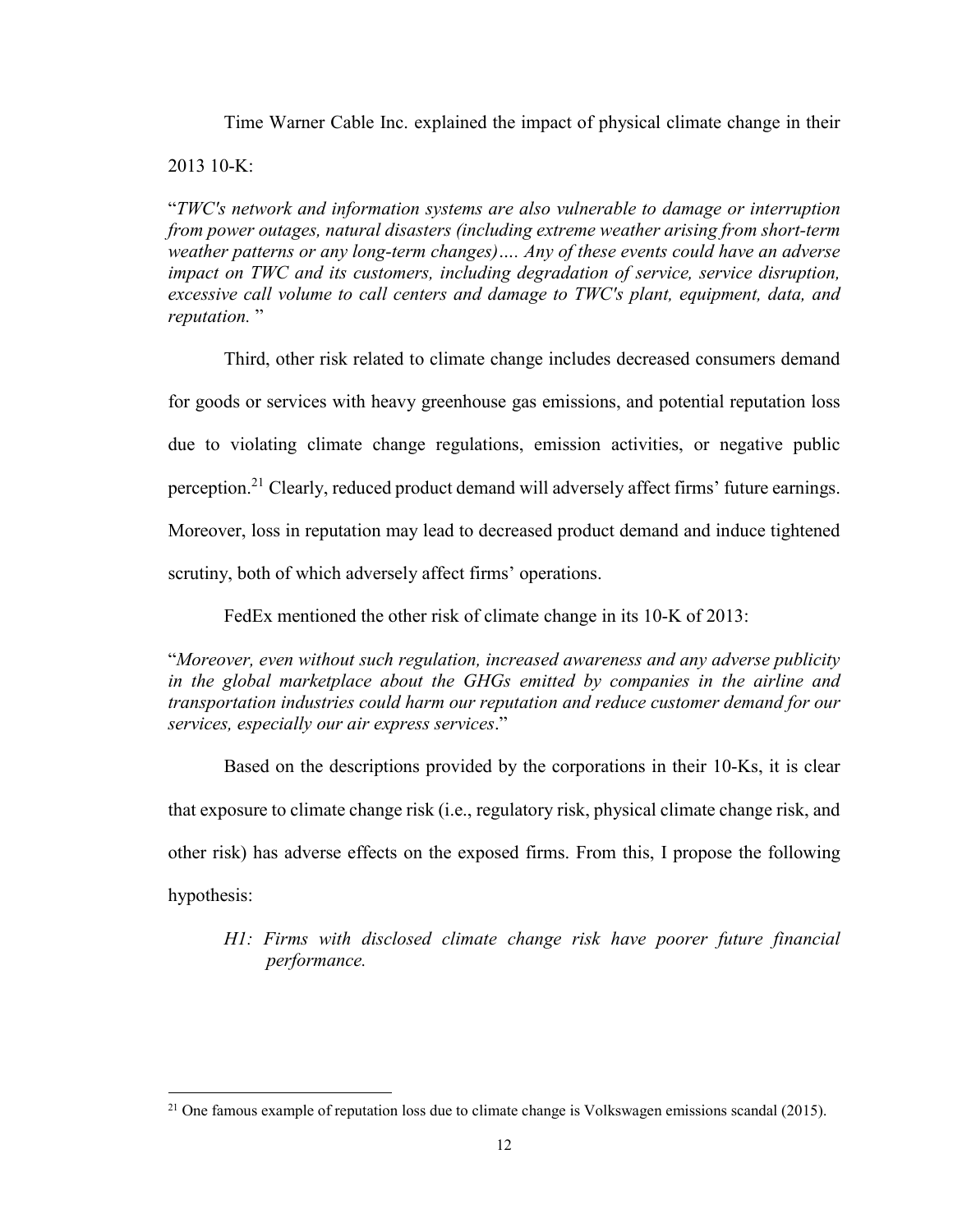Time Warner Cable Inc. explained the impact of physical climate change in their 2013 10-K:

"*TWC's network and information systems are also vulnerable to damage or interruption from power outages, natural disasters (including extreme weather arising from short-term weather patterns or any long-term changes)…. Any of these events could have an adverse impact on TWC and its customers, including degradation of service, service disruption, excessive call volume to call centers and damage to TWC's plant, equipment, data, and reputation.* "

Third, other risk related to climate change includes decreased consumers demand for goods or services with heavy greenhouse gas emissions, and potential reputation loss due to violating climate change regulations, emission activities, or negative public perception.[21] Clearly, reduced product demand will adversely affect firms' future earnings. Moreover, loss in reputation may lead to decreased product demand and induce tightened scrutiny, both of which adversely affect firms' operations.

FedEx mentioned the other risk of climate change in its 10-K of 2013:

"*Moreover, even without such regulation, increased awareness and any adverse publicity in the global marketplace about the GHGs emitted by companies in the airline and transportation industries could harm our reputation and reduce customer demand for our services, especially our air express services*."

Based on the descriptions provided by the corporations in their 10-Ks, it is clear that exposure to climate change risk (i.e., regulatory risk, physical climate change risk, and other risk) has adverse effects on the exposed firms. From this, I propose the following hypothesis:

*H1: Firms with disclosed climate change risk have poorer future financial performance.*

[21] One famous example of reputation loss due to climate change is Volkswagen emissions scandal (2015).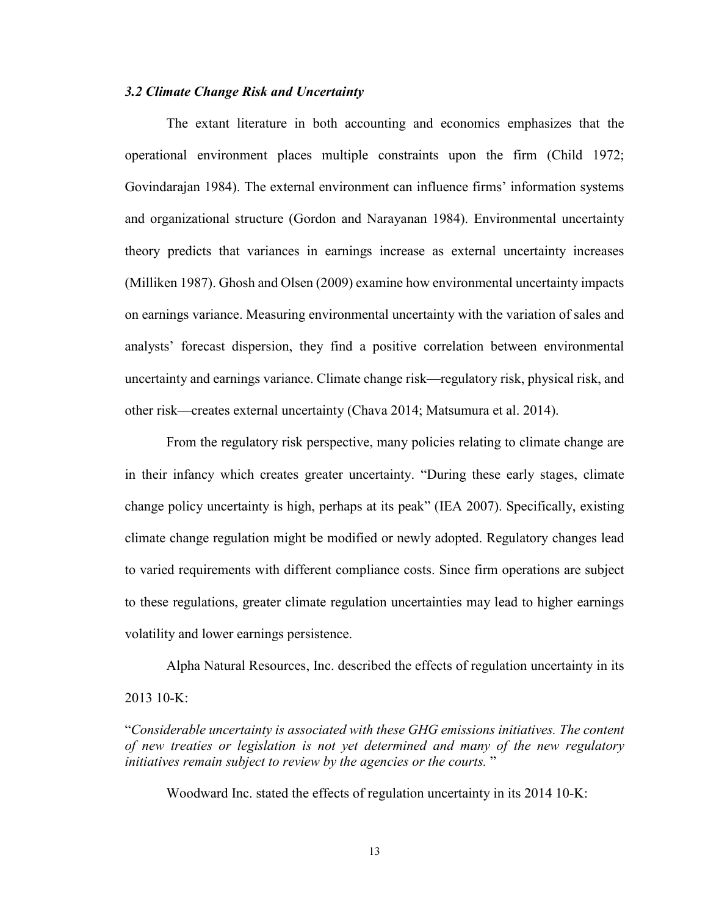### *3.2 Climate Change Risk and Uncertainty*

The extant literature in both accounting and economics emphasizes that the operational environment places multiple constraints upon the firm (Child 1972; Govindarajan 1984). The external environment can influence firms' information systems and organizational structure (Gordon and Narayanan 1984). Environmental uncertainty theory predicts that variances in earnings increase as external uncertainty increases (Milliken 1987). Ghosh and Olsen (2009) examine how environmental uncertainty impacts on earnings variance. Measuring environmental uncertainty with the variation of sales and analysts' forecast dispersion, they find a positive correlation between environmental uncertainty and earnings variance. Climate change risk—regulatory risk, physical risk, and other risk—creates external uncertainty (Chava 2014; Matsumura et al. 2014).

From the regulatory risk perspective, many policies relating to climate change are in their infancy which creates greater uncertainty. "During these early stages, climate change policy uncertainty is high, perhaps at its peak" (IEA 2007). Specifically, existing climate change regulation might be modified or newly adopted. Regulatory changes lead to varied requirements with different compliance costs. Since firm operations are subject to these regulations, greater climate regulation uncertainties may lead to higher earnings volatility and lower earnings persistence.

Alpha Natural Resources, Inc. described the effects of regulation uncertainty in its 2013 10-K:

"*Considerable uncertainty is associated with these GHG emissions initiatives. The content of new treaties or legislation is not yet determined and many of the new regulatory initiatives remain subject to review by the agencies or the courts.* "

Woodward Inc. stated the effects of regulation uncertainty in its 2014 10-K: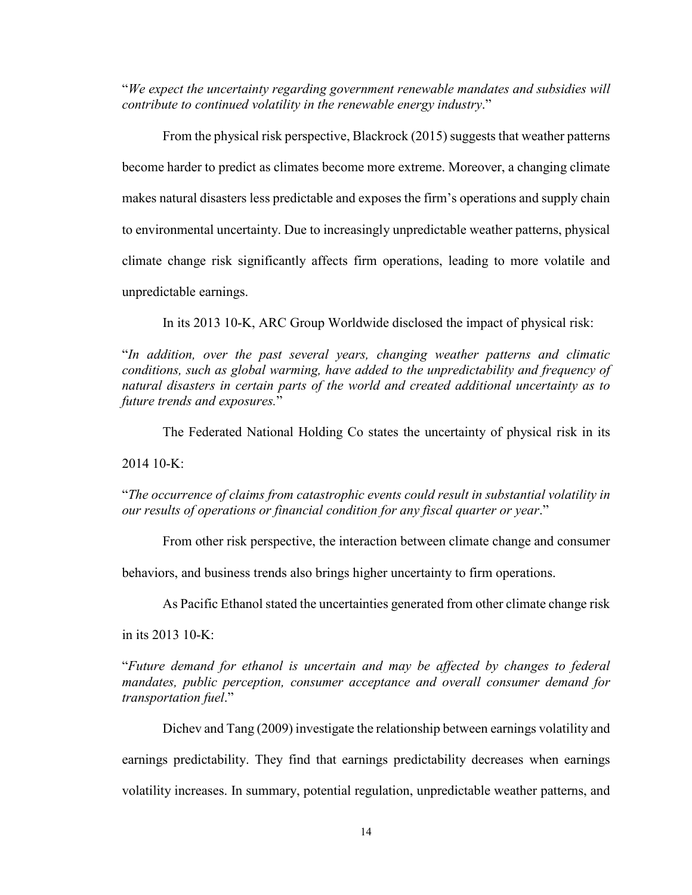"*We expect the uncertainty regarding government renewable mandates and subsidies will contribute to continued volatility in the renewable energy industry*."

From the physical risk perspective, Blackrock (2015) suggests that weather patterns become harder to predict as climates become more extreme. Moreover, a changing climate makes natural disasters less predictable and exposes the firm's operations and supply chain to environmental uncertainty. Due to increasingly unpredictable weather patterns, physical climate change risk significantly affects firm operations, leading to more volatile and unpredictable earnings.

In its 2013 10-K, ARC Group Worldwide disclosed the impact of physical risk:

"*In addition, over the past several years, changing weather patterns and climatic conditions, such as global warming, have added to the unpredictability and frequency of natural disasters in certain parts of the world and created additional uncertainty as to future trends and exposures.*"

The Federated National Holding Co states the uncertainty of physical risk in its 2014 10-K:

"*The occurrence of claims from catastrophic events could result in substantial volatility in our results of operations or financial condition for any fiscal quarter or year*."

From other risk perspective, the interaction between climate change and consumer behaviors, and business trends also brings higher uncertainty to firm operations.

As Pacific Ethanol stated the uncertainties generated from other climate change risk in its 2013 10-K:

"*Future demand for ethanol is uncertain and may be affected by changes to federal mandates, public perception, consumer acceptance and overall consumer demand for transportation fuel*."

Dichev and Tang (2009) investigate the relationship between earnings volatility and earnings predictability. They find that earnings predictability decreases when earnings volatility increases. In summary, potential regulation, unpredictable weather patterns, and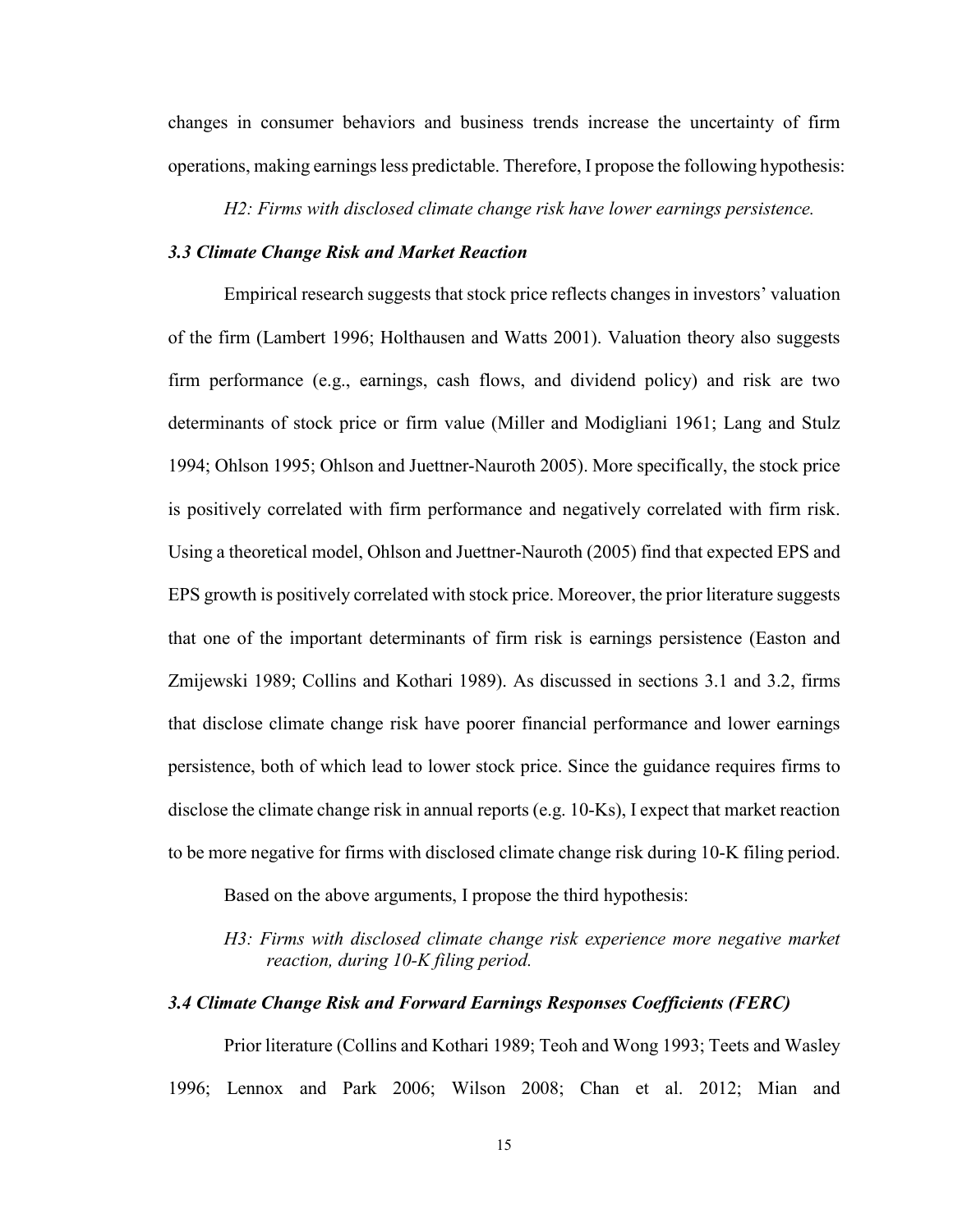changes in consumer behaviors and business trends increase the uncertainty of firm operations, making earnings less predictable. Therefore, I propose the following hypothesis:

*H2: Firms with disclosed climate change risk have lower earnings persistence.*

### *3.3 Climate Change Risk and Market Reaction*

Empirical research suggests that stock price reflects changes in investors' valuation of the firm (Lambert 1996; Holthausen and Watts 2001). Valuation theory also suggests firm performance (e.g., earnings, cash flows, and dividend policy) and risk are two determinants of stock price or firm value (Miller and Modigliani 1961; Lang and Stulz 1994; Ohlson 1995; Ohlson and Juettner-Nauroth 2005). More specifically, the stock price is positively correlated with firm performance and negatively correlated with firm risk. Using a theoretical model, Ohlson and Juettner-Nauroth (2005) find that expected EPS and EPS growth is positively correlated with stock price. Moreover, the prior literature suggests that one of the important determinants of firm risk is earnings persistence (Easton and Zmijewski 1989; Collins and Kothari 1989). As discussed in sections 3.1 and 3.2, firms that disclose climate change risk have poorer financial performance and lower earnings persistence, both of which lead to lower stock price. Since the guidance requires firms to disclose the climate change risk in annual reports (e.g. 10-Ks), I expect that market reaction to be more negative for firms with disclosed climate change risk during 10-K filing period.

Based on the above arguments, I propose the third hypothesis:

*H3: Firms with disclosed climate change risk experience more negative market reaction, during 10-K filing period.*

### *3.4 Climate Change Risk and Forward Earnings Responses Coefficients (FERC)*

Prior literature (Collins and Kothari 1989; Teoh and Wong 1993; Teets and Wasley 1996; Lennox and Park 2006; Wilson 2008; Chan et al. 2012; Mian and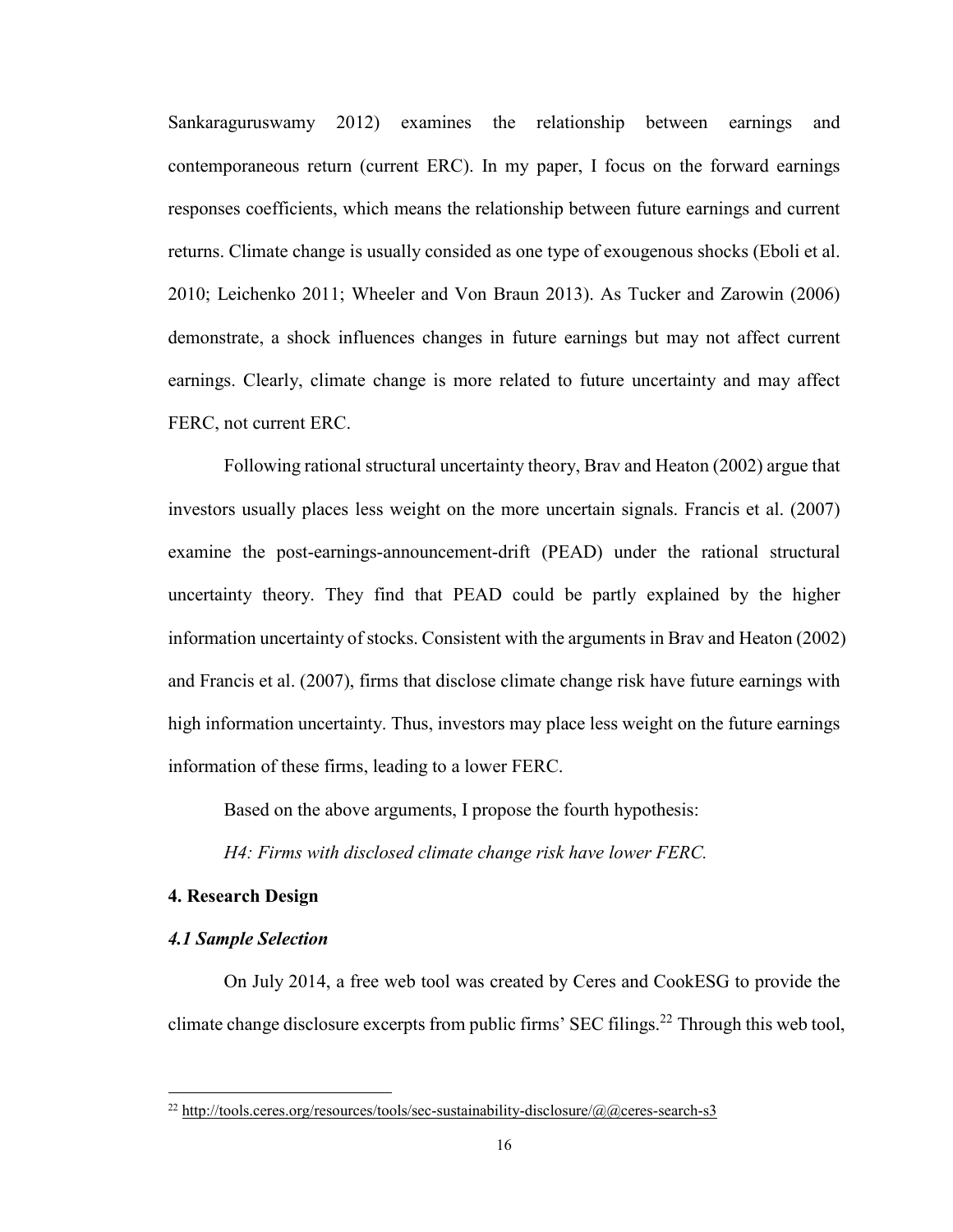Sankaraguruswamy 2012) examines the relationship between earnings and contemporaneous return (current ERC). In my paper, I focus on the forward earnings responses coefficients, which means the relationship between future earnings and current returns. Climate change is usually consided as one type of exougenous shocks (Eboli et al. 2010; Leichenko 2011; Wheeler and Von Braun 2013). As Tucker and Zarowin (2006) demonstrate, a shock influences changes in future earnings but may not affect current earnings. Clearly, climate change is more related to future uncertainty and may affect FERC, not current ERC.

Following rational structural uncertainty theory, Brav and Heaton (2002) argue that investors usually places less weight on the more uncertain signals. Francis et al. (2007) examine the post-earnings-announcement-drift (PEAD) under the rational structural uncertainty theory. They find that PEAD could be partly explained by the higher information uncertainty of stocks. Consistent with the arguments in Brav and Heaton (2002) and Francis et al. (2007), firms that disclose climate change risk have future earnings with high information uncertainty. Thus, investors may place less weight on the future earnings information of these firms, leading to a lower FERC.

Based on the above arguments, I propose the fourth hypothesis:

*H4: Firms with disclosed climate change risk have lower FERC.*

## 4. Research Design

### *4.1 Sample Selection*

On July 2014, a free web tool was created by Ceres and CookESG to provide the climate change disclosure excerpts from public firms' SEC filings.[22] Through this web tool,

[22] http://tools.ceres.org/resources/tools/sec-sustainability-disclosure/@@ceres-search-s3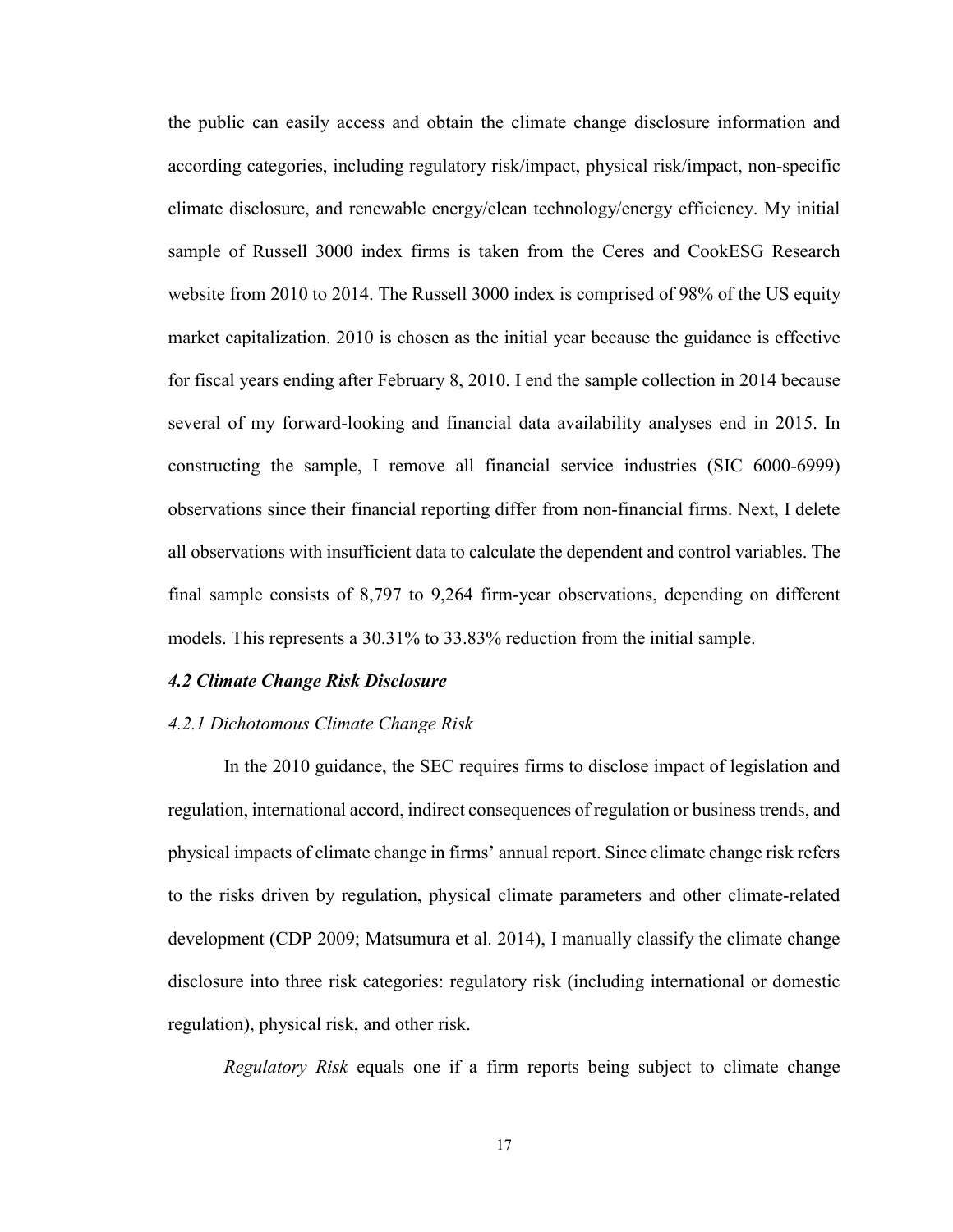the public can easily access and obtain the climate change disclosure information and according categories, including regulatory risk/impact, physical risk/impact, non-specific climate disclosure, and renewable energy/clean technology/energy efficiency. My initial sample of Russell 3000 index firms is taken from the Ceres and CookESG Research website from 2010 to 2014. The Russell 3000 index is comprised of 98% of the US equity market capitalization. 2010 is chosen as the initial year because the guidance is effective for fiscal years ending after February 8, 2010. I end the sample collection in 2014 because several of my forward-looking and financial data availability analyses end in 2015. In constructing the sample, I remove all financial service industries (SIC 6000-6999) observations since their financial reporting differ from non-financial firms. Next, I delete all observations with insufficient data to calculate the dependent and control variables. The final sample consists of 8,797 to 9,264 firm-year observations, depending on different models. This represents a 30.31% to 33.83% reduction from the initial sample.

### *4.2 Climate Change Risk Disclosure*

#### *4.2.1 Dichotomous Climate Change Risk*

In the 2010 guidance, the SEC requires firms to disclose impact of legislation and regulation, international accord, indirect consequences of regulation or business trends, and physical impacts of climate change in firms' annual report. Since climate change risk refers to the risks driven by regulation, physical climate parameters and other climate-related development (CDP 2009; Matsumura et al. 2014), I manually classify the climate change disclosure into three risk categories: regulatory risk (including international or domestic regulation), physical risk, and other risk.

*Regulatory Risk* equals one if a firm reports being subject to climate change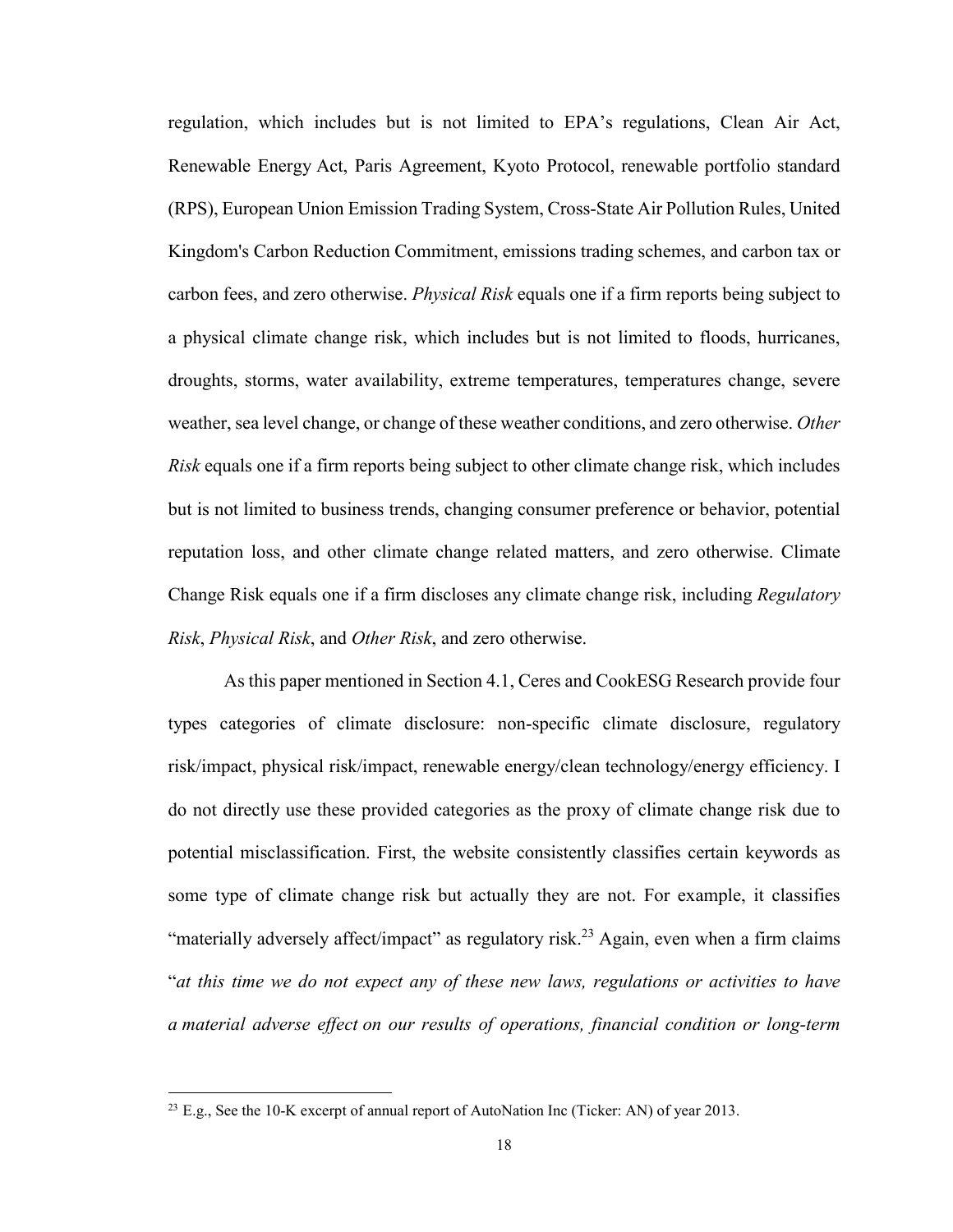regulation, which includes but is not limited to EPA's regulations, Clean Air Act, Renewable Energy Act, Paris Agreement, Kyoto Protocol, renewable portfolio standard (RPS), European Union Emission Trading System, Cross-State Air Pollution Rules, United Kingdom's Carbon Reduction Commitment, emissions trading schemes, and carbon tax or carbon fees, and zero otherwise. *Physical Risk* equals one if a firm reports being subject to a physical climate change risk, which includes but is not limited to floods, hurricanes, droughts, storms, water availability, extreme temperatures, temperatures change, severe weather, sea level change, or change of these weather conditions, and zero otherwise. *Other Risk* equals one if a firm reports being subject to other climate change risk, which includes but is not limited to business trends, changing consumer preference or behavior, potential reputation loss, and other climate change related matters, and zero otherwise. Climate Change Risk equals one if a firm discloses any climate change risk, including *Regulatory Risk*, *Physical Risk*, and *Other Risk*, and zero otherwise.

As this paper mentioned in Section 4.1, Ceres and CookESG Research provide four types categories of climate disclosure: non-specific climate disclosure, regulatory risk/impact, physical risk/impact, renewable energy/clean technology/energy efficiency. I do not directly use these provided categories as the proxy of climate change risk due to potential misclassification. First, the website consistently classifies certain keywords as some type of climate change risk but actually they are not. For example, it classifies "materially adversely affect/impact" as regulatory risk.[23] Again, even when a firm claims "*at this time we do not expect any of these new laws, regulations or activities to have a material adverse effect on our results of operations, financial condition or long-term*

[23] E.g., See the 10-K excerpt of annual report of AutoNation Inc (Ticker: AN) of year 2013.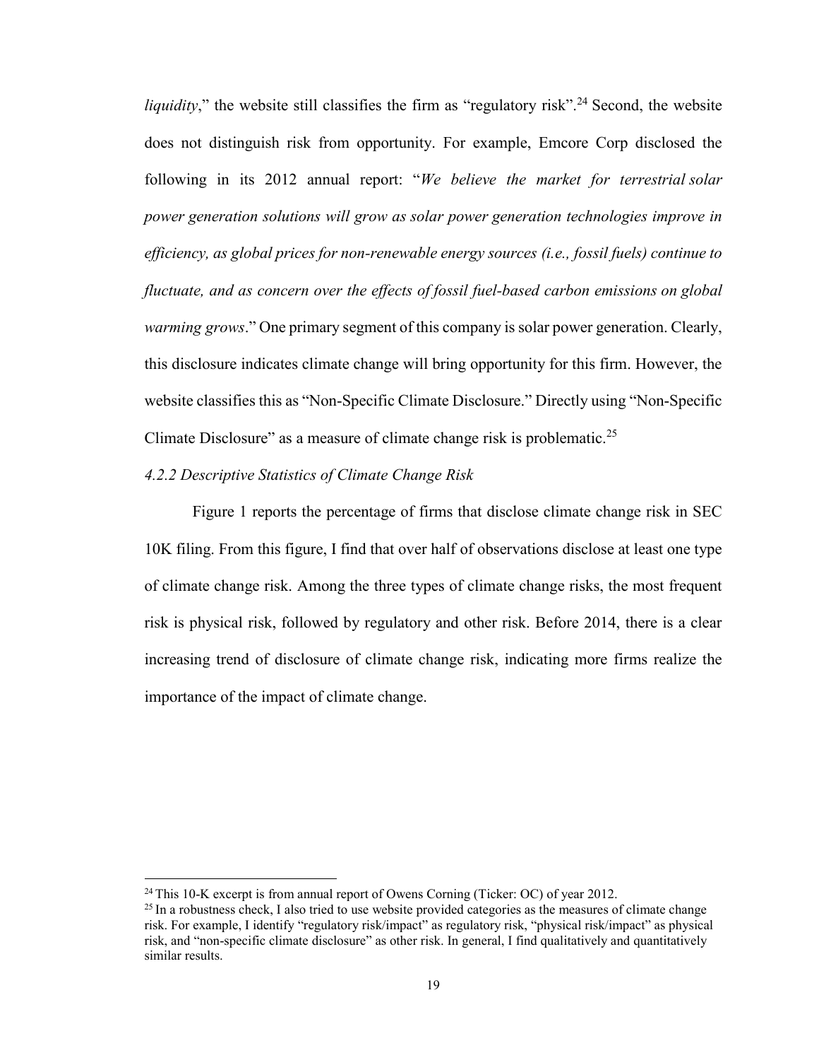*liquidity*," the website still classifies the firm as "regulatory risk".[24] Second, the website does not distinguish risk from opportunity. For example, Emcore Corp disclosed the following in its 2012 annual report: "*We believe the market for terrestrial solar power generation solutions will grow as solar power generation technologies improve in efficiency, as global prices for non-renewable energy sources (i.e., fossil fuels) continue to fluctuate, and as concern over the effects of fossil fuel-based carbon emissions on global warming grows*." One primary segment of this company is solar power generation. Clearly, this disclosure indicates climate change will bring opportunity for this firm. However, the website classifies this as "Non-Specific Climate Disclosure." Directly using "Non-Specific Climate Disclosure" as a measure of climate change risk is problematic.[25]

*4.2.2 Descriptive Statistics of Climate Change Risk*

Figure 1 reports the percentage of firms that disclose climate change risk in SEC 10K filing. From this figure, I find that over half of observations disclose at least one type of climate change risk. Among the three types of climate change risks, the most frequent risk is physical risk, followed by regulatory and other risk. Before 2014, there is a clear increasing trend of disclosure of climate change risk, indicating more firms realize the importance of the impact of climate change.

---

[24] This 10-K excerpt is from annual report of Owens Corning (Ticker: OC) of year 2012.

[25] In a robustness check, I also tried to use website provided categories as the measures of climate change risk. For example, I identify "regulatory risk/impact" as regulatory risk, "physical risk/impact" as physical risk, and "non-specific climate disclosure" as other risk. In general, I find qualitatively and quantitatively similar results.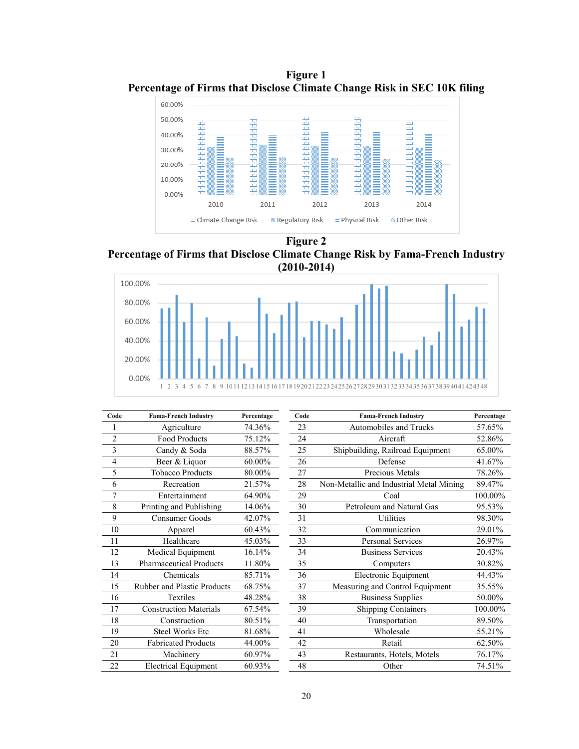**Figure 1**
**Percentage of Firms that Disclose Climate Change Risk in SEC 10K filing**

**Figure 2**
**Percentage of Firms that Disclose Climate Change Risk by Fama-French Industry (2010-2014)**

| Code | Fama-French Industry | Percentage | Code | Fama-French Industry | Percentage |
|---|---|---|---|---|---|
| 1 | Agriculture | 74.36% | 23 | Automobiles and Trucks | 57.65% |
| 2 | Food Products | 75.12% | 24 | Aircraft | 52.86% |
| 3 | Candy & Soda | 88.57% | 25 | Shipbuilding, Railroad Equipment | 65.00% |
| 4 | Beer & Liquor | 60.00% | 26 | Defense | 41.67% |
| 5 | Tobacco Products | 80.00% | 27 | Precious Metals | 78.26% |
| 6 | Recreation | 21.57% | 28 | Non-Metallic and Industrial Metal Mining | 89.47% |
| 7 | Entertainment | 64.90% | 29 | Coal | 100.00% |
| 8 | Printing and Publishing | 14.06% | 30 | Petroleum and Natural Gas | 95.53% |
| 9 | Consumer Goods | 42.07% | 31 | Utilities | 98.30% |
| 10 | Apparel | 60.43% | 32 | Communication | 29.01% |
| 11 | Healthcare | 45.03% | 33 | Personal Services | 26.97% |
| 12 | Medical Equipment | 16.14% | 34 | Business Services | 20.43% |
| 13 | Pharmaceutical Products | 11.80% | 35 | Computers | 30.82% |
| 14 | Chemicals | 85.71% | 36 | Electronic Equipment | 44.43% |
| 15 | Rubber and Plastic Products | 68.75% | 37 | Measuring and Control Equipment | 35.55% |
| 16 | Textiles | 48.28% | 38 | Business Supplies | 50.00% |
| 17 | Construction Materials | 67.54% | 39 | Shipping Containers | 100.00% |
| 18 | Construction | 80.51% | 40 | Transportation | 89.50% |
| 19 | Steel Works Etc | 81.68% | 41 | Wholesale | 55.21% |
| 20 | Fabricated Products | 44.00% | 42 | Retail | 62.50% |
| 21 | Machinery | 60.97% | 43 | Restaurants, Hotels, Motels | 76.17% |
| 22 | Electrical Equipment | 60.93% | 48 | Other | 74.51% |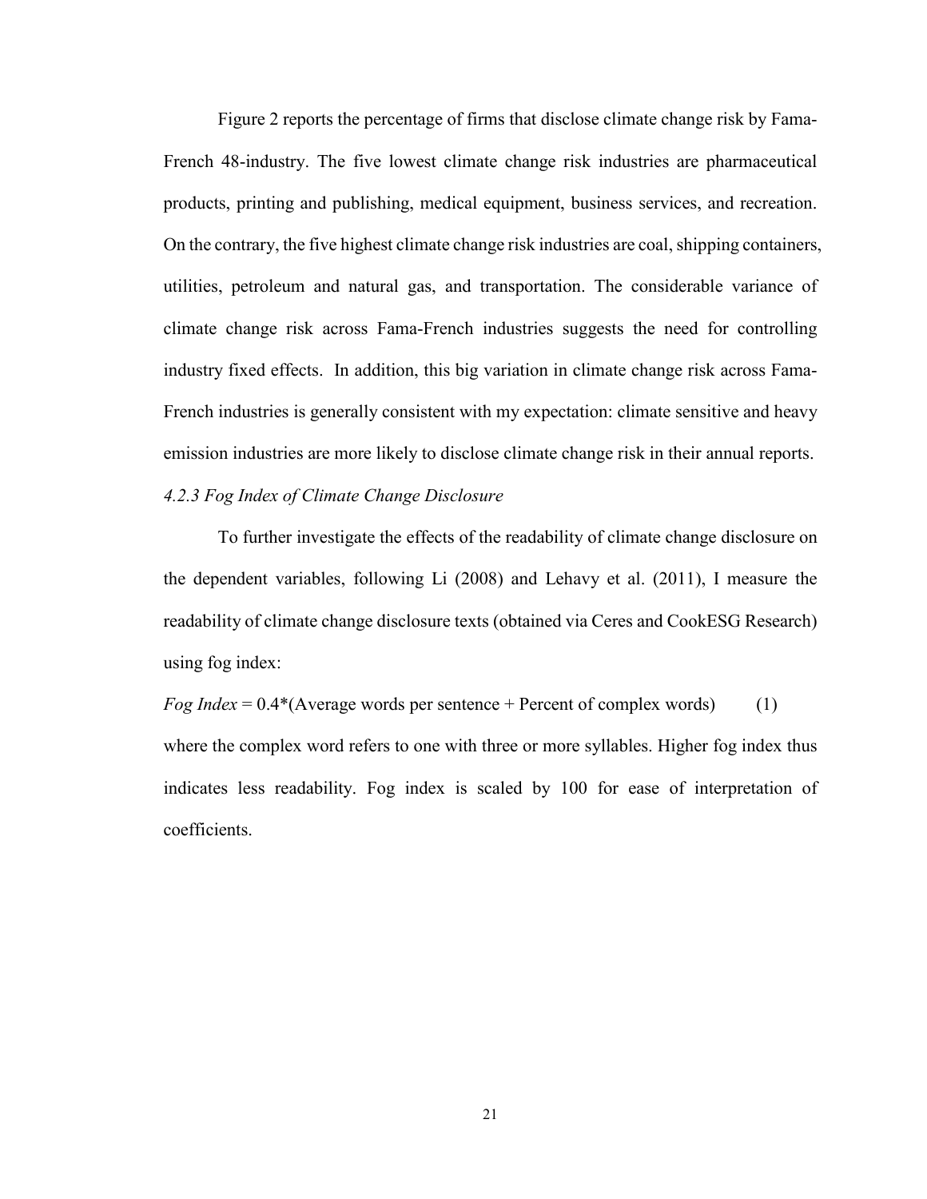Figure 2 reports the percentage of firms that disclose climate change risk by Fama-French 48-industry. The five lowest climate change risk industries are pharmaceutical products, printing and publishing, medical equipment, business services, and recreation. On the contrary, the five highest climate change risk industries are coal, shipping containers, utilities, petroleum and natural gas, and transportation. The considerable variance of climate change risk across Fama-French industries suggests the need for controlling industry fixed effects. In addition, this big variation in climate change risk across Fama-French industries is generally consistent with my expectation: climate sensitive and heavy emission industries are more likely to disclose climate change risk in their annual reports.

*4.2.3 Fog Index of Climate Change Disclosure*

To further investigate the effects of the readability of climate change disclosure on the dependent variables, following Li (2008) and Lehavy et al. (2011), I measure the readability of climate change disclosure texts (obtained via Ceres and CookESG Research) using fog index:

*Fog Index* = 0.4*(Average words per sentence + Percent of complex words) (1)

where the complex word refers to one with three or more syllables. Higher fog index thus indicates less readability. Fog index is scaled by 100 for ease of interpretation of coefficients.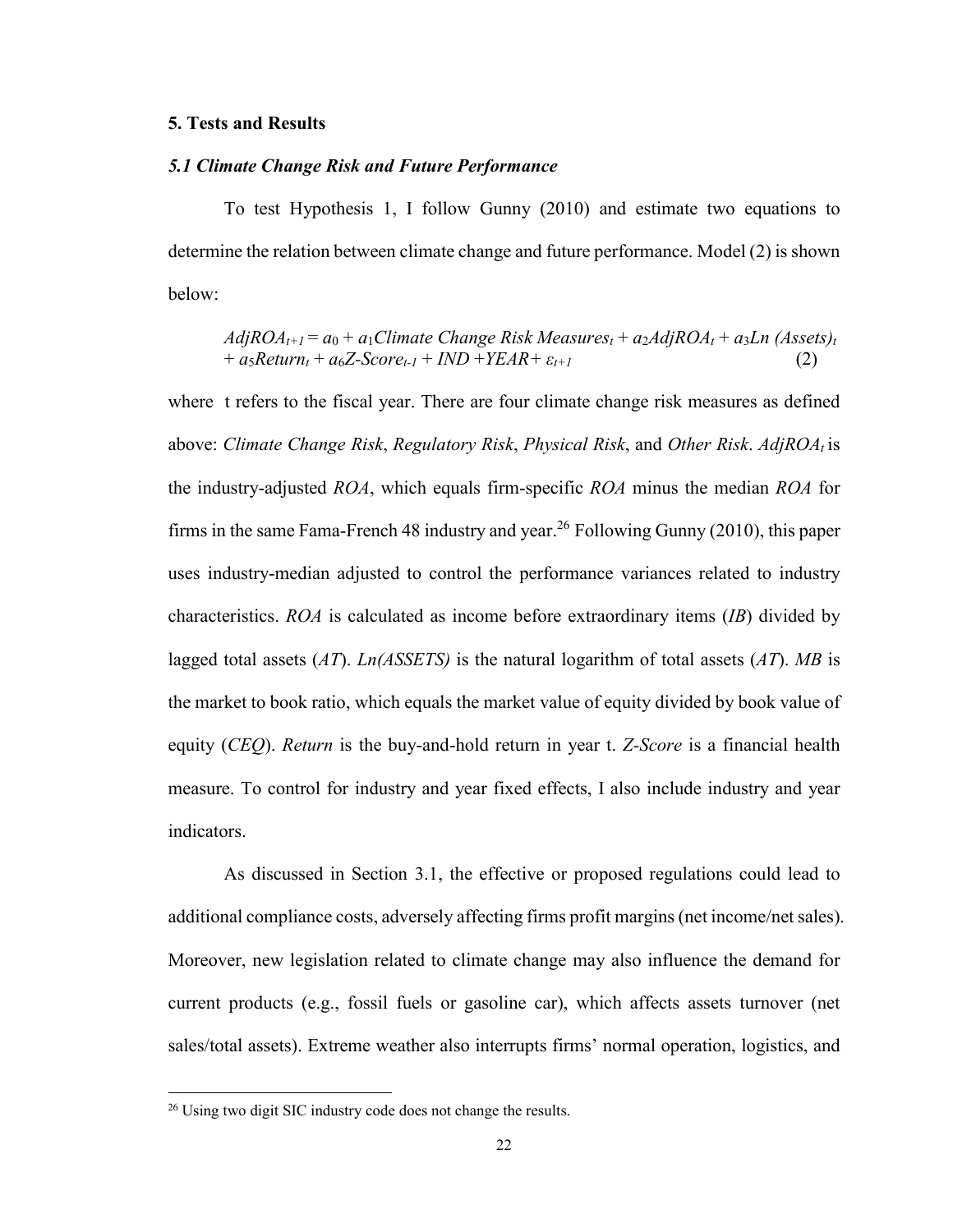## 5. Tests and Results

### *5.1 Climate Change Risk and Future Performance*

To test Hypothesis 1, I follow Gunny (2010) and estimate two equations to determine the relation between climate change and future performance. Model (2) is shown below:

$$AdjROA_{t+1} = a_0 + a_1 Climate\ Change\ Risk\ Measures_t + a_2 AdjROA_t + a_3 Ln\ (Assets)_t + a_5 Return_t + a_6 Z\text{-}Score_{t-1} + IND + YEAR + \varepsilon_{t+1} \quad (2)$$

where t refers to the fiscal year. There are four climate change risk measures as defined above: *Climate Change Risk*, *Regulatory Risk*, *Physical Risk*, and *Other Risk*. $AdjROA_t$ is the industry-adjusted *ROA*, which equals firm-specific *ROA* minus the median *ROA* for firms in the same Fama-French 48 industry and year.[26] Following Gunny (2010), this paper uses industry-median adjusted to control the performance variances related to industry characteristics. *ROA* is calculated as income before extraordinary items (*IB*) divided by lagged total assets (*AT*). *Ln(ASSETS)* is the natural logarithm of total assets (*AT*). *MB* is the market to book ratio, which equals the market value of equity divided by book value of equity (*CEQ*). *Return* is the buy-and-hold return in year t. *Z-Score* is a financial health measure. To control for industry and year fixed effects, I also include industry and year indicators.

As discussed in Section 3.1, the effective or proposed regulations could lead to additional compliance costs, adversely affecting firms profit margins (net income/net sales). Moreover, new legislation related to climate change may also influence the demand for current products (e.g., fossil fuels or gasoline car), which affects assets turnover (net sales/total assets). Extreme weather also interrupts firms' normal operation, logistics, and

[26] Using two digit SIC industry code does not change the results.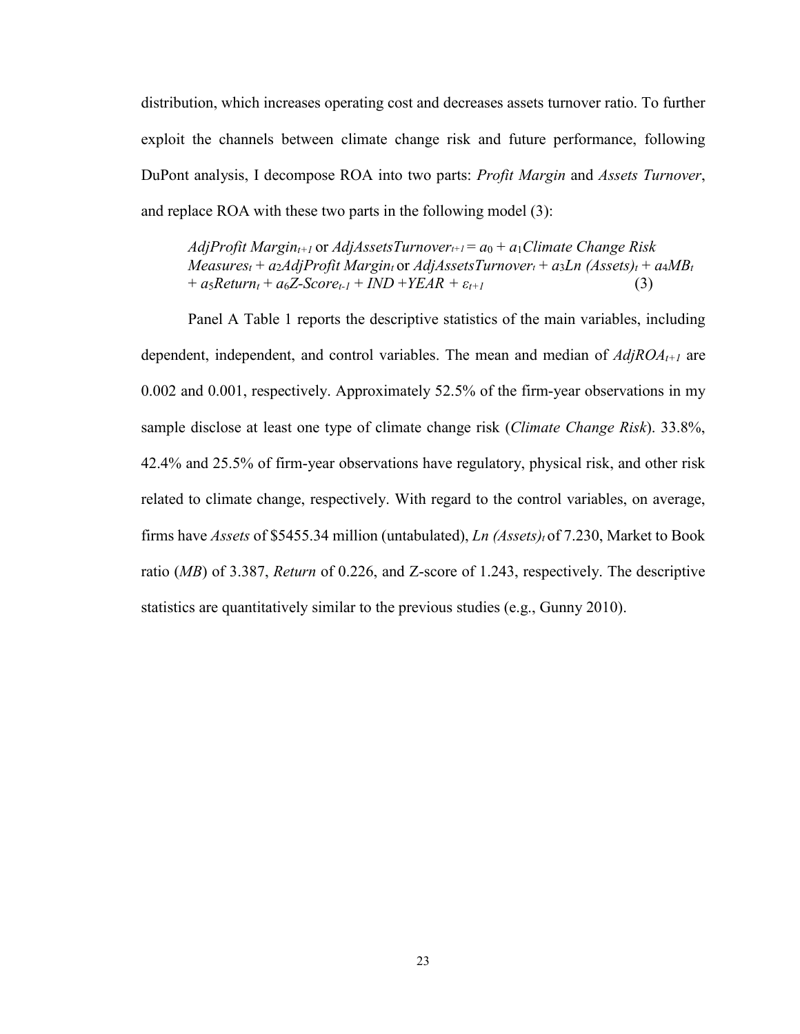distribution, which increases operating cost and decreases assets turnover ratio. To further exploit the channels between climate change risk and future performance, following DuPont analysis, I decompose ROA into two parts: *Profit Margin* and *Assets Turnover*, and replace ROA with these two parts in the following model (3):

$$AdjProfit\ Margin_{t+1} \text{ or } AdjAssetsTurnover_{t+1} = a_0 + a_1 Climate\ Change\ Risk\ Measures_t + a_2 AdjProfit\ Margin_t \text{ or } AdjAssetsTurnover_t + a_3 Ln\ (Assets)_t + a_4 MB_t + a_5 Return_t + a_6 Z\text{-}Score_{t-1} + IND + YEAR + \varepsilon_{t+1} \quad (3)$$

Panel A Table 1 reports the descriptive statistics of the main variables, including dependent, independent, and control variables. The mean and median of $AdjROA_{t+1}$ are 0.002 and 0.001, respectively. Approximately 52.5% of the firm-year observations in my sample disclose at least one type of climate change risk (*Climate Change Risk*). 33.8%, 42.4% and 25.5% of firm-year observations have regulatory, physical risk, and other risk related to climate change, respectively. With regard to the control variables, on average, firms have *Assets* of \$5455.34 million (untabulated), $Ln\ (Assets)_t$ of 7.230, Market to Book ratio (*MB*) of 3.387, *Return* of 0.226, and Z-score of 1.243, respectively. The descriptive statistics are quantitatively similar to the previous studies (e.g., Gunny 2010).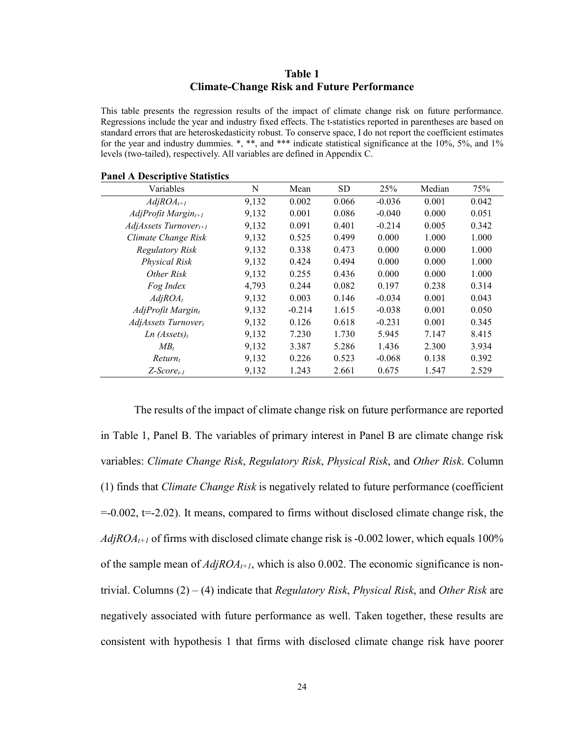**Table 1**
**Climate-Change Risk and Future Performance**

This table presents the regression results of the impact of climate change risk on future performance. Regressions include the year and industry fixed effects. The t-statistics reported in parentheses are based on standard errors that are heteroskedasticity robust. To conserve space, I do not report the coefficient estimates for the year and industry dummies. *, **, and *** indicate statistical significance at the 10%, 5%, and 1% levels (two-tailed), respectively. All variables are defined in Appendix C.

**Panel A Descriptive Statistics**

| Variables | N | Mean | SD | 25% | Median | 75% |
|---|---|---|---|---|---|---|
| $AdjROA_{t+1}$ | 9,132 | 0.002 | 0.066 | -0.036 | 0.001 | 0.042 |
| $AdjProfit\ Margin_{t+1}$ | 9,132 | 0.001 | 0.086 | -0.040 | 0.000 | 0.051 |
| $AdjAssets\ Turnover_{t+1}$ | 9,132 | 0.091 | 0.401 | -0.214 | 0.005 | 0.342 |
| *Climate Change Risk* | 9,132 | 0.525 | 0.499 | 0.000 | 1.000 | 1.000 |
| *Regulatory Risk* | 9,132 | 0.338 | 0.473 | 0.000 | 0.000 | 1.000 |
| *Physical Risk* | 9,132 | 0.424 | 0.494 | 0.000 | 0.000 | 1.000 |
| *Other Risk* | 9,132 | 0.255 | 0.436 | 0.000 | 0.000 | 1.000 |
| *Fog Index* | 4,793 | 0.244 | 0.082 | 0.197 | 0.238 | 0.314 |
| $AdjROA_{t}$ | 9,132 | 0.003 | 0.146 | -0.034 | 0.001 | 0.043 |
| $AdjProfit\ Margin_{t}$ | 9,132 | -0.214 | 1.615 | -0.038 | 0.001 | 0.050 |
| $AdjAssets\ Turnover_{t}$ | 9,132 | 0.126 | 0.618 | -0.231 | 0.001 | 0.345 |
| $Ln\ (Assets)_{t}$ | 9,132 | 7.230 | 1.730 | 5.945 | 7.147 | 8.415 |
| $MB_{t}$ | 9,132 | 3.387 | 5.286 | 1.436 | 2.300 | 3.934 |
| $Return_{t}$ | 9,132 | 0.226 | 0.523 | -0.068 | 0.138 | 0.392 |
| $Z\text{-}Score_{t-1}$ | 9,132 | 1.243 | 2.661 | 0.675 | 1.547 | 2.529 |

The results of the impact of climate change risk on future performance are reported in Table 1, Panel B. The variables of primary interest in Panel B are climate change risk variables: *Climate Change Risk*, *Regulatory Risk*, *Physical Risk*, and *Other Risk*. Column (1) finds that *Climate Change Risk* is negatively related to future performance (coefficient =-0.002, t=-2.02). It means, compared to firms without disclosed climate change risk, the $AdjROA_{t+1}$ of firms with disclosed climate change risk is -0.002 lower, which equals 100% of the sample mean of $AdjROA_{t+1}$, which is also 0.002. The economic significance is non-trivial. Columns (2) – (4) indicate that *Regulatory Risk*, *Physical Risk*, and *Other Risk* are negatively associated with future performance as well. Taken together, these results are consistent with hypothesis 1 that firms with disclosed climate change risk have poorer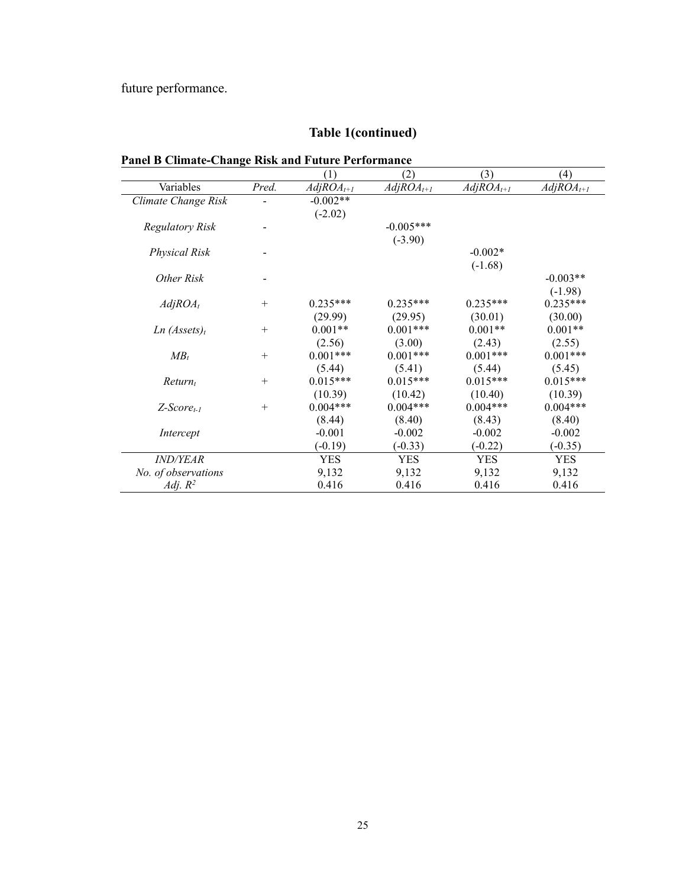future performance.

## Table 1(continued)

**Panel B Climate-Change Risk and Future Performance**

| | | (1) | (2) | (3) | (4) |
|---|---|---|---|---|---|
| Variables | *Pred.* | $AdjROA_{t+1}$ | $AdjROA_{t+1}$ | $AdjROA_{t+1}$ | $AdjROA_{t+1}$ |
| *Climate Change Risk* | - | -0.002** | | | |
| | | (-2.02) | | | |
| *Regulatory Risk* | - | | -0.005*** | | |
| | | | (-3.90) | | |
| *Physical Risk* | - | | | -0.002* | |
| | | | | (-1.68) | |
| *Other Risk* | - | | | | -0.003** |
| | | | | | (-1.98) |
| $AdjROA_t$ | + | 0.235*** | 0.235*** | 0.235*** | 0.235*** |
| | | (29.99) | (29.95) | (30.01) | (30.00) |
| $Ln\ (Assets)_t$ | + | 0.001** | 0.001*** | 0.001** | 0.001** |
| | | (2.56) | (3.00) | (2.43) | (2.55) |
| $MB_t$ | + | 0.001*** | 0.001*** | 0.001*** | 0.001*** |
| | | (5.44) | (5.41) | (5.44) | (5.45) |
| $Return_t$ | + | 0.015*** | 0.015*** | 0.015*** | 0.015*** |
| | | (10.39) | (10.42) | (10.40) | (10.39) |
| $Z\text{-}Score_{t-1}$ | + | 0.004*** | 0.004*** | 0.004*** | 0.004*** |
| | | (8.44) | (8.40) | (8.43) | (8.40) |
| *Intercept* | | -0.001 | -0.002 | -0.002 | -0.002 |
| | | (-0.19) | (-0.33) | (-0.22) | (-0.35) |
| *IND/YEAR* | | YES | YES | YES | YES |
| *No. of observations* | | 9,132 | 9,132 | 9,132 | 9,132 |
| *Adj.* $R^2$ | | 0.416 | 0.416 | 0.416 | 0.416 |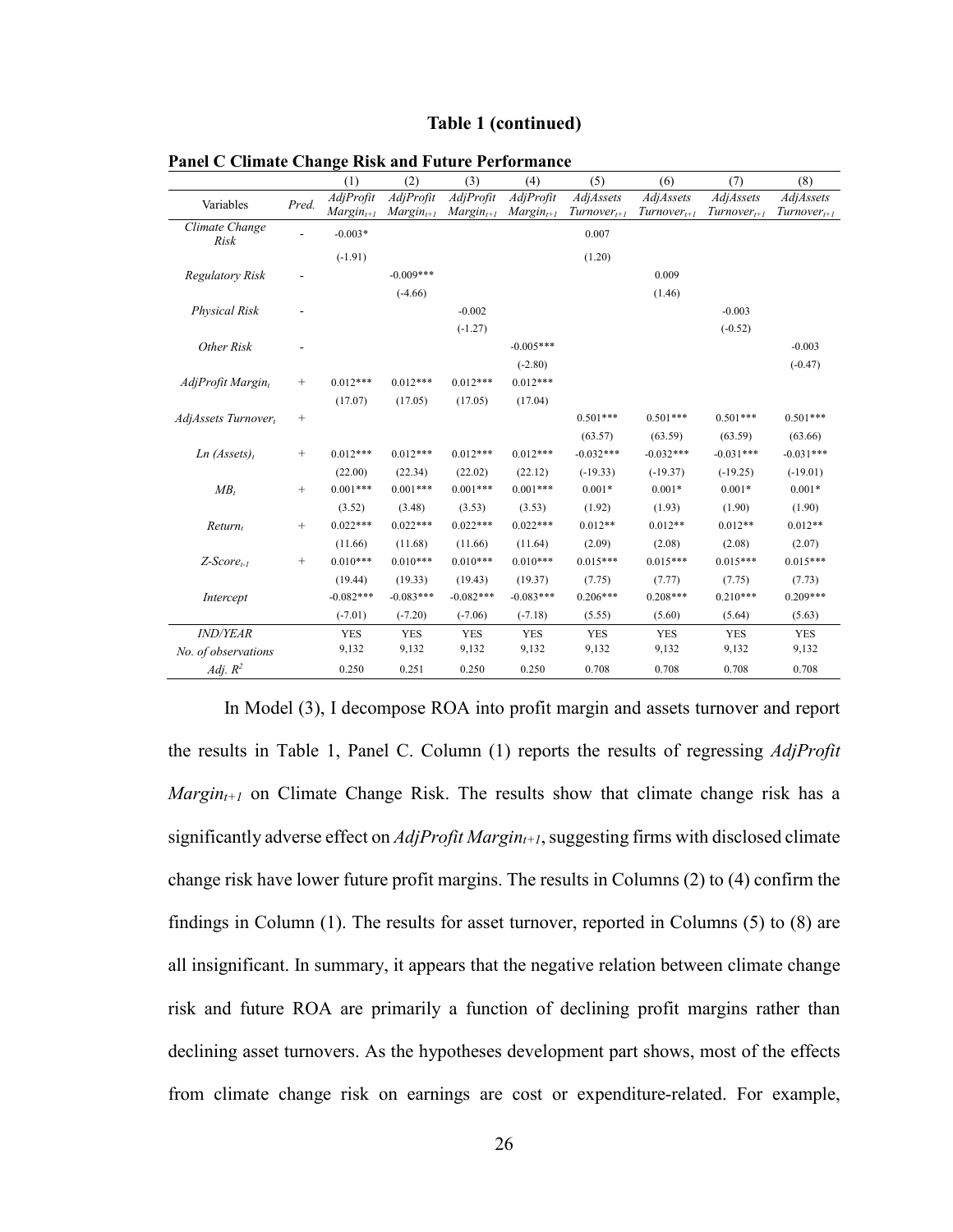**Table 1 (continued)**

**Panel C Climate Change Risk and Future Performance**

| Variables | Pred. | (1) $AdjProfit\ Margin_{t+1}$ | (2) $AdjProfit\ Margin_{t+1}$ | (3) $AdjProfit\ Margin_{t+1}$ | (4) $AdjProfit\ Margin_{t+1}$ | (5) $AdjAssets\ Turnover_{t+1}$ | (6) $AdjAssets\ Turnover_{t+1}$ | (7) $AdjAssets\ Turnover_{t+1}$ | (8) $AdjAssets\ Turnover_{t+1}$ |
|---|---|---|---|---|---|---|---|---|---|
| *Climate Change Risk* | - | -0.003* | | | | 0.007 | | | |
| | | (-1.91) | | | | (1.20) | | | |
| *Regulatory Risk* | - | | -0.009*** | | | | 0.009 | | |
| | | | (-4.66) | | | | (1.46) | | |
| *Physical Risk* | - | | | -0.002 | | | | -0.003 | |
| | | | | (-1.27) | | | | (-0.52) | |
| *Other Risk* | - | | | | -0.005*** | | | | -0.003 |
| | | | | | (-2.80) | | | | (-0.47) |
| $AdjProfit\ Margin_t$ | + | 0.012*** | 0.012*** | 0.012*** | 0.012*** | | | | |
| | | (17.07) | (17.05) | (17.05) | (17.04) | | | | |
| $AdjAssets\ Turnover_t$ | + | | | | | 0.501*** | 0.501*** | 0.501*** | 0.501*** |
| | | | | | | (63.57) | (63.59) | (63.59) | (63.66) |
| $Ln\ (Assets)_t$ | + | 0.012*** | 0.012*** | 0.012*** | 0.012*** | -0.032*** | -0.032*** | -0.031*** | -0.031*** |
| | | (22.00) | (22.34) | (22.02) | (22.12) | (-19.33) | (-19.37) | (-19.25) | (-19.01) |
| $MB_t$ | + | 0.001*** | 0.001*** | 0.001*** | 0.001*** | 0.001* | 0.001* | 0.001* | 0.001* |
| | | (3.52) | (3.48) | (3.53) | (3.53) | (1.92) | (1.93) | (1.90) | (1.90) |
| $Return_t$ | + | 0.022*** | 0.022*** | 0.022*** | 0.022*** | 0.012** | 0.012** | 0.012** | 0.012** |
| | | (11.66) | (11.68) | (11.66) | (11.64) | (2.09) | (2.08) | (2.08) | (2.07) |
| $Z\text{-}Score_{t-1}$ | + | 0.010*** | 0.010*** | 0.010*** | 0.010*** | 0.015*** | 0.015*** | 0.015*** | 0.015*** |
| | | (19.44) | (19.33) | (19.43) | (19.37) | (7.75) | (7.77) | (7.75) | (7.73) |
| *Intercept* | | -0.082*** | -0.083*** | -0.082*** | -0.083*** | 0.206*** | 0.208*** | 0.210*** | 0.209*** |
| | | (-7.01) | (-7.20) | (-7.06) | (-7.18) | (5.55) | (5.60) | (5.64) | (5.63) |
| *IND/YEAR* | | YES | YES | YES | YES | YES | YES | YES | YES |
| *No. of observations* | | 9,132 | 9,132 | 9,132 | 9,132 | 9,132 | 9,132 | 9,132 | 9,132 |
| *Adj.* $R^2$ | | 0.250 | 0.251 | 0.250 | 0.250 | 0.708 | 0.708 | 0.708 | 0.708 |

In Model (3), I decompose ROA into profit margin and assets turnover and report the results in Table 1, Panel C. Column (1) reports the results of regressing $AdjProfit\ Margin_{t+1}$ on Climate Change Risk. The results show that climate change risk has a significantly adverse effect on $AdjProfit\ Margin_{t+1}$, suggesting firms with disclosed climate change risk have lower future profit margins. The results in Columns (2) to (4) confirm the findings in Column (1). The results for asset turnover, reported in Columns (5) to (8) are all insignificant. In summary, it appears that the negative relation between climate change risk and future ROA are primarily a function of declining profit margins rather than declining asset turnovers. As the hypotheses development part shows, most of the effects from climate change risk on earnings are cost or expenditure-related. For example,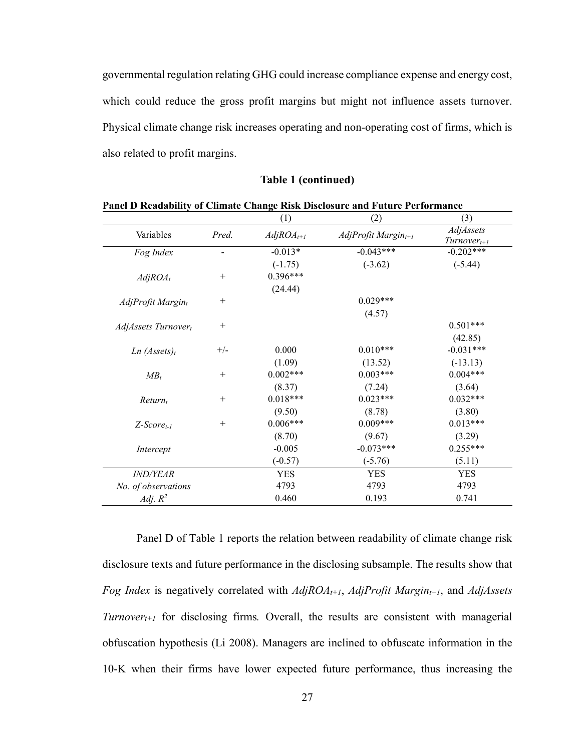governmental regulation relating GHG could increase compliance expense and energy cost, which could reduce the gross profit margins but might not influence assets turnover. Physical climate change risk increases operating and non-operating cost of firms, which is also related to profit margins.

**Table 1 (continued)**

**Panel D Readability of Climate Change Risk Disclosure and Future Performance**

| | | (1) | (2) | (3) |
|---|---|---|---|---|
| Variables | *Pred.* | $AdjROA_{t+1}$ | $AdjProfit\ Margin_{t+1}$ | $AdjAssets\ Turnover_{t+1}$ |
| *Fog Index* | - | -0.013* | -0.043*** | -0.202*** |
| | | (-1.75) | (-3.62) | (-5.44) |
| $AdjROA_t$ | + | 0.396*** | | |
| | | (24.44) | | |
| $AdjProfit\ Margin_t$ | + | | 0.029*** | |
| | | | (4.57) | |
| $AdjAssets\ Turnover_t$ | + | | | 0.501*** |
| | | | | (42.85) |
| $Ln\ (Assets)_t$ | +/- | 0.000 | 0.010*** | -0.031*** |
| | | (1.09) | (13.52) | (-13.13) |
| $MB_t$ | + | 0.002*** | 0.003*** | 0.004*** |
| | | (8.37) | (7.24) | (3.64) |
| $Return_t$ | + | 0.018*** | 0.023*** | 0.032*** |
| | | (9.50) | (8.78) | (3.80) |
| $Z\text{-}Score_{t-1}$ | + | 0.006*** | 0.009*** | 0.013*** |
| | | (8.70) | (9.67) | (3.29) |
| *Intercept* | | -0.005 | -0.073*** | 0.255*** |
| | | (-0.57) | (-5.76) | (5.11) |
| *IND/YEAR* | | YES | YES | YES |
| *No. of observations* | | 4793 | 4793 | 4793 |
| *Adj.* $R^2$ | | 0.460 | 0.193 | 0.741 |

Panel D of Table 1 reports the relation between readability of climate change risk disclosure texts and future performance in the disclosing subsample. The results show that *Fog Index* is negatively correlated with $AdjROA_{t+1}$, $AdjProfit\ Margin_{t+1}$, and $AdjAssets\ Turnover_{t+1}$ for disclosing firms. Overall, the results are consistent with managerial obfuscation hypothesis (Li 2008). Managers are inclined to obfuscate information in the 10-K when their firms have lower expected future performance, thus increasing the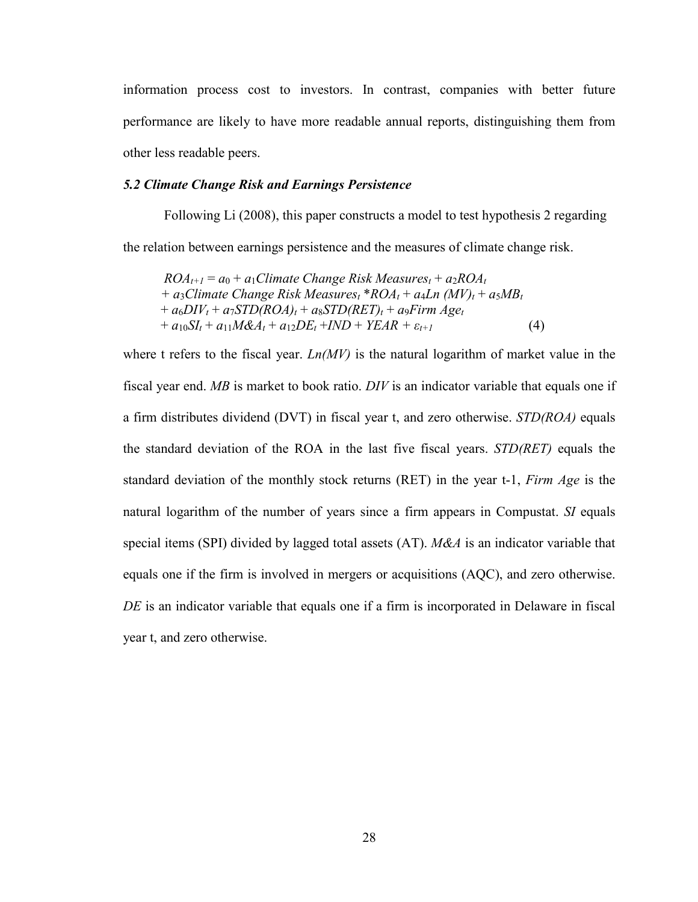information process cost to investors. In contrast, companies with better future performance are likely to have more readable annual reports, distinguishing them from other less readable peers.

### *5.2 Climate Change Risk and Earnings Persistence*

Following Li (2008), this paper constructs a model to test hypothesis 2 regarding the relation between earnings persistence and the measures of climate change risk.

$$
\begin{aligned}
ROA_{t+1} = {} & a_0 + a_1 Climate\ Change\ Risk\ Measures_t + a_2 ROA_t \\
& + a_3 Climate\ Change\ Risk\ Measures_t * ROA_t + a_4 Ln\ (MV)_t + a_5 MB_t \\
& + a_6 DIV_t + a_7 STD(ROA)_t + a_8 STD(RET)_t + a_9 Firm\ Age_t \\
& + a_{10} SI_t + a_{11} M\&A_t + a_{12} DE_t + IND + YEAR + \varepsilon_{t+1} \qquad (4)
\end{aligned}
$$

where t refers to the fiscal year. *Ln(MV)* is the natural logarithm of market value in the fiscal year end. *MB* is market to book ratio. *DIV* is an indicator variable that equals one if a firm distributes dividend (DVT) in fiscal year t, and zero otherwise. *STD(ROA)* equals the standard deviation of the ROA in the last five fiscal years. *STD(RET)* equals the standard deviation of the monthly stock returns (RET) in the year t-1, *Firm Age* is the natural logarithm of the number of years since a firm appears in Compustat. *SI* equals special items (SPI) divided by lagged total assets (AT). *M&A* is an indicator variable that equals one if the firm is involved in mergers or acquisitions (AQC), and zero otherwise. *DE* is an indicator variable that equals one if a firm is incorporated in Delaware in fiscal year t, and zero otherwise.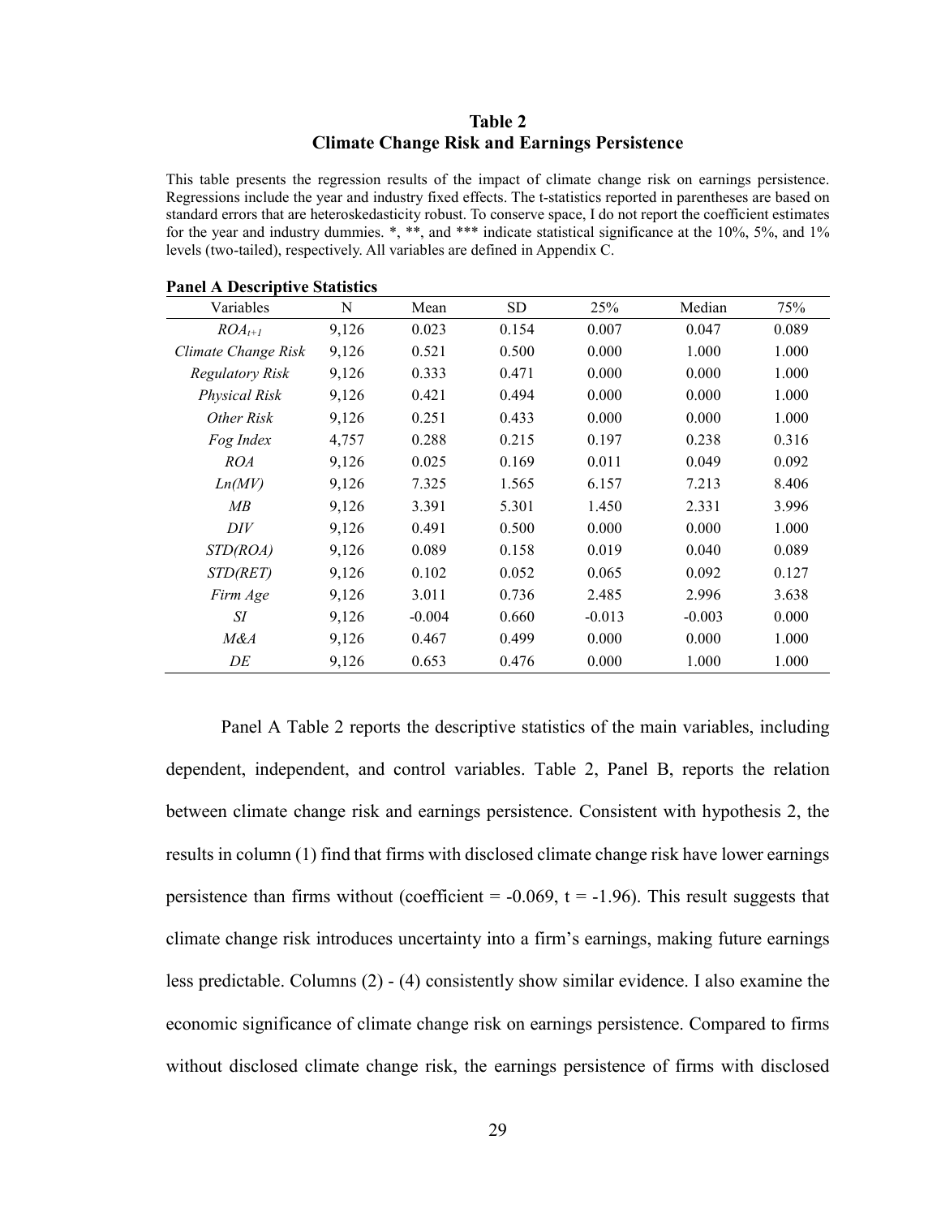**Table 2**
**Climate Change Risk and Earnings Persistence**

This table presents the regression results of the impact of climate change risk on earnings persistence. Regressions include the year and industry fixed effects. The t-statistics reported in parentheses are based on standard errors that are heteroskedasticity robust. To conserve space, I do not report the coefficient estimates for the year and industry dummies. *, **, and *** indicate statistical significance at the 10%, 5%, and 1% levels (two-tailed), respectively. All variables are defined in Appendix C.

**Panel A Descriptive Statistics**

| Variables | N | Mean | SD | 25% | Median | 75% |
|---|---|---|---|---|---|---|
| $ROA_{t+1}$ | 9,126 | 0.023 | 0.154 | 0.007 | 0.047 | 0.089 |
| *Climate Change Risk* | 9,126 | 0.521 | 0.500 | 0.000 | 1.000 | 1.000 |
| *Regulatory Risk* | 9,126 | 0.333 | 0.471 | 0.000 | 0.000 | 1.000 |
| *Physical Risk* | 9,126 | 0.421 | 0.494 | 0.000 | 0.000 | 1.000 |
| *Other Risk* | 9,126 | 0.251 | 0.433 | 0.000 | 0.000 | 1.000 |
| *Fog Index* | 4,757 | 0.288 | 0.215 | 0.197 | 0.238 | 0.316 |
| *ROA* | 9,126 | 0.025 | 0.169 | 0.011 | 0.049 | 0.092 |
| *Ln(MV)* | 9,126 | 7.325 | 1.565 | 6.157 | 7.213 | 8.406 |
| *MB* | 9,126 | 3.391 | 5.301 | 1.450 | 2.331 | 3.996 |
| *DIV* | 9,126 | 0.491 | 0.500 | 0.000 | 0.000 | 1.000 |
| *STD(ROA)* | 9,126 | 0.089 | 0.158 | 0.019 | 0.040 | 0.089 |
| *STD(RET)* | 9,126 | 0.102 | 0.052 | 0.065 | 0.092 | 0.127 |
| *Firm Age* | 9,126 | 3.011 | 0.736 | 2.485 | 2.996 | 3.638 |
| *SI* | 9,126 | -0.004 | 0.660 | -0.013 | -0.003 | 0.000 |
| *M&A* | 9,126 | 0.467 | 0.499 | 0.000 | 0.000 | 1.000 |
| *DE* | 9,126 | 0.653 | 0.476 | 0.000 | 1.000 | 1.000 |

Panel A Table 2 reports the descriptive statistics of the main variables, including dependent, independent, and control variables. Table 2, Panel B, reports the relation between climate change risk and earnings persistence. Consistent with hypothesis 2, the results in column (1) find that firms with disclosed climate change risk have lower earnings persistence than firms without (coefficient = -0.069, t = -1.96). This result suggests that climate change risk introduces uncertainty into a firm's earnings, making future earnings less predictable. Columns (2) - (4) consistently show similar evidence. I also examine the economic significance of climate change risk on earnings persistence. Compared to firms without disclosed climate change risk, the earnings persistence of firms with disclosed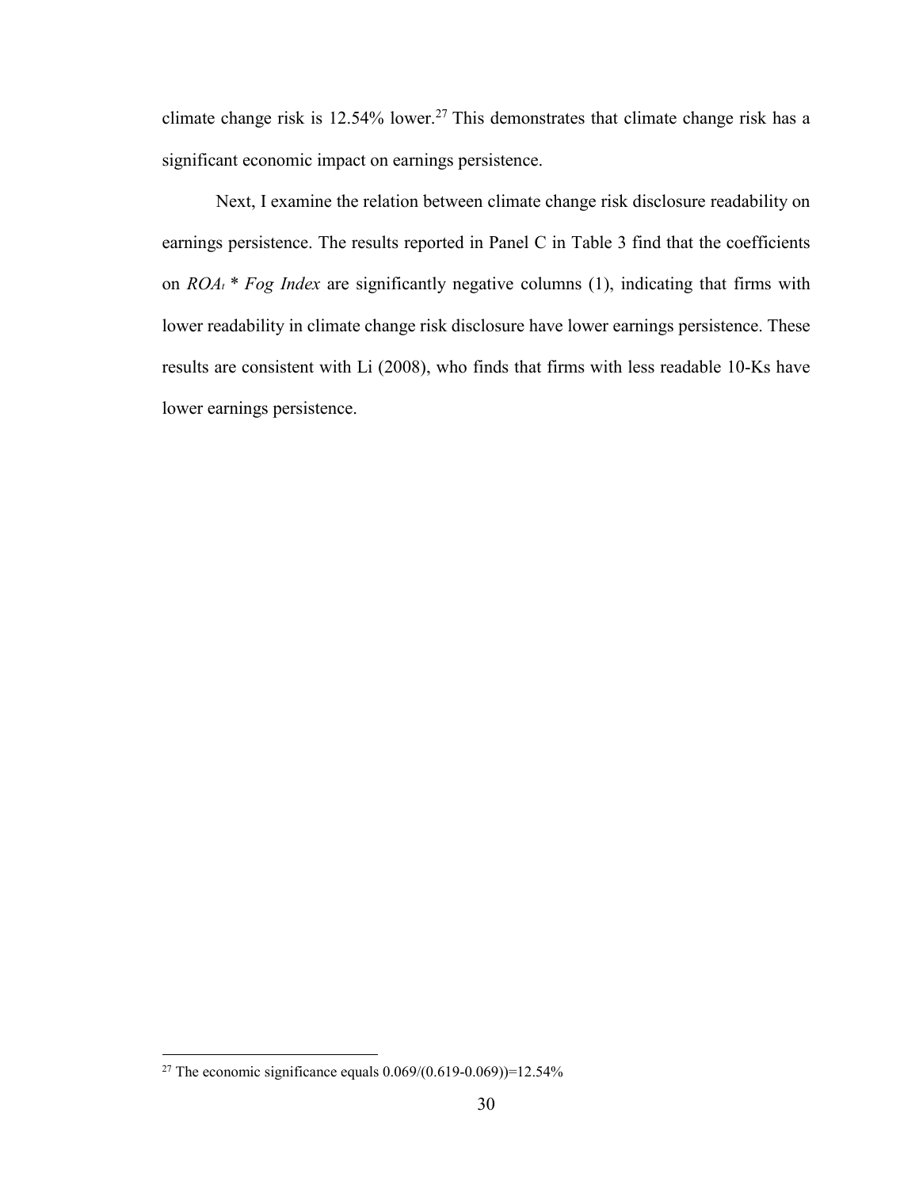climate change risk is 12.54% lower.[27] This demonstrates that climate change risk has a significant economic impact on earnings persistence.

Next, I examine the relation between climate change risk disclosure readability on earnings persistence. The results reported in Panel C in Table 3 find that the coefficients on $ROA_t$ * *Fog Index* are significantly negative columns (1), indicating that firms with lower readability in climate change risk disclosure have lower earnings persistence. These results are consistent with Li (2008), who finds that firms with less readable 10-Ks have lower earnings persistence.

---

[27] The economic significance equals 0.069/(0.619-0.069))=12.54%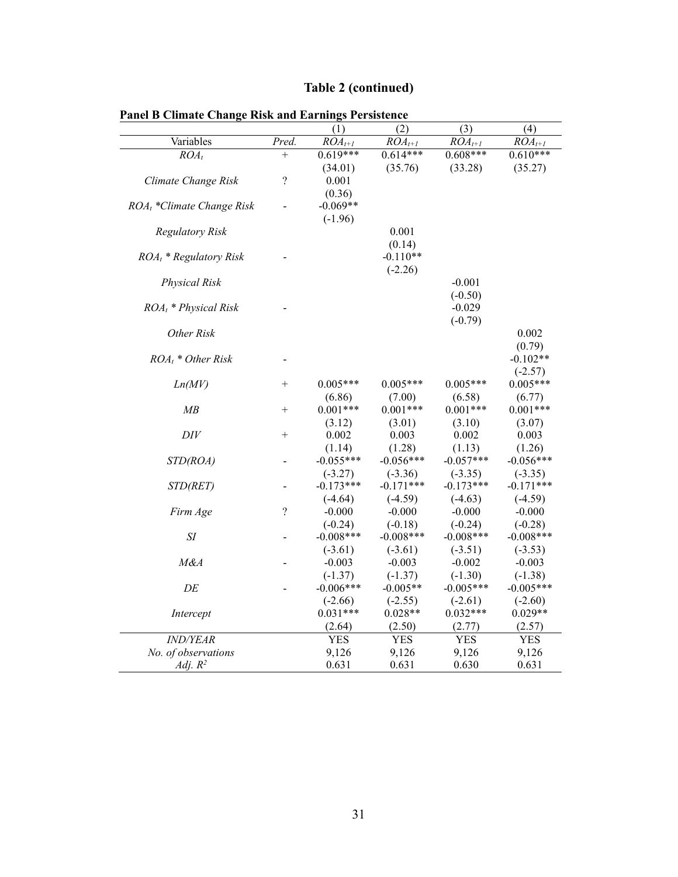## Table 2 (continued)

**Panel B Climate Change Risk and Earnings Persistence**

| Variables | Pred. | (1) $ROA_{t+1}$ | (2) $ROA_{t+1}$ | (3) $ROA_{t+1}$ | (4) $ROA_{t+1}$ |
|---|---|---|---|---|---|
| $ROA_t$ | + | 0.619*** | 0.614*** | 0.608*** | 0.610*** |
| | | (34.01) | (35.76) | (33.28) | (35.27) |
| *Climate Change Risk* | ? | 0.001 | | | |
| | | (0.36) | | | |
| $ROA_t$ *Climate Change Risk | - | -0.069** | | | |
| | | (-1.96) | | | |
| *Regulatory Risk* | | | 0.001 | | |
| | | | (0.14) | | |
| $ROA_t$ * Regulatory Risk | - | | -0.110** | | |
| | | | (-2.26) | | |
| *Physical Risk* | | | | -0.001 | |
| | | | | (-0.50) | |
| $ROA_t$ * Physical Risk | - | | | -0.029 | |
| | | | | (-0.79) | |
| *Other Risk* | | | | | 0.002 |
| | | | | | (0.79) |
| $ROA_t$ * Other Risk | - | | | | -0.102** |
| | | | | | (-2.57) |
| *Ln(MV)* | + | 0.005*** | 0.005*** | 0.005*** | 0.005*** |
| | | (6.86) | (7.00) | (6.58) | (6.77) |
| *MB* | + | 0.001*** | 0.001*** | 0.001*** | 0.001*** |
| | | (3.12) | (3.01) | (3.10) | (3.07) |
| *DIV* | + | 0.002 | 0.003 | 0.002 | 0.003 |
| | | (1.14) | (1.28) | (1.13) | (1.26) |
| *STD(ROA)* | - | -0.055*** | -0.056*** | -0.057*** | -0.056*** |
| | | (-3.27) | (-3.36) | (-3.35) | (-3.35) |
| *STD(RET)* | - | -0.173*** | -0.171*** | -0.173*** | -0.171*** |
| | | (-4.64) | (-4.59) | (-4.63) | (-4.59) |
| *Firm Age* | ? | -0.000 | -0.000 | -0.000 | -0.000 |
| | | (-0.24) | (-0.18) | (-0.24) | (-0.28) |
| *SI* | - | -0.008*** | -0.008*** | -0.008*** | -0.008*** |
| | | (-3.61) | (-3.61) | (-3.51) | (-3.53) |
| *M&A* | - | -0.003 | -0.003 | -0.002 | -0.003 |
| | | (-1.37) | (-1.37) | (-1.30) | (-1.38) |
| *DE* | - | -0.006*** | -0.005** | -0.005*** | -0.005*** |
| | | (-2.66) | (-2.55) | (-2.61) | (-2.60) |
| *Intercept* | | 0.031*** | 0.028** | 0.032*** | 0.029** |
| | | (2.64) | (2.50) | (2.77) | (2.57) |
| *IND/YEAR* | | YES | YES | YES | YES |
| *No. of observations* | | 9,126 | 9,126 | 9,126 | 9,126 |
| *Adj.* $R^2$ | | 0.631 | 0.631 | 0.630 | 0.631 |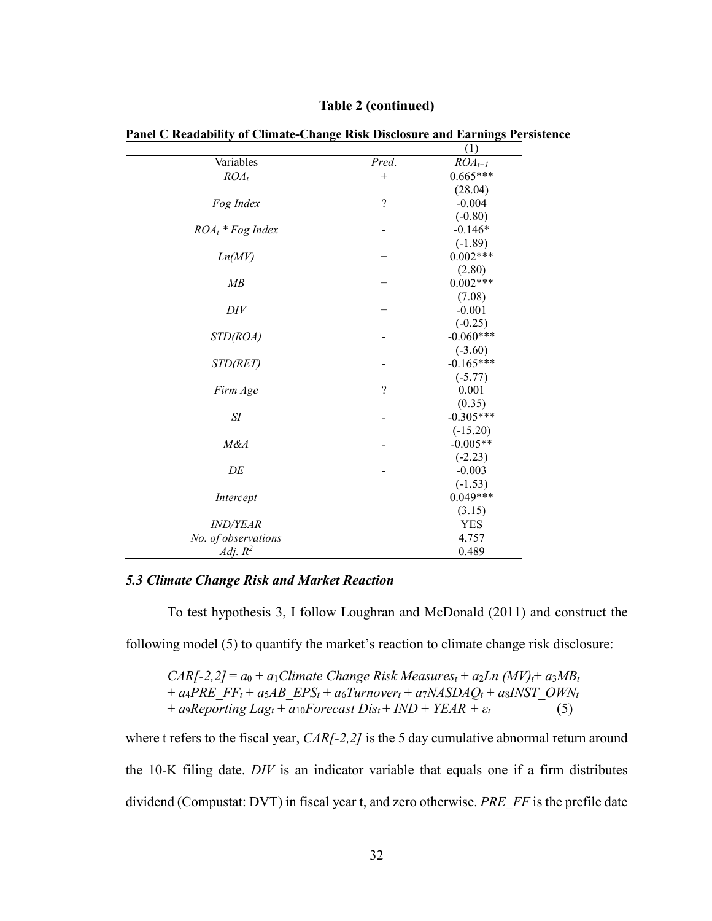**Table 2 (continued)**

**Panel C Readability of Climate-Change Risk Disclosure and Earnings Persistence**

| Variables | *Pred.* | (1) $ROA_{t+1}$ |
|---|---|---|
| $ROA_t$ | + | 0.665*** |
| | | (28.04) |
| *Fog Index* | ? | -0.004 |
| | | (-0.80) |
| $ROA_t$ * *Fog Index* | - | -0.146* |
| | | (-1.89) |
| *Ln(MV)* | + | 0.002*** |
| | | (2.80) |
| *MB* | + | 0.002*** |
| | | (7.08) |
| *DIV* | + | -0.001 |
| | | (-0.25) |
| *STD(ROA)* | - | -0.060*** |
| | | (-3.60) |
| *STD(RET)* | - | -0.165*** |
| | | (-5.77) |
| *Firm Age* | ? | 0.001 |
| | | (0.35) |
| *SI* | - | -0.305*** |
| | | (-15.20) |
| *M&A* | - | -0.005** |
| | | (-2.23) |
| *DE* | - | -0.003 |
| | | (-1.53) |
| *Intercept* | | 0.049*** |
| | | (3.15) |
| *IND/YEAR* | | YES |
| *No. of observations* | | 4,757 |
| *Adj.* $R^2$ | | 0.489 |

### *5.3 Climate Change Risk and Market Reaction*

To test hypothesis 3, I follow Loughran and McDonald (2011) and construct the following model (5) to quantify the market's reaction to climate change risk disclosure:

$$CAR[-2,2] = a_0 + a_1 Climate\ Change\ Risk\ Measures_t + a_2 Ln\ (MV)_t + a_3 MB_t + a_4 PRE\_FF_t + a_5 AB\_EPS_t + a_6 Turnover_t + a_7 NASDAQ_t + a_8 INST\_OWN_t + a_9 Reporting\ Lag_t + a_{10} Forecast\ Dis_t + IND + YEAR + \varepsilon_t \quad (5)$$

where t refers to the fiscal year, *CAR[-2,2]* is the 5 day cumulative abnormal return around the 10-K filing date. *DIV* is an indicator variable that equals one if a firm distributes dividend (Compustat: DVT) in fiscal year t, and zero otherwise. *PRE_FF* is the prefile date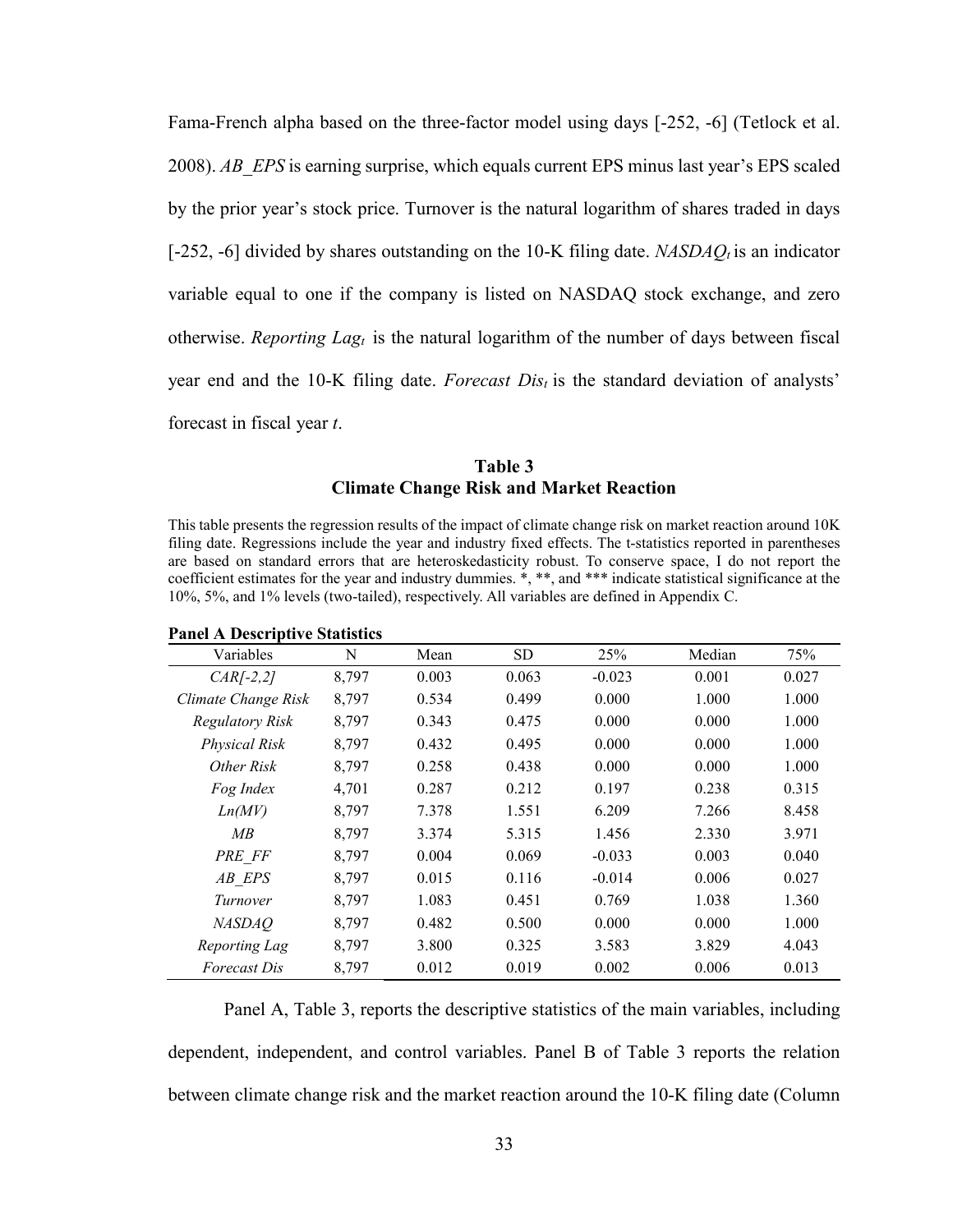Fama-French alpha based on the three-factor model using days [-252, -6] (Tetlock et al. 2008). *AB_EPS* is earning surprise, which equals current EPS minus last year's EPS scaled by the prior year's stock price. Turnover is the natural logarithm of shares traded in days [-252, -6] divided by shares outstanding on the 10-K filing date. $NASDAQ_t$ is an indicator variable equal to one if the company is listed on NASDAQ stock exchange, and zero otherwise. $Reporting\ Lag_t$ is the natural logarithm of the number of days between fiscal year end and the 10-K filing date. $Forecast\ Dis_t$ is the standard deviation of analysts' forecast in fiscal year *t*.

### Table 3
### Climate Change Risk and Market Reaction

This table presents the regression results of the impact of climate change risk on market reaction around 10K filing date. Regressions include the year and industry fixed effects. The t-statistics reported in parentheses are based on standard errors that are heteroskedasticity robust. To conserve space, I do not report the coefficient estimates for the year and industry dummies. *, **, and *** indicate statistical significance at the 10%, 5%, and 1% levels (two-tailed), respectively. All variables are defined in Appendix C.

**Panel A Descriptive Statistics**

| Variables | N | Mean | SD | 25% | Median | 75% |
|---|---|---|---|---|---|---|
| *CAR[-2,2]* | 8,797 | 0.003 | 0.063 | -0.023 | 0.001 | 0.027 |
| *Climate Change Risk* | 8,797 | 0.534 | 0.499 | 0.000 | 1.000 | 1.000 |
| *Regulatory Risk* | 8,797 | 0.343 | 0.475 | 0.000 | 0.000 | 1.000 |
| *Physical Risk* | 8,797 | 0.432 | 0.495 | 0.000 | 0.000 | 1.000 |
| *Other Risk* | 8,797 | 0.258 | 0.438 | 0.000 | 0.000 | 1.000 |
| *Fog Index* | 4,701 | 0.287 | 0.212 | 0.197 | 0.238 | 0.315 |
| *Ln(MV)* | 8,797 | 7.378 | 1.551 | 6.209 | 7.266 | 8.458 |
| *MB* | 8,797 | 3.374 | 5.315 | 1.456 | 2.330 | 3.971 |
| *PRE_FF* | 8,797 | 0.004 | 0.069 | -0.033 | 0.003 | 0.040 |
| *AB_EPS* | 8,797 | 0.015 | 0.116 | -0.014 | 0.006 | 0.027 |
| *Turnover* | 8,797 | 1.083 | 0.451 | 0.769 | 1.038 | 1.360 |
| *NASDAQ* | 8,797 | 0.482 | 0.500 | 0.000 | 0.000 | 1.000 |
| *Reporting Lag* | 8,797 | 3.800 | 0.325 | 3.583 | 3.829 | 4.043 |
| *Forecast Dis* | 8,797 | 0.012 | 0.019 | 0.002 | 0.006 | 0.013 |

Panel A, Table 3, reports the descriptive statistics of the main variables, including dependent, independent, and control variables. Panel B of Table 3 reports the relation between climate change risk and the market reaction around the 10-K filing date (Column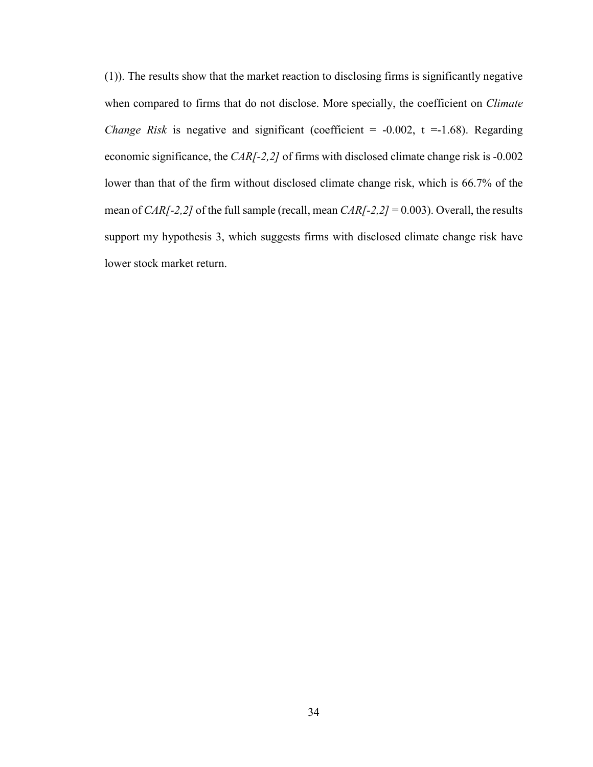(1)). The results show that the market reaction to disclosing firms is significantly negative when compared to firms that do not disclose. More specially, the coefficient on *Climate Change Risk* is negative and significant (coefficient = -0.002, t =-1.68). Regarding economic significance, the *CAR[-2,2]* of firms with disclosed climate change risk is -0.002 lower than that of the firm without disclosed climate change risk, which is 66.7% of the mean of *CAR[-2,2]* of the full sample (recall, mean *CAR[-2,2]* = 0.003). Overall, the results support my hypothesis 3, which suggests firms with disclosed climate change risk have lower stock market return.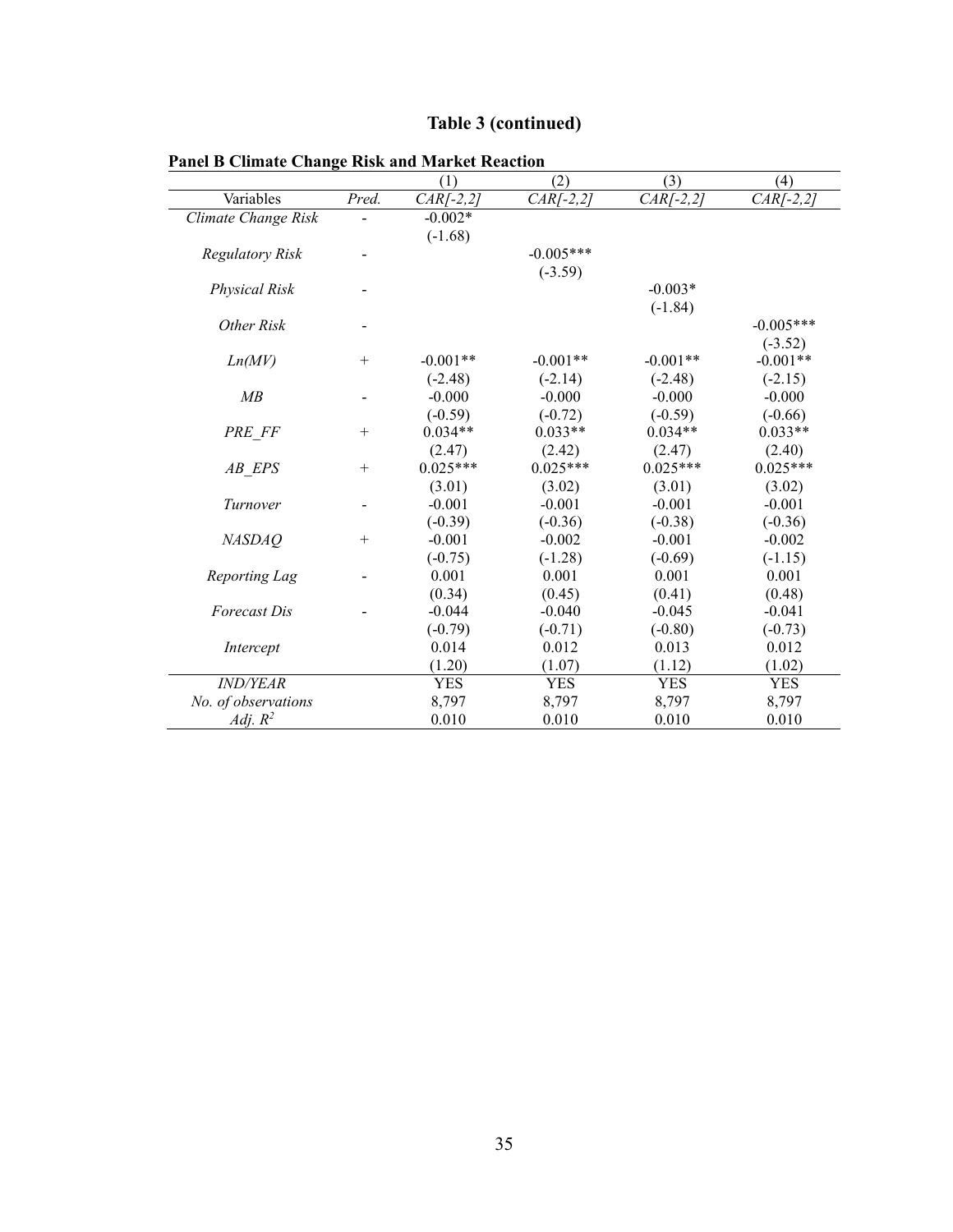## Table 3 (continued)

**Panel B Climate Change Risk and Market Reaction**

| | | (1) | (2) | (3) | (4) |
|---|---|---|---|---|---|
| Variables | *Pred.* | *CAR[-2,2]* | *CAR[-2,2]* | *CAR[-2,2]* | *CAR[-2,2]* |
| *Climate Change Risk* | - | -0.002* | | | |
| | | (-1.68) | | | |
| *Regulatory Risk* | - | | -0.005*** | | |
| | | | (-3.59) | | |
| *Physical Risk* | - | | | -0.003* | |
| | | | | (-1.84) | |
| *Other Risk* | - | | | | -0.005*** |
| | | | | | (-3.52) |
| *Ln(MV)* | + | -0.001** | -0.001** | -0.001** | -0.001** |
| | | (-2.48) | (-2.14) | (-2.48) | (-2.15) |
| *MB* | - | -0.000 | -0.000 | -0.000 | -0.000 |
| | | (-0.59) | (-0.72) | (-0.59) | (-0.66) |
| *PRE_FF* | + | 0.034** | 0.033** | 0.034** | 0.033** |
| | | (2.47) | (2.42) | (2.47) | (2.40) |
| *AB_EPS* | + | 0.025*** | 0.025*** | 0.025*** | 0.025*** |
| | | (3.01) | (3.02) | (3.01) | (3.02) |
| *Turnover* | - | -0.001 | -0.001 | -0.001 | -0.001 |
| | | (-0.39) | (-0.36) | (-0.38) | (-0.36) |
| *NASDAQ* | + | -0.001 | -0.002 | -0.001 | -0.002 |
| | | (-0.75) | (-1.28) | (-0.69) | (-1.15) |
| *Reporting Lag* | - | 0.001 | 0.001 | 0.001 | 0.001 |
| | | (0.34) | (0.45) | (0.41) | (0.48) |
| *Forecast Dis* | - | -0.044 | -0.040 | -0.045 | -0.041 |
| | | (-0.79) | (-0.71) | (-0.80) | (-0.73) |
| *Intercept* | | 0.014 | 0.012 | 0.013 | 0.012 |
| | | (1.20) | (1.07) | (1.12) | (1.02) |
| *IND/YEAR* | | YES | YES | YES | YES |
| *No. of observations* | | 8,797 | 8,797 | 8,797 | 8,797 |
| *Adj.* $R^2$ | | 0.010 | 0.010 | 0.010 | 0.010 |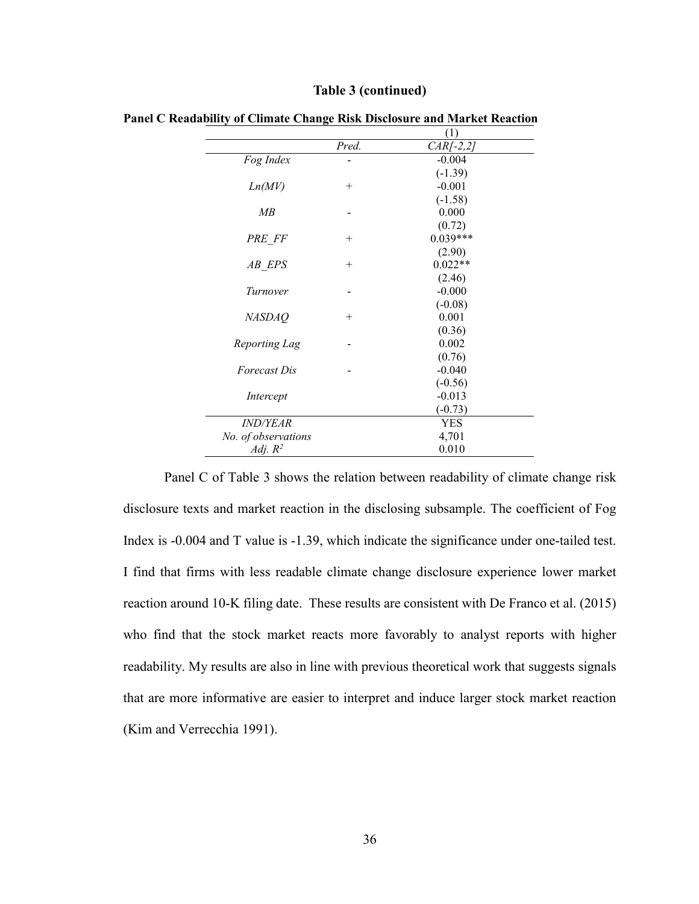**Table 3 (continued)**

**Panel C Readability of Climate Change Risk Disclosure and Market Reaction**

| | | (1) |
|---|---|---|
| | *Pred.* | *CAR[-2,2]* |
| *Fog Index* | - | -0.004 |
| | | (-1.39) |
| *Ln(MV)* | + | -0.001 |
| | | (-1.58) |
| *MB* | - | 0.000 |
| | | (0.72) |
| *PRE_FF* | + | 0.039*** |
| | | (2.90) |
| *AB_EPS* | + | 0.022** |
| | | (2.46) |
| *Turnover* | - | -0.000 |
| | | (-0.08) |
| *NASDAQ* | + | 0.001 |
| | | (0.36) |
| *Reporting Lag* | - | 0.002 |
| | | (0.76) |
| *Forecast Dis* | - | -0.040 |
| | | (-0.56) |
| *Intercept* | | -0.013 |
| | | (-0.73) |
| *IND/YEAR* | | YES |
| *No. of observations* | | 4,701 |
| *Adj. $R^2$* | | 0.010 |

Panel C of Table 3 shows the relation between readability of climate change risk disclosure texts and market reaction in the disclosing subsample. The coefficient of Fog Index is -0.004 and T value is -1.39, which indicate the significance under one-tailed test. I find that firms with less readable climate change disclosure experience lower market reaction around 10-K filing date. These results are consistent with De Franco et al. (2015) who find that the stock market reacts more favorably to analyst reports with higher readability. My results are also in line with previous theoretical work that suggests signals that are more informative are easier to interpret and induce larger stock market reaction (Kim and Verrecchia 1991).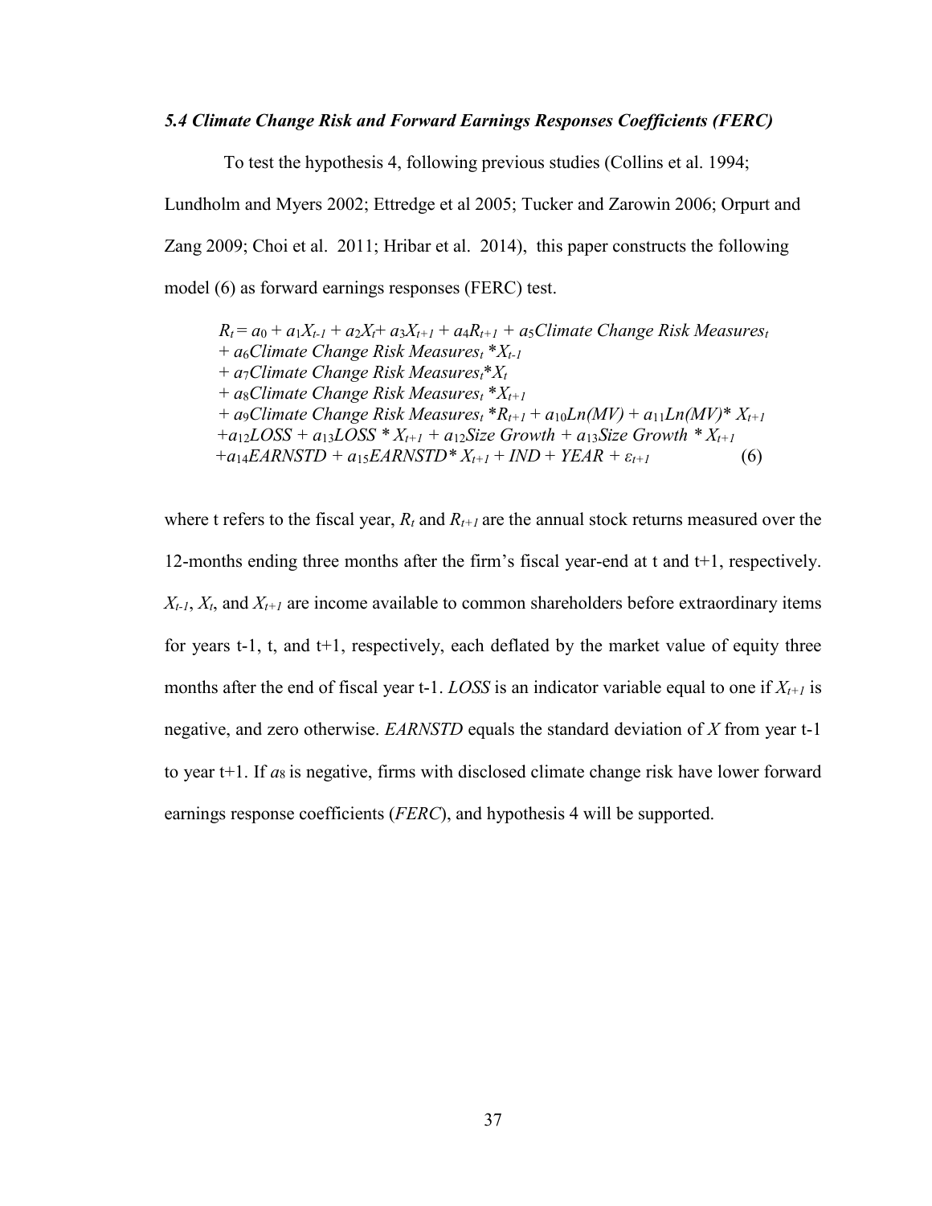### *5.4 Climate Change Risk and Forward Earnings Responses Coefficients (FERC)*

To test the hypothesis 4, following previous studies (Collins et al. 1994; Lundholm and Myers 2002; Ettredge et al 2005; Tucker and Zarowin 2006; Orpurt and Zang 2009; Choi et al. 2011; Hribar et al. 2014), this paper constructs the following model (6) as forward earnings responses (FERC) test.

$$
\begin{aligned}
R_t = {} & a_0 + a_1X_{t-1} + a_2X_t + a_3X_{t+1} + a_4R_{t+1} + a_5\textit{Climate Change Risk Measures}_t \\
& + a_6\textit{Climate Change Risk Measures}_t * X_{t-1} \\
& + a_7\textit{Climate Change Risk Measures}_t * X_t \\
& + a_8\textit{Climate Change Risk Measures}_t * X_{t+1} \\
& + a_9\textit{Climate Change Risk Measures}_t * R_{t+1} + a_{10}Ln(MV) + a_{11}Ln(MV) * X_{t+1} \\
& + a_{12}LOSS + a_{13}LOSS * X_{t+1} + a_{12}\textit{Size Growth} + a_{13}\textit{Size Growth} * X_{t+1} \\
& + a_{14}EARNSTD + a_{15}EARNSTD * X_{t+1} + IND + YEAR + \varepsilon_{t+1} \qquad (6)
\end{aligned}
$$

where t refers to the fiscal year, $R_t$ and $R_{t+1}$ are the annual stock returns measured over the 12-months ending three months after the firm's fiscal year-end at t and t+1, respectively. $X_{t-1}$, $X_t$, and $X_{t+1}$ are income available to common shareholders before extraordinary items for years t-1, t, and t+1, respectively, each deflated by the market value of equity three months after the end of fiscal year t-1. *LOSS* is an indicator variable equal to one if $X_{t+1}$ is negative, and zero otherwise. *EARNSTD* equals the standard deviation of *X* from year t-1 to year t+1. If $a_8$ is negative, firms with disclosed climate change risk have lower forward earnings response coefficients (*FERC*), and hypothesis 4 will be supported.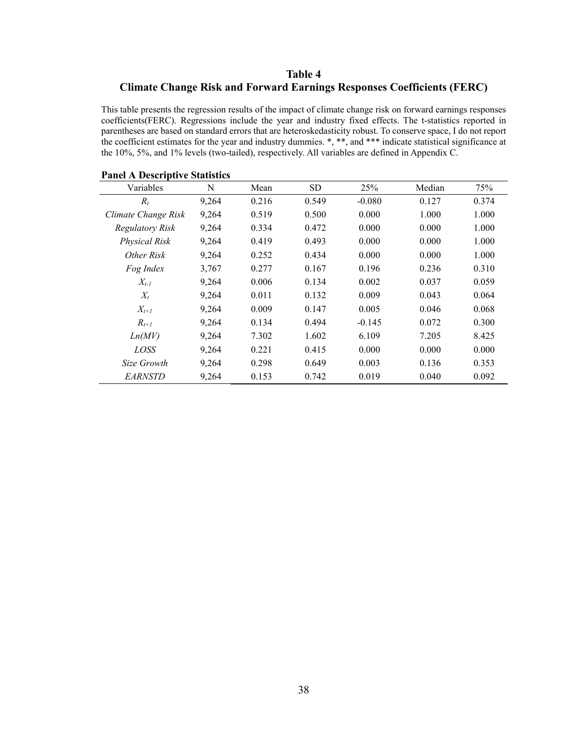# Table 4

## Climate Change Risk and Forward Earnings Responses Coefficients (FERC)

This table presents the regression results of the impact of climate change risk on forward earnings responses coefficients(FERC). Regressions include the year and industry fixed effects. The t-statistics reported in parentheses are based on standard errors that are heteroskedasticity robust. To conserve space, I do not report the coefficient estimates for the year and industry dummies. *, **, and *** indicate statistical significance at the 10%, 5%, and 1% levels (two-tailed), respectively. All variables are defined in Appendix C.

**Panel A Descriptive Statistics**

| Variables | N | Mean | SD | 25% | Median | 75% |
|---|---|---|---|---|---|---|
| $R_t$ | 9,264 | 0.216 | 0.549 | -0.080 | 0.127 | 0.374 |
| *Climate Change Risk* | 9,264 | 0.519 | 0.500 | 0.000 | 1.000 | 1.000 |
| *Regulatory Risk* | 9,264 | 0.334 | 0.472 | 0.000 | 0.000 | 1.000 |
| *Physical Risk* | 9,264 | 0.419 | 0.493 | 0.000 | 0.000 | 1.000 |
| *Other Risk* | 9,264 | 0.252 | 0.434 | 0.000 | 0.000 | 1.000 |
| *Fog Index* | 3,767 | 0.277 | 0.167 | 0.196 | 0.236 | 0.310 |
| $X_{t-1}$ | 9,264 | 0.006 | 0.134 | 0.002 | 0.037 | 0.059 |
| $X_t$ | 9,264 | 0.011 | 0.132 | 0.009 | 0.043 | 0.064 |
| $X_{t+1}$ | 9,264 | 0.009 | 0.147 | 0.005 | 0.046 | 0.068 |
| $R_{t+1}$ | 9,264 | 0.134 | 0.494 | -0.145 | 0.072 | 0.300 |
| *Ln(MV)* | 9,264 | 7.302 | 1.602 | 6.109 | 7.205 | 8.425 |
| *LOSS* | 9,264 | 0.221 | 0.415 | 0.000 | 0.000 | 0.000 |
| *Size Growth* | 9,264 | 0.298 | 0.649 | 0.003 | 0.136 | 0.353 |
| *EARNSTD* | 9,264 | 0.153 | 0.742 | 0.019 | 0.040 | 0.092 |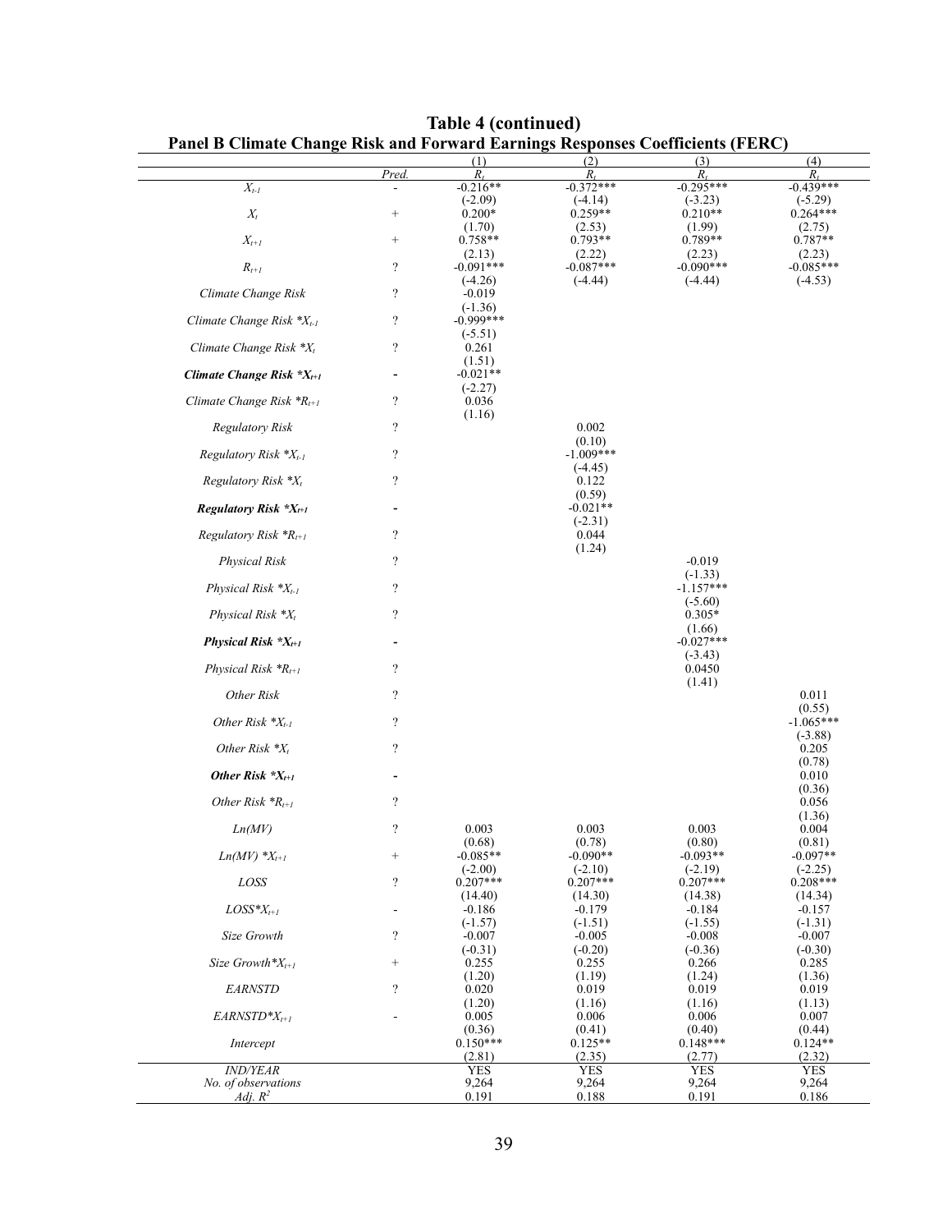**Table 4 (continued)**

**Panel B Climate Change Risk and Forward Earnings Responses Coefficients (FERC)**

| | Pred. | (1) $R_t$ | (2) $R_t$ | (3) $R_t$ | (4) $R_t$ |
|---|---|---|---|---|---|
| $X_{t-1}$ | - | -0.216** | -0.372*** | -0.295*** | -0.439*** |
| | | (-2.09) | (-4.14) | (-3.23) | (-5.29) |
| $X_t$ | + | 0.200* | 0.259** | 0.210** | 0.264*** |
| | | (1.70) | (2.53) | (1.99) | (2.75) |
| $X_{t+1}$ | + | 0.758** | 0.793** | 0.789** | 0.787** |
| | | (2.13) | (2.22) | (2.23) | (2.23) |
| $R_{t+1}$ | ? | -0.091*** | -0.087*** | -0.090*** | -0.085*** |
| | | (-4.26) | (-4.44) | (-4.44) | (-4.53) |
| *Climate Change Risk* | ? | -0.019 | | | |
| | | (-1.36) | | | |
| *Climate Change Risk* $*X_{t-1}$ | ? | -0.999*** | | | |
| | | (-5.51) | | | |
| *Climate Change Risk* $*X_t$ | ? | 0.261 | | | |
| | | (1.51) | | | |
| ***Climate Change Risk*** $*X_{t+1}$ | - | -0.021** | | | |
| | | (-2.27) | | | |
| *Climate Change Risk* $*R_{t+1}$ | ? | 0.036 | | | |
| | | (1.16) | | | |
| *Regulatory Risk* | ? | | 0.002 | | |
| | | | (0.10) | | |
| *Regulatory Risk* $*X_{t-1}$ | ? | | -1.009*** | | |
| | | | (-4.45) | | |
| *Regulatory Risk* $*X_t$ | ? | | 0.122 | | |
| | | | (0.59) | | |
| ***Regulatory Risk*** $*X_{t+1}$ | - | | -0.021** | | |
| | | | (-2.31) | | |
| *Regulatory Risk* $*R_{t+1}$ | ? | | 0.044 | | |
| | | | (1.24) | | |
| *Physical Risk* | ? | | | -0.019 | |
| | | | | (-1.33) | |
| *Physical Risk* $*X_{t-1}$ | ? | | | -1.157*** | |
| | | | | (-5.60) | |
| *Physical Risk* $*X_t$ | ? | | | 0.305* | |
| | | | | (1.66) | |
| ***Physical Risk*** $*X_{t+1}$ | - | | | -0.027*** | |
| | | | | (-3.43) | |
| *Physical Risk* $*R_{t+1}$ | ? | | | 0.0450 | |
| | | | | (1.41) | |
| *Other Risk* | ? | | | | 0.011 |
| | | | | | (0.55) |
| *Other Risk* $*X_{t-1}$ | ? | | | | -1.065*** |
| | | | | | (-3.88) |
| *Other Risk* $*X_t$ | ? | | | | 0.205 |
| | | | | | (0.78) |
| ***Other Risk*** $*X_{t+1}$ | - | | | | 0.010 |
| | | | | | (0.36) |
| *Other Risk* $*R_{t+1}$ | ? | | | | 0.056 |
| | | | | | (1.36) |
| *Ln(MV)* | ? | 0.003 | 0.003 | 0.003 | 0.004 |
| | | (0.68) | (0.78) | (0.80) | (0.81) |
| *Ln(MV)* $*X_{t+1}$ | + | -0.085** | -0.090** | -0.093** | -0.097** |
| | | (-2.00) | (-2.10) | (-2.19) | (-2.25) |
| *LOSS* | ? | 0.207*** | 0.207*** | 0.207*** | 0.208*** |
| | | (14.40) | (14.30) | (14.38) | (14.34) |
| *LOSS* $*X_{t+1}$ | - | -0.186 | -0.179 | -0.184 | -0.157 |
| | | (-1.57) | (-1.51) | (-1.55) | (-1.31) |
| *Size Growth* | ? | -0.007 | -0.005 | -0.008 | -0.007 |
| | | (-0.31) | (-0.20) | (-0.36) | (-0.30) |
| *Size Growth* $*X_{t+1}$ | + | 0.255 | 0.255 | 0.266 | 0.285 |
| | | (1.20) | (1.19) | (1.24) | (1.36) |
| *EARNSTD* | ? | 0.020 | 0.019 | 0.019 | 0.019 |
| | | (1.20) | (1.16) | (1.16) | (1.13) |
| *EARNSTD* $*X_{t+1}$ | - | 0.005 | 0.006 | 0.006 | 0.007 |
| | | (0.36) | (0.41) | (0.40) | (0.44) |
| *Intercept* | | 0.150*** | 0.125** | 0.148*** | 0.124** |
| | | (2.81) | (2.35) | (2.77) | (2.32) |
| *IND/YEAR* | | YES | YES | YES | YES |
| *No. of observations* | | 9,264 | 9,264 | 9,264 | 9,264 |
| *Adj.* $R^2$ | | 0.191 | 0.188 | 0.191 | 0.186 |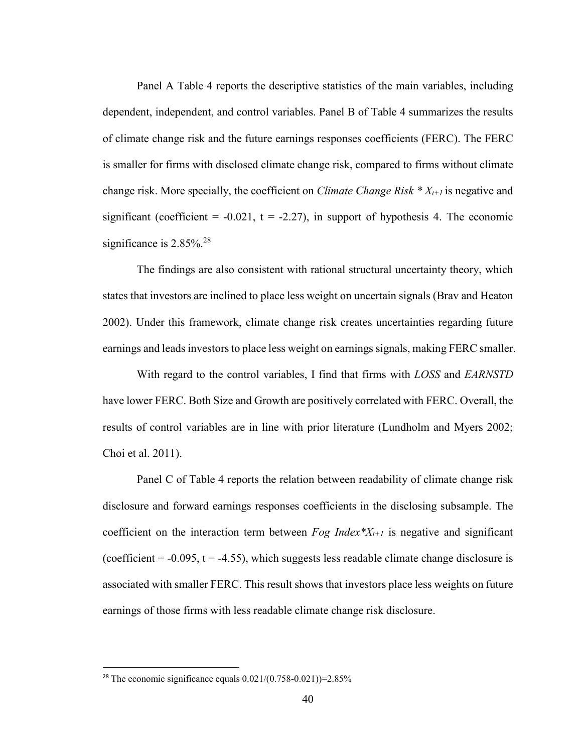Panel A Table 4 reports the descriptive statistics of the main variables, including dependent, independent, and control variables. Panel B of Table 4 summarizes the results of climate change risk and the future earnings responses coefficients (FERC). The FERC is smaller for firms with disclosed climate change risk, compared to firms without climate change risk. More specially, the coefficient on *Climate Change Risk* * $X_{t+1}$ is negative and significant (coefficient = -0.021, t = -2.27), in support of hypothesis 4. The economic significance is 2.85%.[28]

The findings are also consistent with rational structural uncertainty theory, which states that investors are inclined to place less weight on uncertain signals (Brav and Heaton 2002). Under this framework, climate change risk creates uncertainties regarding future earnings and leads investors to place less weight on earnings signals, making FERC smaller.

With regard to the control variables, I find that firms with *LOSS* and *EARNSTD* have lower FERC. Both Size and Growth are positively correlated with FERC. Overall, the results of control variables are in line with prior literature (Lundholm and Myers 2002; Choi et al. 2011).

Panel C of Table 4 reports the relation between readability of climate change risk disclosure and forward earnings responses coefficients in the disclosing subsample. The coefficient on the interaction term between *Fog Index**$X_{t+1}$ is negative and significant (coefficient = -0.095, t = -4.55), which suggests less readable climate change disclosure is associated with smaller FERC. This result shows that investors place less weights on future earnings of those firms with less readable climate change risk disclosure.

---

[28] The economic significance equals 0.021/(0.758-0.021))=2.85%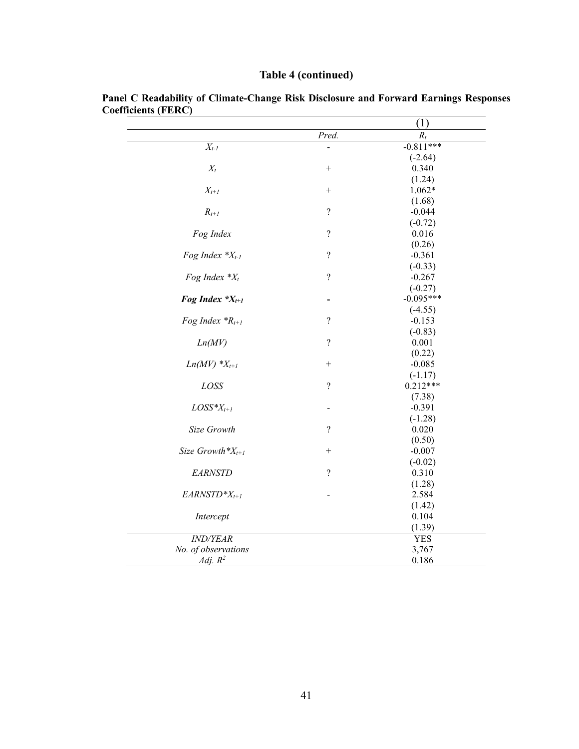# Table 4 (continued)

**Panel C Readability of Climate-Change Risk Disclosure and Forward Earnings Responses Coefficients (FERC)**

| | | (1) |
|---|---|---|
| | *Pred.* | $R_t$ |
| $X_{t-1}$ | - | -0.811*** |
| | | (-2.64) |
| $X_t$ | + | 0.340 |
| | | (1.24) |
| $X_{t+1}$ | + | 1.062* |
| | | (1.68) |
| $R_{t+1}$ | ? | -0.044 |
| | | (-0.72) |
| *Fog Index* | ? | 0.016 |
| | | (0.26) |
| *Fog Index* * $X_{t-1}$ | ? | -0.361 |
| | | (-0.33) |
| *Fog Index* * $X_t$ | ? | -0.267 |
| | | (-0.27) |
| ***Fog Index* * $X_{t+1}$** | **-** | -0.095*** |
| | | (-4.55) |
| *Fog Index* * $R_{t+1}$ | ? | -0.153 |
| | | (-0.83) |
| *Ln(MV)* | ? | 0.001 |
| | | (0.22) |
| *Ln(MV)* * $X_{t+1}$ | + | -0.085 |
| | | (-1.17) |
| *LOSS* | ? | 0.212*** |
| | | (7.38) |
| *LOSS* * $X_{t+1}$ | - | -0.391 |
| | | (-1.28) |
| *Size Growth* | ? | 0.020 |
| | | (0.50) |
| *Size Growth* * $X_{t+1}$ | + | -0.007 |
| | | (-0.02) |
| *EARNSTD* | ? | 0.310 |
| | | (1.28) |
| *EARNSTD* * $X_{t+1}$ | - | 2.584 |
| | | (1.42) |
| *Intercept* | | 0.104 |
| | | (1.39) |
| *IND/YEAR* | | YES |
| *No. of observations* | | 3,767 |
| *Adj.* $R^2$ | | 0.186 |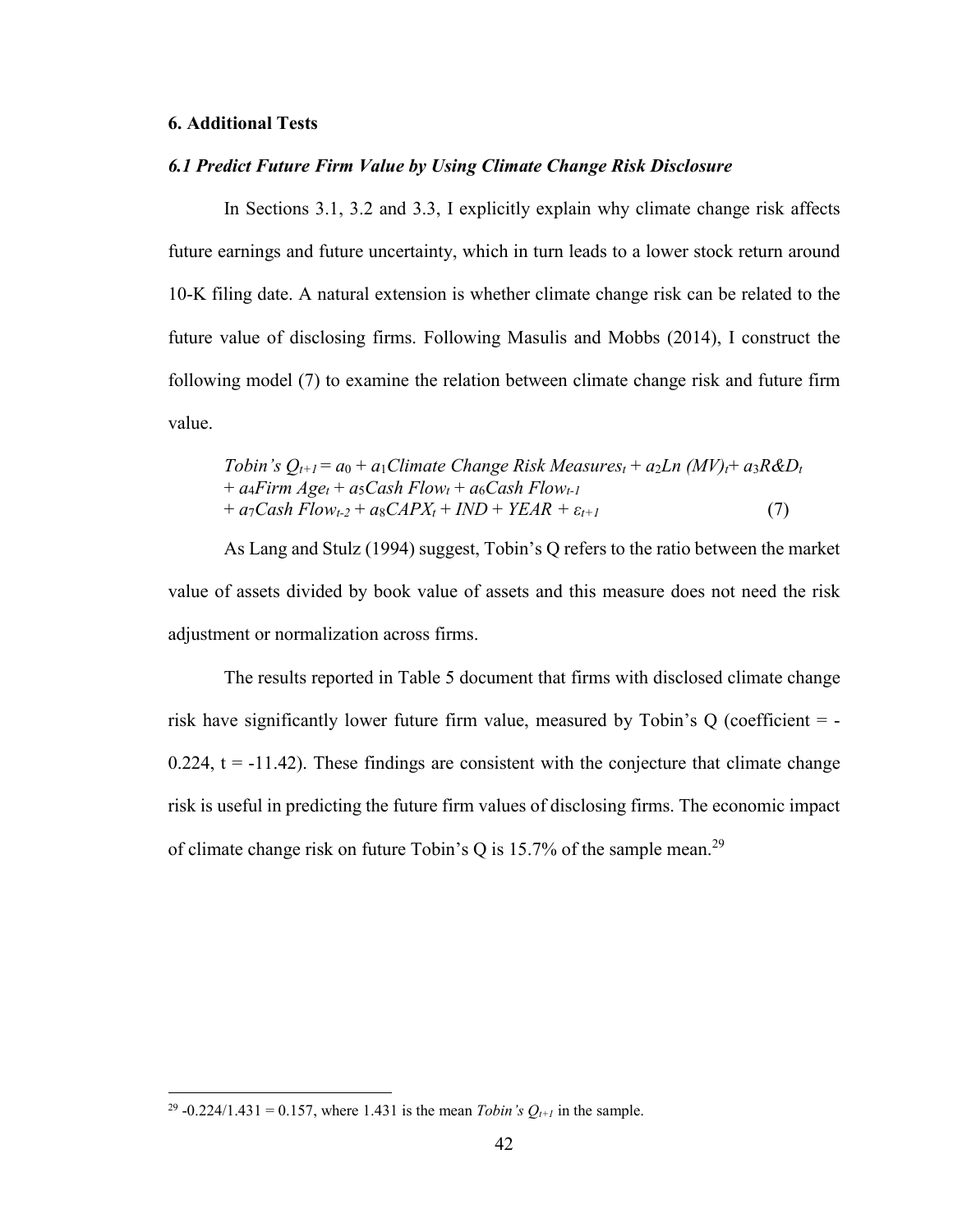## 6. Additional Tests

### *6.1 Predict Future Firm Value by Using Climate Change Risk Disclosure*

In Sections 3.1, 3.2 and 3.3, I explicitly explain why climate change risk affects future earnings and future uncertainty, which in turn leads to a lower stock return around 10-K filing date. A natural extension is whether climate change risk can be related to the future value of disclosing firms. Following Masulis and Mobbs (2014), I construct the following model (7) to examine the relation between climate change risk and future firm value.

$$Tobin's\ Q_{t+1} = a_0 + a_1 Climate\ Change\ Risk\ Measures_t + a_2 Ln\ (MV)_t + a_3 R\&D_t + a_4 Firm\ Age_t + a_5 Cash\ Flow_t + a_6 Cash\ Flow_{t-1} + a_7 Cash\ Flow_{t-2} + a_8 CAPX_t + IND + YEAR + \varepsilon_{t+1} \quad (7)$$

As Lang and Stulz (1994) suggest, Tobin's Q refers to the ratio between the market value of assets divided by book value of assets and this measure does not need the risk adjustment or normalization across firms.

The results reported in Table 5 document that firms with disclosed climate change risk have significantly lower future firm value, measured by Tobin's Q (coefficient = -0.224, t = -11.42). These findings are consistent with the conjecture that climate change risk is useful in predicting the future firm values of disclosing firms. The economic impact of climate change risk on future Tobin's Q is 15.7% of the sample mean.[29]

[29] -0.224/1.431 = 0.157, where 1.431 is the mean *Tobin's* $Q_{t+1}$ in the sample.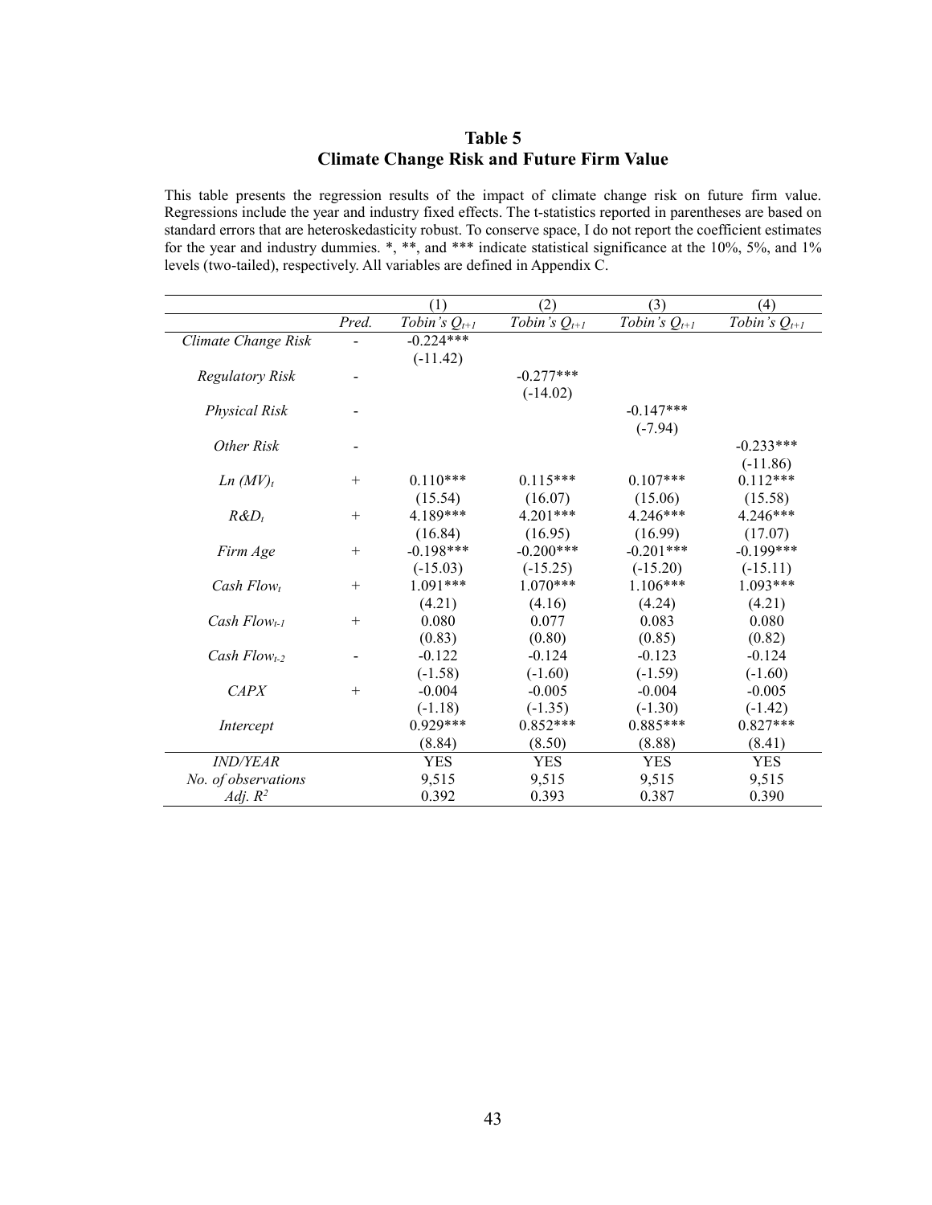# Table 5
## Climate Change Risk and Future Firm Value

This table presents the regression results of the impact of climate change risk on future firm value. Regressions include the year and industry fixed effects. The t-statistics reported in parentheses are based on standard errors that are heteroskedasticity robust. To conserve space, I do not report the coefficient estimates for the year and industry dummies. *, **, and *** indicate statistical significance at the 10%, 5%, and 1% levels (two-tailed), respectively. All variables are defined in Appendix C.

| | | (1) | (2) | (3) | (4) |
|---|---|---|---|---|---|
| | *Pred.* | *Tobin's $Q_{t+1}$* | *Tobin's $Q_{t+1}$* | *Tobin's $Q_{t+1}$* | *Tobin's $Q_{t+1}$* |
| *Climate Change Risk* | - | -0.224*** | | | |
| | | (-11.42) | | | |
| *Regulatory Risk* | - | | -0.277*** | | |
| | | | (-14.02) | | |
| *Physical Risk* | - | | | -0.147*** | |
| | | | | (-7.94) | |
| *Other Risk* | - | | | | -0.233*** |
| | | | | | (-11.86) |
| *$Ln(MV)_t$* | + | 0.110*** | 0.115*** | 0.107*** | 0.112*** |
| | | (15.54) | (16.07) | (15.06) | (15.58) |
| *$R\&D_t$* | + | 4.189*** | 4.201*** | 4.246*** | 4.246*** |
| | | (16.84) | (16.95) | (16.99) | (17.07) |
| *Firm Age* | + | -0.198*** | -0.200*** | -0.201*** | -0.199*** |
| | | (-15.03) | (-15.25) | (-15.20) | (-15.11) |
| *$Cash\ Flow_t$* | + | 1.091*** | 1.070*** | 1.106*** | 1.093*** |
| | | (4.21) | (4.16) | (4.24) | (4.21) |
| *$Cash\ Flow_{t-1}$* | + | 0.080 | 0.077 | 0.083 | 0.080 |
| | | (0.83) | (0.80) | (0.85) | (0.82) |
| *$Cash\ Flow_{t-2}$* | - | -0.122 | -0.124 | -0.123 | -0.124 |
| | | (-1.58) | (-1.60) | (-1.59) | (-1.60) |
| *CAPX* | + | -0.004 | -0.005 | -0.004 | -0.005 |
| | | (-1.18) | (-1.35) | (-1.30) | (-1.42) |
| *Intercept* | | 0.929*** | 0.852*** | 0.885*** | 0.827*** |
| | | (8.84) | (8.50) | (8.88) | (8.41) |
| *IND/YEAR* | | YES | YES | YES | YES |
| *No. of observations* | | 9,515 | 9,515 | 9,515 | 9,515 |
| *Adj. $R^2$* | | 0.392 | 0.393 | 0.387 | 0.390 |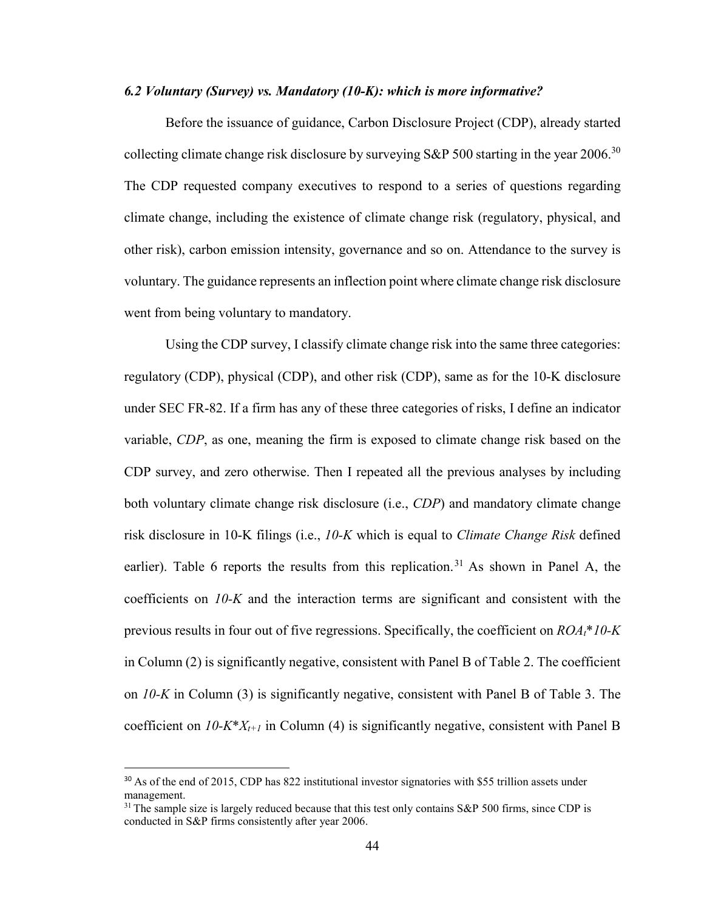### *6.2 Voluntary (Survey) vs. Mandatory (10-K): which is more informative?*

Before the issuance of guidance, Carbon Disclosure Project (CDP), already started collecting climate change risk disclosure by surveying S&P 500 starting in the year 2006.[30] The CDP requested company executives to respond to a series of questions regarding climate change, including the existence of climate change risk (regulatory, physical, and other risk), carbon emission intensity, governance and so on. Attendance to the survey is voluntary. The guidance represents an inflection point where climate change risk disclosure went from being voluntary to mandatory.

Using the CDP survey, I classify climate change risk into the same three categories: regulatory (CDP), physical (CDP), and other risk (CDP), same as for the 10-K disclosure under SEC FR-82. If a firm has any of these three categories of risks, I define an indicator variable, *CDP*, as one, meaning the firm is exposed to climate change risk based on the CDP survey, and zero otherwise. Then I repeated all the previous analyses by including both voluntary climate change risk disclosure (i.e., *CDP*) and mandatory climate change risk disclosure in 10-K filings (i.e., *10-K* which is equal to *Climate Change Risk* defined earlier). Table 6 reports the results from this replication.[31] As shown in Panel A, the coefficients on *10-K* and the interaction terms are significant and consistent with the previous results in four out of five regressions. Specifically, the coefficient on $ROA_t$*10-K* in Column (2) is significantly negative, consistent with Panel B of Table 2. The coefficient on *10-K* in Column (3) is significantly negative, consistent with Panel B of Table 3. The coefficient on *10-K*$X_{t+1}$ in Column (4) is significantly negative, consistent with Panel B

[30] As of the end of 2015, CDP has 822 institutional investor signatories with $55 trillion assets under management.

[31] The sample size is largely reduced because that this test only contains S&P 500 firms, since CDP is conducted in S&P firms consistently after year 2006.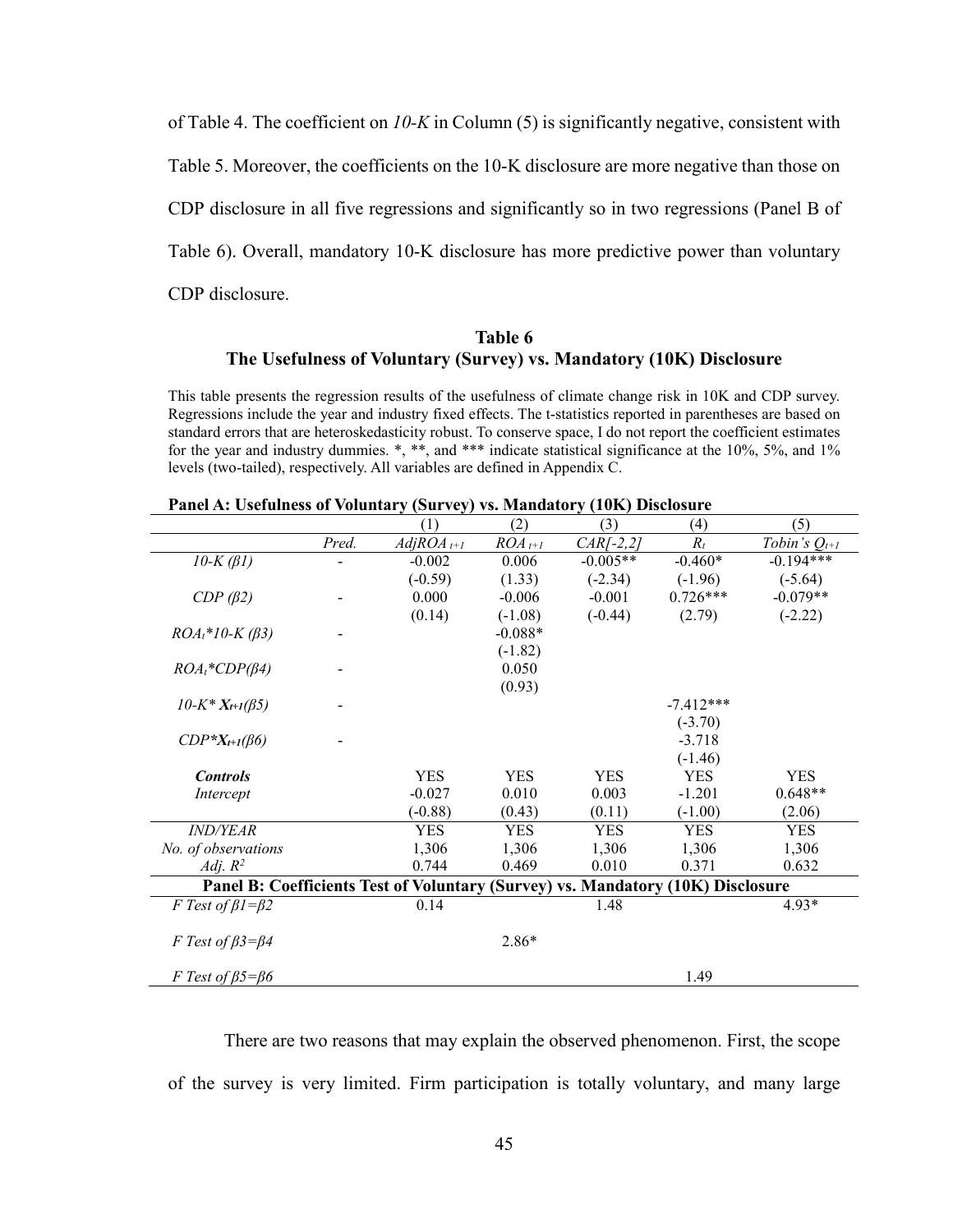of Table 4. The coefficient on *10-K* in Column (5) is significantly negative, consistent with Table 5. Moreover, the coefficients on the 10-K disclosure are more negative than those on CDP disclosure in all five regressions and significantly so in two regressions (Panel B of Table 6). Overall, mandatory 10-K disclosure has more predictive power than voluntary CDP disclosure.

**Table 6**
**The Usefulness of Voluntary (Survey) vs. Mandatory (10K) Disclosure**

This table presents the regression results of the usefulness of climate change risk in 10K and CDP survey. Regressions include the year and industry fixed effects. The t-statistics reported in parentheses are based on standard errors that are heteroskedasticity robust. To conserve space, I do not report the coefficient estimates for the year and industry dummies. *, **, and *** indicate statistical significance at the 10%, 5%, and 1% levels (two-tailed), respectively. All variables are defined in Appendix C.

**Panel A: Usefulness of Voluntary (Survey) vs. Mandatory (10K) Disclosure**

| | Pred. | (1) | (2) | (3) | (4) | (5) |
|---|---|---|---|---|---|---|
| | | $AdjROA_{t+1}$ | $ROA_{t+1}$ | $CAR[-2,2]$ | $R_t$ | $Tobin's\ Q_{t+1}$ |
| *10-K (β1)* | - | -0.002 | 0.006 | -0.005** | -0.460* | -0.194*** |
| | | (-0.59) | (1.33) | (-2.34) | (-1.96) | (-5.64) |
| *CDP (β2)* | - | 0.000 | -0.006 | -0.001 | 0.726*** | -0.079** |
| | | (0.14) | (-1.08) | (-0.44) | (2.79) | (-2.22) |
| $ROA_t$*\*10-K (β3)* | - | | -0.088* | | | |
| | | | (-1.82) | | | |
| $ROA_t$*\*CDP(β4)* | - | | 0.050 | | | |
| | | | (0.93) | | | |
| *10-K\** $X_{t+1}$*(β5)* | - | | | | -7.412*** | |
| | | | | | (-3.70) | |
| *CDP\** $X_{t+1}$*(β6)* | - | | | | -3.718 | |
| | | | | | (-1.46) | |
| ***Controls*** | | YES | YES | YES | YES | YES |
| *Intercept* | | -0.027 | 0.010 | 0.003 | -1.201 | 0.648** |
| | | (-0.88) | (0.43) | (0.11) | (-1.00) | (2.06) |
| *IND/YEAR* | | YES | YES | YES | YES | YES |
| *No. of observations* | | 1,306 | 1,306 | 1,306 | 1,306 | 1,306 |
| *Adj.* $R^2$ | | 0.744 | 0.469 | 0.010 | 0.371 | 0.632 |
| **Panel B: Coefficients Test of Voluntary (Survey) vs. Mandatory (10K) Disclosure** | | | | | | |
| *F Test of β1=β2* | | 0.14 | | 1.48 | | 4.93* |
| *F Test of β3=β4* | | | 2.86* | | | |
| *F Test of β5=β6* | | | | | 1.49 | |

There are two reasons that may explain the observed phenomenon. First, the scope of the survey is very limited. Firm participation is totally voluntary, and many large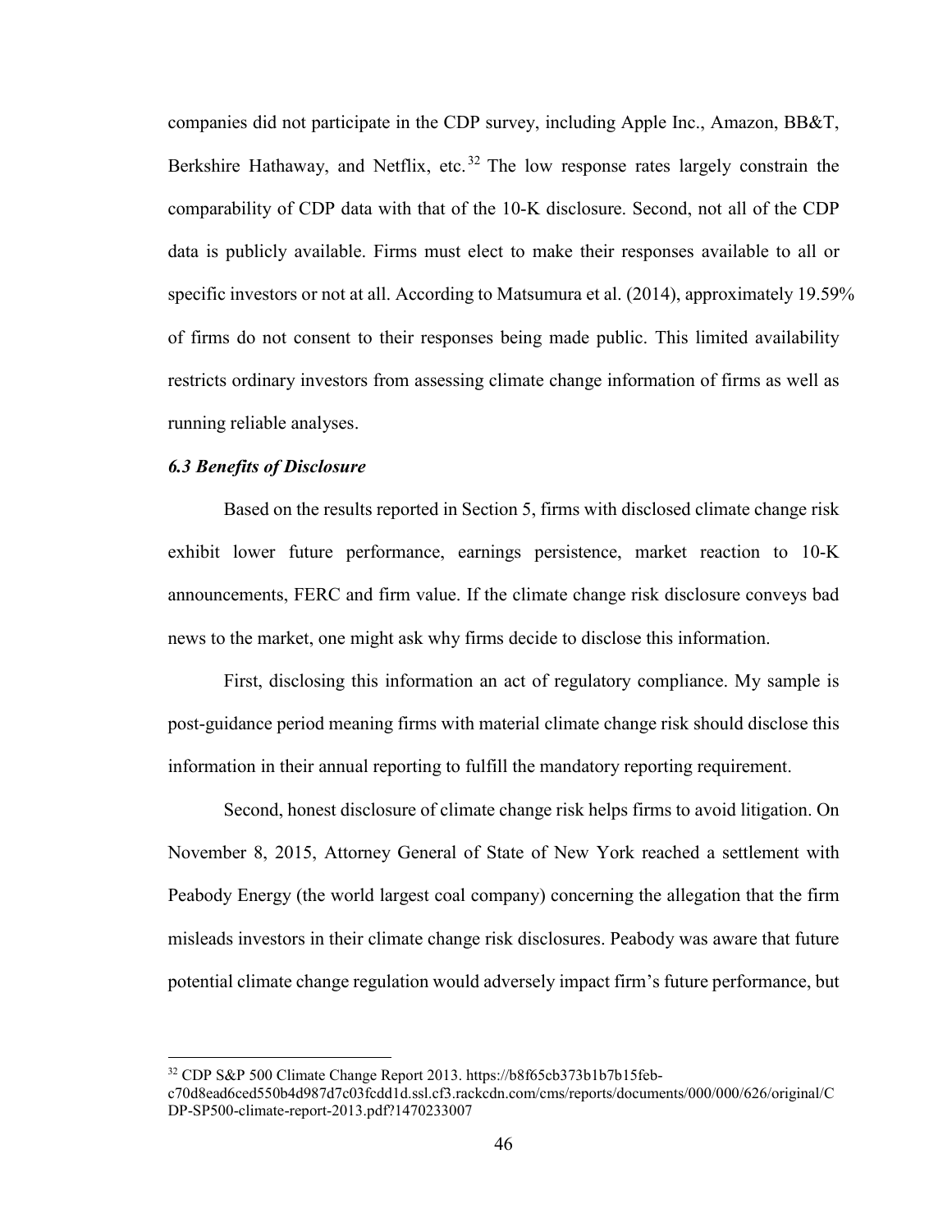companies did not participate in the CDP survey, including Apple Inc., Amazon, BB&T, Berkshire Hathaway, and Netflix, etc.[32] The low response rates largely constrain the comparability of CDP data with that of the 10-K disclosure. Second, not all of the CDP data is publicly available. Firms must elect to make their responses available to all or specific investors or not at all. According to Matsumura et al. (2014), approximately 19.59% of firms do not consent to their responses being made public. This limited availability restricts ordinary investors from assessing climate change information of firms as well as running reliable analyses.

### *6.3 Benefits of Disclosure*

Based on the results reported in Section 5, firms with disclosed climate change risk exhibit lower future performance, earnings persistence, market reaction to 10-K announcements, FERC and firm value. If the climate change risk disclosure conveys bad news to the market, one might ask why firms decide to disclose this information.

First, disclosing this information an act of regulatory compliance. My sample is post-guidance period meaning firms with material climate change risk should disclose this information in their annual reporting to fulfill the mandatory reporting requirement.

Second, honest disclosure of climate change risk helps firms to avoid litigation. On November 8, 2015, Attorney General of State of New York reached a settlement with Peabody Energy (the world largest coal company) concerning the allegation that the firm misleads investors in their climate change risk disclosures. Peabody was aware that future potential climate change regulation would adversely impact firm's future performance, but

[32] CDP S&P 500 Climate Change Report 2013. https://b8f65cb373b1b7b15feb-c70d8ead6ced550b4d987d7c03fcdd1d.ssl.cf3.rackcdn.com/cms/reports/documents/000/000/626/original/CDP-SP500-climate-report-2013.pdf?1470233007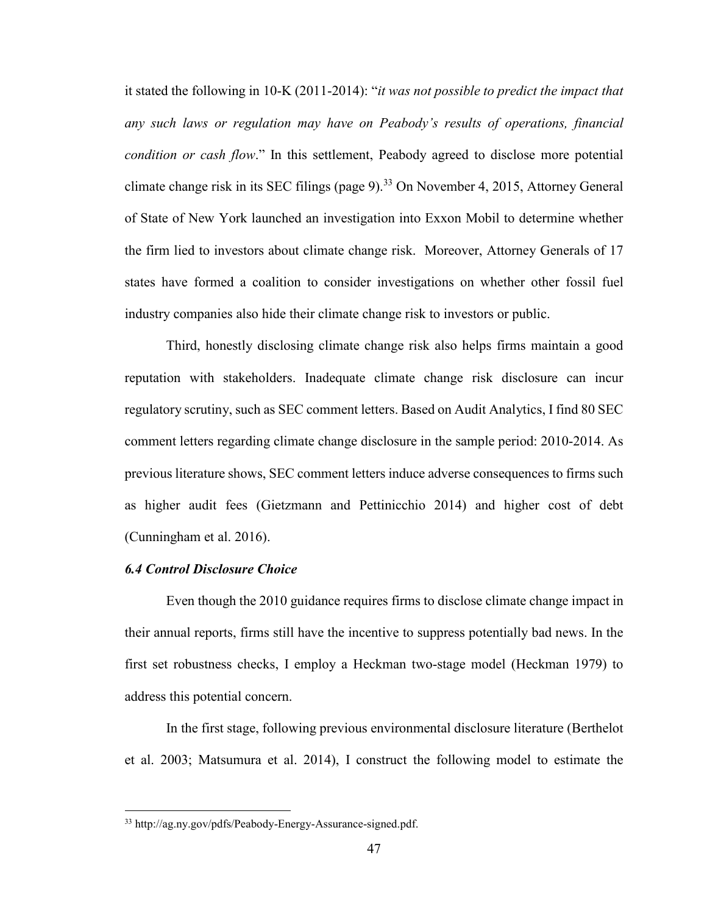it stated the following in 10-K (2011-2014): "*it was not possible to predict the impact that any such laws or regulation may have on Peabody's results of operations, financial condition or cash flow*." In this settlement, Peabody agreed to disclose more potential climate change risk in its SEC filings (page 9).[33] On November 4, 2015, Attorney General of State of New York launched an investigation into Exxon Mobil to determine whether the firm lied to investors about climate change risk. Moreover, Attorney Generals of 17 states have formed a coalition to consider investigations on whether other fossil fuel industry companies also hide their climate change risk to investors or public.

Third, honestly disclosing climate change risk also helps firms maintain a good reputation with stakeholders. Inadequate climate change risk disclosure can incur regulatory scrutiny, such as SEC comment letters. Based on Audit Analytics, I find 80 SEC comment letters regarding climate change disclosure in the sample period: 2010-2014. As previous literature shows, SEC comment letters induce adverse consequences to firms such as higher audit fees (Gietzmann and Pettinicchio 2014) and higher cost of debt (Cunningham et al. 2016).

### *6.4 Control Disclosure Choice*

Even though the 2010 guidance requires firms to disclose climate change impact in their annual reports, firms still have the incentive to suppress potentially bad news. In the first set robustness checks, I employ a Heckman two-stage model (Heckman 1979) to address this potential concern.

In the first stage, following previous environmental disclosure literature (Berthelot et al. 2003; Matsumura et al. 2014), I construct the following model to estimate the

---

[33] http://ag.ny.gov/pdfs/Peabody-Energy-Assurance-signed.pdf.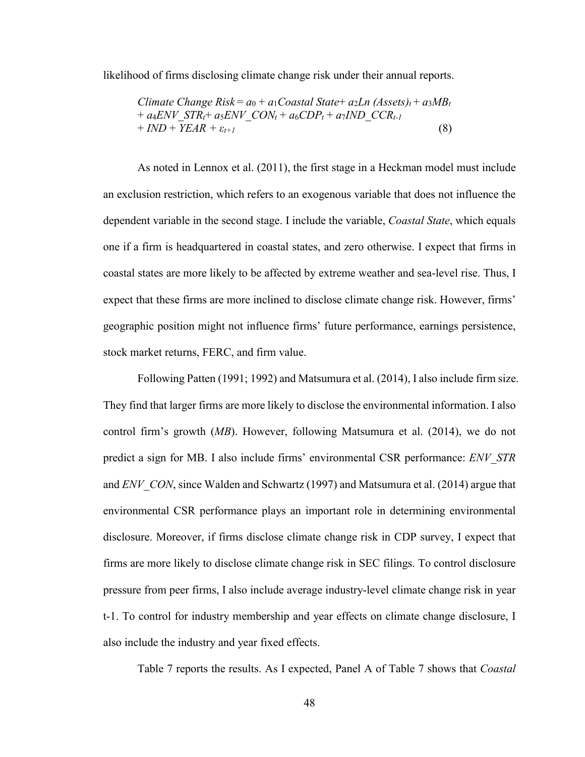likelihood of firms disclosing climate change risk under their annual reports.

$$Climate\ Change\ Risk = a_0 + a_1 Coastal\ State + a_2 Ln\ (Assets)_t + a_3 MB_t + a_4 ENV\_STR_t + a_5 ENV\_CON_t + a_6 CDP_t + a_7 IND\_CCR_{t-1} + IND + YEAR + \varepsilon_{t+1} \quad (8)$$

As noted in Lennox et al. (2011), the first stage in a Heckman model must include an exclusion restriction, which refers to an exogenous variable that does not influence the dependent variable in the second stage. I include the variable, *Coastal State*, which equals one if a firm is headquartered in coastal states, and zero otherwise. I expect that firms in coastal states are more likely to be affected by extreme weather and sea-level rise. Thus, I expect that these firms are more inclined to disclose climate change risk. However, firms' geographic position might not influence firms' future performance, earnings persistence, stock market returns, FERC, and firm value.

Following Patten (1991; 1992) and Matsumura et al. (2014), I also include firm size. They find that larger firms are more likely to disclose the environmental information. I also control firm's growth (*MB*). However, following Matsumura et al. (2014), we do not predict a sign for MB. I also include firms' environmental CSR performance: *ENV_STR* and *ENV_CON*, since Walden and Schwartz (1997) and Matsumura et al. (2014) argue that environmental CSR performance plays an important role in determining environmental disclosure. Moreover, if firms disclose climate change risk in CDP survey, I expect that firms are more likely to disclose climate change risk in SEC filings. To control disclosure pressure from peer firms, I also include average industry-level climate change risk in year t-1. To control for industry membership and year effects on climate change disclosure, I also include the industry and year fixed effects.

Table 7 reports the results. As I expected, Panel A of Table 7 shows that *Coastal*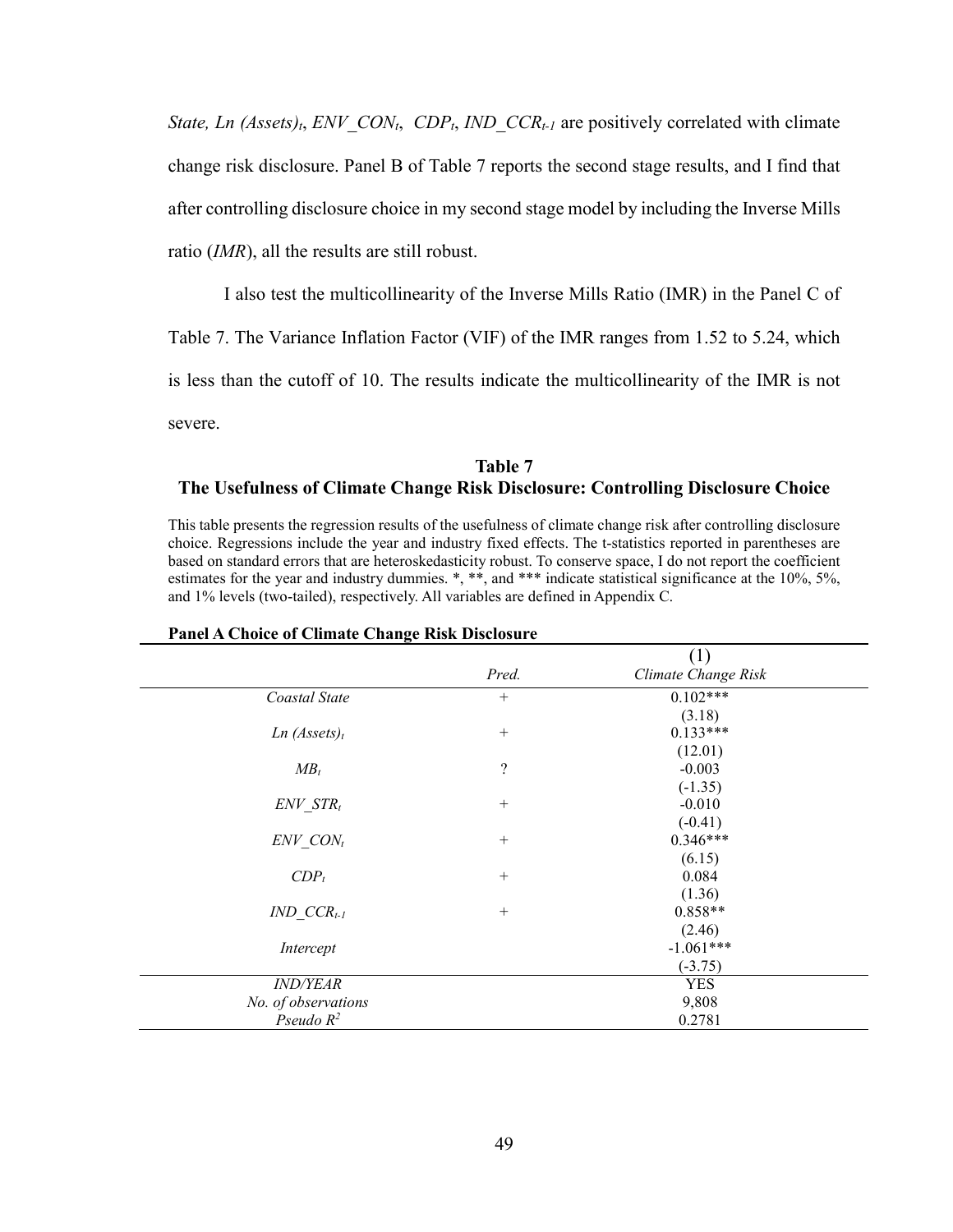*State, Ln (Assets)$_t$*, *ENV_CON$_t$*, *CDP$_t$*, *IND_CCR$_{t-1}$* are positively correlated with climate change risk disclosure. Panel B of Table 7 reports the second stage results, and I find that after controlling disclosure choice in my second stage model by including the Inverse Mills ratio (*IMR*), all the results are still robust.

I also test the multicollinearity of the Inverse Mills Ratio (IMR) in the Panel C of Table 7. The Variance Inflation Factor (VIF) of the IMR ranges from 1.52 to 5.24, which is less than the cutoff of 10. The results indicate the multicollinearity of the IMR is not severe.

### Table 7
### The Usefulness of Climate Change Risk Disclosure: Controlling Disclosure Choice

This table presents the regression results of the usefulness of climate change risk after controlling disclosure choice. Regressions include the year and industry fixed effects. The t-statistics reported in parentheses are based on standard errors that are heteroskedasticity robust. To conserve space, I do not report the coefficient estimates for the year and industry dummies. *, **, and *** indicate statistical significance at the 10%, 5%, and 1% levels (two-tailed), respectively. All variables are defined in Appendix C.

**Panel A Choice of Climate Change Risk Disclosure**

| | *Pred.* | (1)<br>*Climate Change Risk* |
|---|---|---|
| *Coastal State* | + | 0.102*** |
| | | (3.18) |
| *Ln (Assets)$_t$* | + | 0.133*** |
| | | (12.01) |
| *MB$_t$* | ? | -0.003 |
| | | (-1.35) |
| *ENV_STR$_t$* | + | -0.010 |
| | | (-0.41) |
| *ENV_CON$_t$* | + | 0.346*** |
| | | (6.15) |
| *CDP$_t$* | + | 0.084 |
| | | (1.36) |
| *IND_CCR$_{t-1}$* | + | 0.858** |
| | | (2.46) |
| *Intercept* | | -1.061*** |
| | | (-3.75) |
| *IND/YEAR* | | YES |
| *No. of observations* | | 9,808 |
| *Pseudo $R^2$* | | 0.2781 |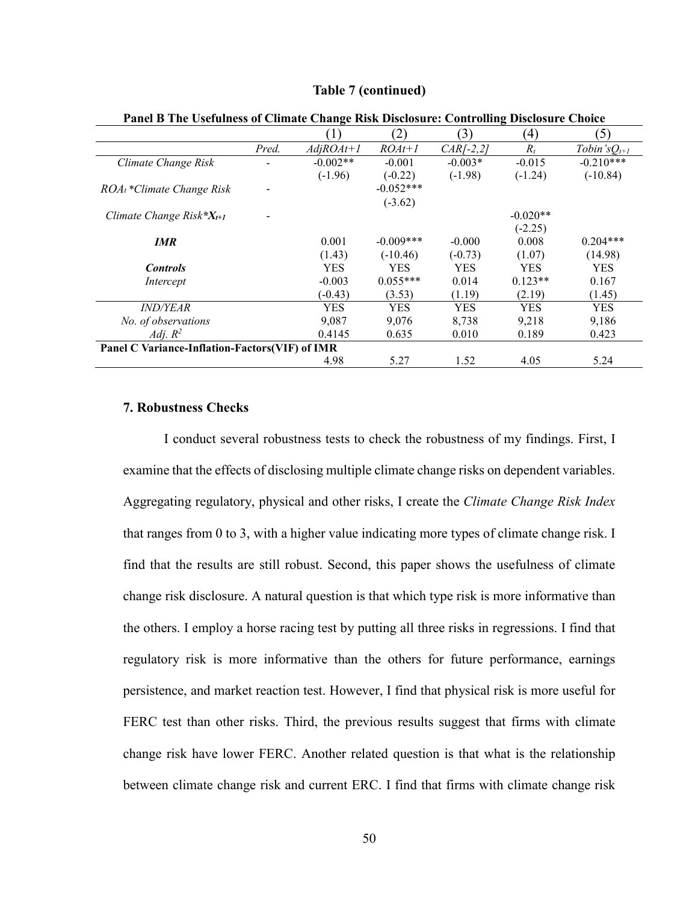**Table 7 (continued)**

| **Panel B The Usefulness of Climate Change Risk Disclosure: Controlling Disclosure Choice** | | | | | | |
|---|---|---|---|---|---|---|
| | | (1) | (2) | (3) | (4) | (5) |
| | *Pred.* | *AdjROAt+1* | *ROAt+1* | *CAR[-2,2]* | $R_t$ | *Tobin'sQ*$_{t+1}$ |
| *Climate Change Risk* | - | -0.002** | -0.001 | -0.003* | -0.015 | -0.210*** |
| | | (-1.96) | (-0.22) | (-1.98) | (-1.24) | (-10.84) |
| $ROA_t$ *\*Climate Change Risk* | - | | -0.052*** | | | |
| | | | (-3.62) | | | |
| *Climate Change Risk*\*$X_{t+1}$ | - | | | | -0.020** | |
| | | | | | (-2.25) | |
| ***IMR*** | | 0.001 | -0.009*** | -0.000 | 0.008 | 0.204*** |
| | | (1.43) | (-10.46) | (-0.73) | (1.07) | (14.98) |
| ***Controls*** | | YES | YES | YES | YES | YES |
| *Intercept* | | -0.003 | 0.055*** | 0.014 | 0.123** | 0.167 |
| | | (-0.43) | (3.53) | (1.19) | (2.19) | (1.45) |
| *IND/YEAR* | | YES | YES | YES | YES | YES |
| *No. of observations* | | 9,087 | 9,076 | 8,738 | 9,218 | 9,186 |
| *Adj.* $R^2$ | | 0.4145 | 0.635 | 0.010 | 0.189 | 0.423 |
| **Panel C Variance-Inflation-Factors(VIF) of IMR** | | | | | | |
| | | 4.98 | 5.27 | 1.52 | 4.05 | 5.24 |

### 7. Robustness Checks

I conduct several robustness tests to check the robustness of my findings. First, I examine that the effects of disclosing multiple climate change risks on dependent variables. Aggregating regulatory, physical and other risks, I create the *Climate Change Risk Index* that ranges from 0 to 3, with a higher value indicating more types of climate change risk. I find that the results are still robust. Second, this paper shows the usefulness of climate change risk disclosure. A natural question is that which type risk is more informative than the others. I employ a horse racing test by putting all three risks in regressions. I find that regulatory risk is more informative than the others for future performance, earnings persistence, and market reaction test. However, I find that physical risk is more useful for FERC test than other risks. Third, the previous results suggest that firms with climate change risk have lower FERC. Another related question is that what is the relationship between climate change risk and current ERC. I find that firms with climate change risk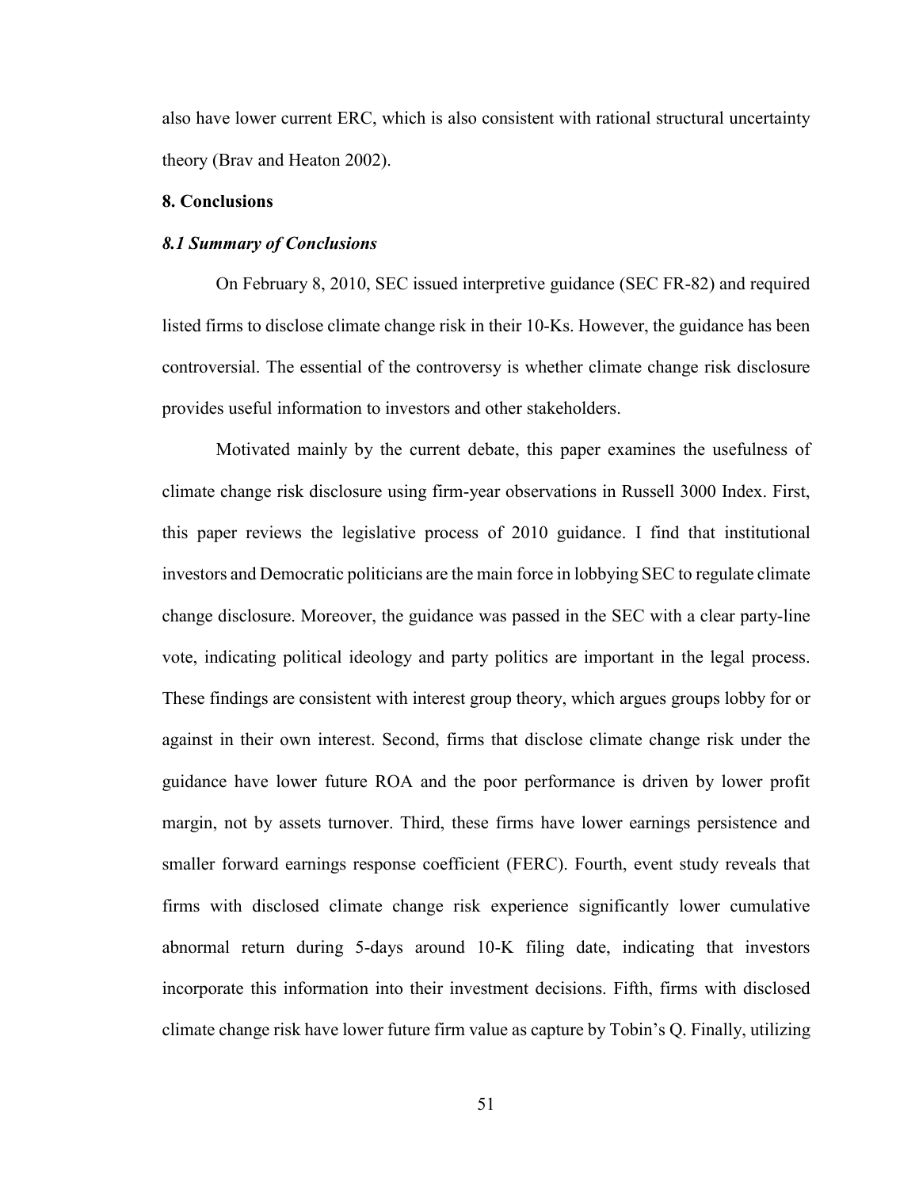also have lower current ERC, which is also consistent with rational structural uncertainty theory (Brav and Heaton 2002).

## 8. Conclusions

### *8.1 Summary of Conclusions*

On February 8, 2010, SEC issued interpretive guidance (SEC FR-82) and required listed firms to disclose climate change risk in their 10-Ks. However, the guidance has been controversial. The essential of the controversy is whether climate change risk disclosure provides useful information to investors and other stakeholders.

Motivated mainly by the current debate, this paper examines the usefulness of climate change risk disclosure using firm-year observations in Russell 3000 Index. First, this paper reviews the legislative process of 2010 guidance. I find that institutional investors and Democratic politicians are the main force in lobbying SEC to regulate climate change disclosure. Moreover, the guidance was passed in the SEC with a clear party-line vote, indicating political ideology and party politics are important in the legal process. These findings are consistent with interest group theory, which argues groups lobby for or against in their own interest. Second, firms that disclose climate change risk under the guidance have lower future ROA and the poor performance is driven by lower profit margin, not by assets turnover. Third, these firms have lower earnings persistence and smaller forward earnings response coefficient (FERC). Fourth, event study reveals that firms with disclosed climate change risk experience significantly lower cumulative abnormal return during 5-days around 10-K filing date, indicating that investors incorporate this information into their investment decisions. Fifth, firms with disclosed climate change risk have lower future firm value as capture by Tobin's Q. Finally, utilizing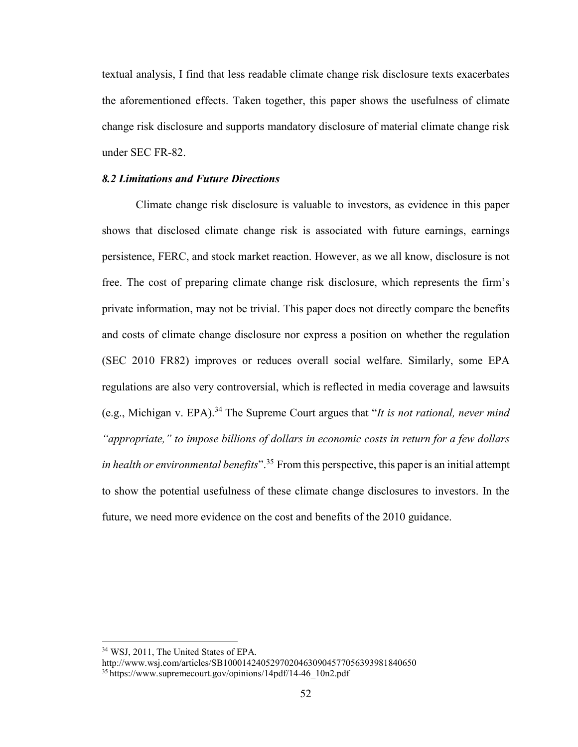textual analysis, I find that less readable climate change risk disclosure texts exacerbates the aforementioned effects. Taken together, this paper shows the usefulness of climate change risk disclosure and supports mandatory disclosure of material climate change risk under SEC FR-82.

### *8.2 Limitations and Future Directions*

Climate change risk disclosure is valuable to investors, as evidence in this paper shows that disclosed climate change risk is associated with future earnings, earnings persistence, FERC, and stock market reaction. However, as we all know, disclosure is not free. The cost of preparing climate change risk disclosure, which represents the firm's private information, may not be trivial. This paper does not directly compare the benefits and costs of climate change disclosure nor express a position on whether the regulation (SEC 2010 FR82) improves or reduces overall social welfare. Similarly, some EPA regulations are also very controversial, which is reflected in media coverage and lawsuits (e.g., Michigan v. EPA).[34] The Supreme Court argues that "*It is not rational, never mind "appropriate," to impose billions of dollars in economic costs in return for a few dollars in health or environmental benefits*".[35] From this perspective, this paper is an initial attempt to show the potential usefulness of these climate change disclosures to investors. In the future, we need more evidence on the cost and benefits of the 2010 guidance.

---

[34] WSJ, 2011, The United States of EPA.
http://www.wsj.com/articles/SB10001424052970204630904577056393981840650

[35] https://www.supremecourt.gov/opinions/14pdf/14-46_10n2.pdf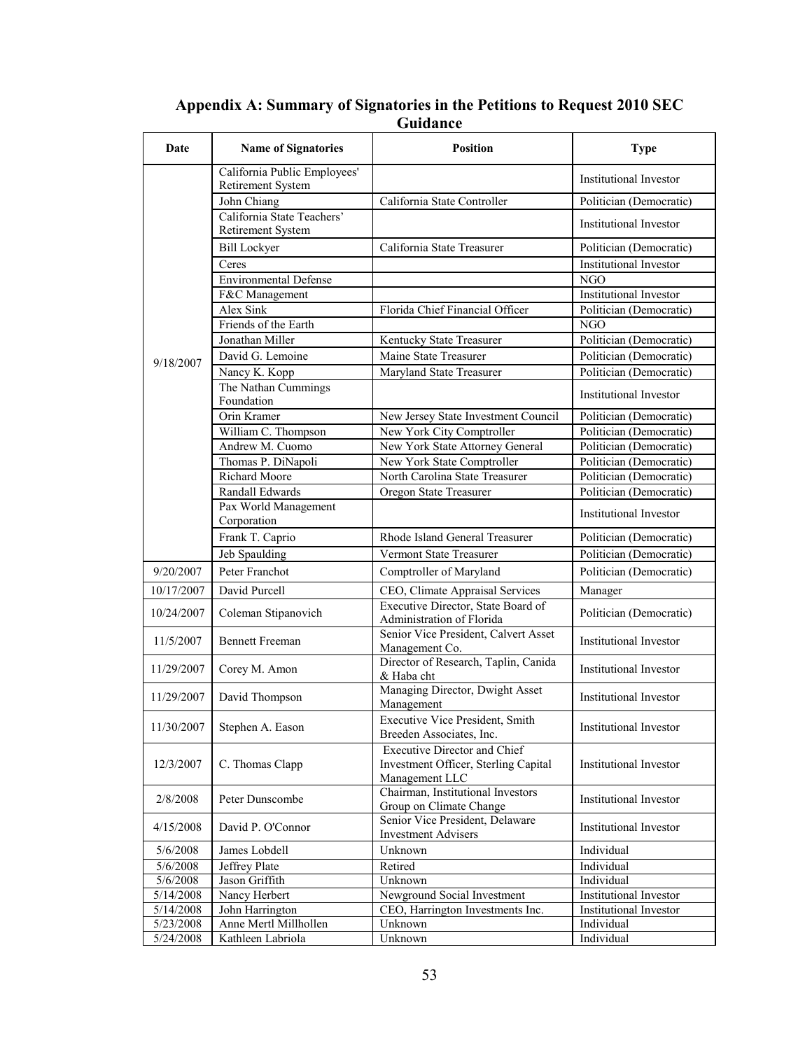## Appendix A: Summary of Signatories in the Petitions to Request 2010 SEC Guidance

| Date | Name of Signatories | Position | Type |
|---|---|---|---|
| 9/18/2007 | California Public Employees' Retirement System | | Institutional Investor |
| | John Chiang | California State Controller | Politician (Democratic) |
| | California State Teachers' Retirement System | | Institutional Investor |
| | Bill Lockyer | California State Treasurer | Politician (Democratic) |
| | Ceres | | Institutional Investor |
| | Environmental Defense | | NGO |
| | F&C Management | | Institutional Investor |
| | Alex Sink | Florida Chief Financial Officer | Politician (Democratic) |
| | Friends of the Earth | | NGO |
| | Jonathan Miller | Kentucky State Treasurer | Politician (Democratic) |
| | David G. Lemoine | Maine State Treasurer | Politician (Democratic) |
| | Nancy K. Kopp | Maryland State Treasurer | Politician (Democratic) |
| | The Nathan Cummings Foundation | | Institutional Investor |
| | Orin Kramer | New Jersey State Investment Council | Politician (Democratic) |
| | William C. Thompson | New York City Comptroller | Politician (Democratic) |
| | Andrew M. Cuomo | New York State Attorney General | Politician (Democratic) |
| | Thomas P. DiNapoli | New York State Comptroller | Politician (Democratic) |
| | Richard Moore | North Carolina State Treasurer | Politician (Democratic) |
| | Randall Edwards | Oregon State Treasurer | Politician (Democratic) |
| | Pax World Management Corporation | | Institutional Investor |
| | Frank T. Caprio | Rhode Island General Treasurer | Politician (Democratic) |
| | Jeb Spaulding | Vermont State Treasurer | Politician (Democratic) |
| 9/20/2007 | Peter Franchot | Comptroller of Maryland | Politician (Democratic) |
| 10/17/2007 | David Purcell | CEO, Climate Appraisal Services | Manager |
| 10/24/2007 | Coleman Stipanovich | Executive Director, State Board of Administration of Florida | Politician (Democratic) |
| 11/5/2007 | Bennett Freeman | Senior Vice President, Calvert Asset Management Co. | Institutional Investor |
| 11/29/2007 | Corey M. Amon | Director of Research, Taplin, Canida & Haba cht | Institutional Investor |
| 11/29/2007 | David Thompson | Managing Director, Dwight Asset Management | Institutional Investor |
| 11/30/2007 | Stephen A. Eason | Executive Vice President, Smith Breeden Associates, Inc. | Institutional Investor |
| 12/3/2007 | C. Thomas Clapp | Executive Director and Chief Investment Officer, Sterling Capital Management LLC | Institutional Investor |
| 2/8/2008 | Peter Dunscombe | Chairman, Institutional Investors Group on Climate Change | Institutional Investor |
| 4/15/2008 | David P. O'Connor | Senior Vice President, Delaware Investment Advisers | Institutional Investor |
| 5/6/2008 | James Lobdell | Unknown | Individual |
| 5/6/2008 | Jeffrey Plate | Retired | Individual |
| 5/6/2008 | Jason Griffith | Unknown | Individual |
| 5/14/2008 | Nancy Herbert | Newground Social Investment | Institutional Investor |
| 5/14/2008 | John Harrington | CEO, Harrington Investments Inc. | Institutional Investor |
| 5/23/2008 | Anne Mertl Millhollen | Unknown | Individual |
| 5/24/2008 | Kathleen Labriola | Unknown | Individual |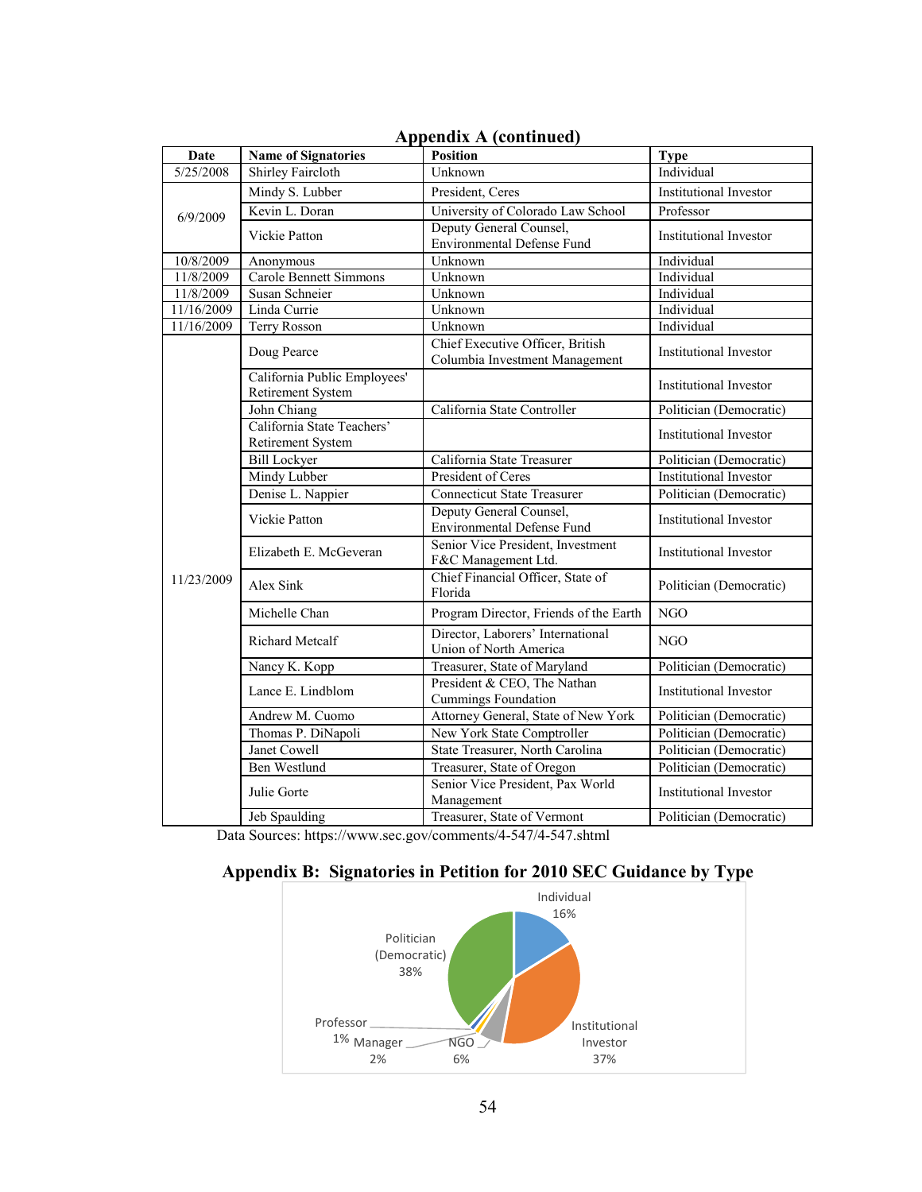## Appendix A (continued)

| Date | Name of Signatories | Position | Type |
|---|---|---|---|
| 5/25/2008 | Shirley Faircloth | Unknown | Individual |
| 6/9/2009 | Mindy S. Lubber | President, Ceres | Institutional Investor |
| | Kevin L. Doran | University of Colorado Law School | Professor |
| | Vickie Patton | Deputy General Counsel, Environmental Defense Fund | Institutional Investor |
| 10/8/2009 | Anonymous | Unknown | Individual |
| 11/8/2009 | Carole Bennett Simmons | Unknown | Individual |
| 11/8/2009 | Susan Schneier | Unknown | Individual |
| 11/16/2009 | Linda Currie | Unknown | Individual |
| 11/16/2009 | Terry Rosson | Unknown | Individual |
| 11/23/2009 | Doug Pearce | Chief Executive Officer, British Columbia Investment Management | Institutional Investor |
| | California Public Employees' Retirement System | | Institutional Investor |
| | John Chiang | California State Controller | Politician (Democratic) |
| | California State Teachers' Retirement System | | Institutional Investor |
| | Bill Lockyer | California State Treasurer | Politician (Democratic) |
| | Mindy Lubber | President of Ceres | Institutional Investor |
| | Denise L. Nappier | Connecticut State Treasurer | Politician (Democratic) |
| | Vickie Patton | Deputy General Counsel, Environmental Defense Fund | Institutional Investor |
| | Elizabeth E. McGeveran | Senior Vice President, Investment F&C Management Ltd. | Institutional Investor |
| | Alex Sink | Chief Financial Officer, State of Florida | Politician (Democratic) |
| | Michelle Chan | Program Director, Friends of the Earth | NGO |
| | Richard Metcalf | Director, Laborers' International Union of North America | NGO |
| | Nancy K. Kopp | Treasurer, State of Maryland | Politician (Democratic) |
| | Lance E. Lindblom | President & CEO, The Nathan Cummings Foundation | Institutional Investor |
| | Andrew M. Cuomo | Attorney General, State of New York | Politician (Democratic) |
| | Thomas P. DiNapoli | New York State Comptroller | Politician (Democratic) |
| | Janet Cowell | State Treasurer, North Carolina | Politician (Democratic) |
| | Ben Westlund | Treasurer, State of Oregon | Politician (Democratic) |
| | Julie Gorte | Senior Vice President, Pax World Management | Institutional Investor |
| | Jeb Spaulding | Treasurer, State of Vermont | Politician (Democratic) |

Data Sources: https://www.sec.gov/comments/4-547/4-547.shtml

## Appendix B: Signatories in Petition for 2010 SEC Guidance by Type

| Type | Share |
|---|---|
| Individual | 16% |
| Institutional Investor | 37% |
| NGO | 6% |
| Manager | 2% |
| Professor | 1% |
| Politician (Democratic) | 38% |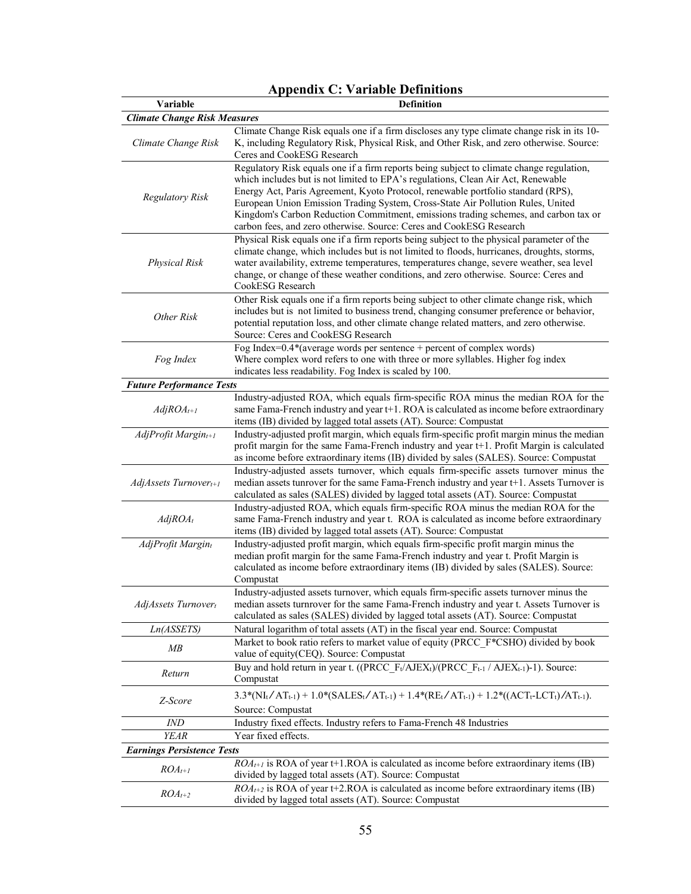## Appendix C: Variable Definitions

| Variable | Definition |
|---|---|
| ***Climate Change Risk Measures*** | |
| *Climate Change Risk* | Climate Change Risk equals one if a firm discloses any type climate change risk in its 10-K, including Regulatory Risk, Physical Risk, and Other Risk, and zero otherwise. Source: Ceres and CookESG Research |
| *Regulatory Risk* | Regulatory Risk equals one if a firm reports being subject to climate change regulation, which includes but is not limited to EPA's regulations, Clean Air Act, Renewable Energy Act, Paris Agreement, Kyoto Protocol, renewable portfolio standard (RPS), European Union Emission Trading System, Cross-State Air Pollution Rules, United Kingdom's Carbon Reduction Commitment, emissions trading schemes, and carbon tax or carbon fees, and zero otherwise. Source: Ceres and CookESG Research |
| *Physical Risk* | Physical Risk equals one if a firm reports being subject to the physical parameter of the climate change, which includes but is not limited to floods, hurricanes, droughts, storms, water availability, extreme temperatures, temperatures change, severe weather, sea level change, or change of these weather conditions, and zero otherwise. Source: Ceres and CookESG Research |
| *Other Risk* | Other Risk equals one if a firm reports being subject to other climate change risk, which includes but is not limited to business trend, changing consumer preference or behavior, potential reputation loss, and other climate change related matters, and zero otherwise. Source: Ceres and CookESG Research |
| *Fog Index* | Fog Index=0.4*(average words per sentence + percent of complex words) Where complex word refers to one with three or more syllables. Higher fog index indicates less readability. Fog Index is scaled by 100. |
| ***Future Performance Tests*** | |
| $AdjROA_{t+1}$ | Industry-adjusted ROA, which equals firm-specific ROA minus the median ROA for the same Fama-French industry and year t+1. ROA is calculated as income before extraordinary items (IB) divided by lagged total assets (AT). Source: Compustat |
| $AdjProfit\ Margin_{t+1}$ | Industry-adjusted profit margin, which equals firm-specific profit margin minus the median profit margin for the same Fama-French industry and year t+1. Profit Margin is calculated as income before extraordinary items (IB) divided by sales (SALES). Source: Compustat |
| $AdjAssets\ Turnover_{t+1}$ | Industry-adjusted assets turnover, which equals firm-specific assets turnover minus the median assets tunrover for the same Fama-French industry and year t+1. Assets Turnover is calculated as sales (SALES) divided by lagged total assets (AT). Source: Compustat |
| $AdjROA_t$ | Industry-adjusted ROA, which equals firm-specific ROA minus the median ROA for the same Fama-French industry and year t. ROA is calculated as income before extraordinary items (IB) divided by lagged total assets (AT). Source: Compustat |
| $AdjProfit\ Margin_t$ | Industry-adjusted profit margin, which equals firm-specific profit margin minus the median profit Margin for the same Fama-French industry and year t. Profit Margin is calculated as income before extraordinary items (IB) divided by sales (SALES). Source: Compustat |
| $AdjAssets\ Turnover_t$ | Industry-adjusted assets turnover, which equals firm-specific assets turnover minus the median assets tunrover for the same Fama-French industry and year t. Assets Turnover is calculated as sales (SALES) divided by lagged total assets (AT). Source: Compustat |
| *Ln(ASSETS)* | Natural logarithm of total assets (AT) in the fiscal year end. Source: Compustat |
| *MB* | Market to book ratio refers to market value of equity (PRCC_F*CSHO) divided by book value of equity(CEQ). Source: Compustat |
| *Return* | Buy and hold return in year t. $((PRCC\_F_t/AJEX_t)/(PRCC\_F_{t-1} / AJEX_{t-1})-1)$. Source: Compustat |
| *Z-Score* | $3.3*(NI_t / AT_{t-1}) + 1.0*(SALES_t / AT_{t-1}) + 1.4*(RE_t / AT_{t-1}) + 1.2*((ACT_t-LCT_t) / AT_{t-1})$. Source: Compustat |
| *IND* | Industry fixed effects. Industry refers to Fama-French 48 Industries |
| *YEAR* | Year fixed effects. |
| ***Earnings Persistence Tests*** | |
| $ROA_{t+1}$ | $ROA_{t+1}$ is ROA of year t+1.ROA is calculated as income before extraordinary items (IB) divided by lagged total assets (AT). Source: Compustat |
| $ROA_{t+2}$ | $ROA_{t+2}$ is ROA of year t+2.ROA is calculated as income before extraordinary items (IB) divided by lagged total assets (AT). Source: Compustat |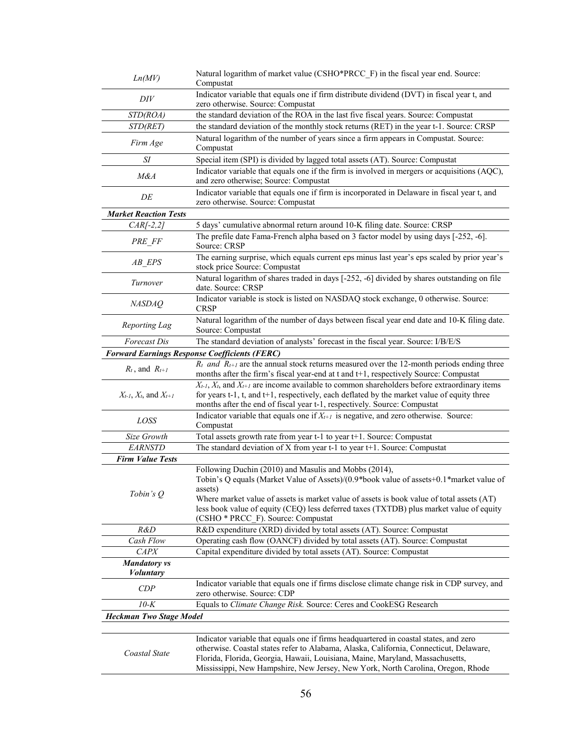| | |
|---|---|
| *Ln(MV)* | Natural logarithm of market value (CSHO*PRCC_F) in the fiscal year end. Source: Compustat |
| *DIV* | Indicator variable that equals one if firm distribute dividend (DVT) in fiscal year t, and zero otherwise. Source: Compustat |
| *STD(ROA)* | the standard deviation of the ROA in the last five fiscal years. Source: Compustat |
| *STD(RET)* | the standard deviation of the monthly stock returns (RET) in the year t-1. Source: CRSP |
| *Firm Age* | Natural logarithm of the number of years since a firm appears in Compustat. Source: Compustat |
| *SI* | Special item (SPI) is divided by lagged total assets (AT). Source: Compustat |
| *M&A* | Indicator variable that equals one if the firm is involved in mergers or acquisitions (AQC), and zero otherwise; Source: Compustat |
| *DE* | Indicator variable that equals one if firm is incorporated in Delaware in fiscal year t, and zero otherwise. Source: Compustat |
| ***Market Reaction Tests*** | |
| *CAR[-2,2]* | 5 days' cumulative abnormal return around 10-K filing date. Source: CRSP |
| *PRE_FF* | The prefile date Fama-French alpha based on 3 factor model by using days [-252, -6]. Source: CRSP |
| *AB_EPS* | The earning surprise, which equals current eps minus last year's eps scaled by prior year's stock price Source: Compustat |
| *Turnover* | Natural logarithm of shares traded in days [-252, -6] divided by shares outstanding on file date. Source: CRSP |
| *NASDAQ* | Indicator variable is stock is listed on NASDAQ stock exchange, 0 otherwise. Source: CRSP |
| *Reporting Lag* | Natural logarithm of the number of days between fiscal year end date and 10-K filing date. Source: Compustat |
| *Forecast Dis* | The standard deviation of analysts' forecast in the fiscal year. Source: I/B/E/S |
| ***Forward Earnings Response Coefficients (FERC)*** | |
| $R_t$, and $R_{t+1}$ | $R_t$ and $R_{t+1}$ are the annual stock returns measured over the 12-month periods ending three months after the firm's fiscal year-end at t and t+1, respectively Source: Compustat |
| $X_{t-1}$, $X_t$, and $X_{t+1}$ | $X_{t-1}$, $X_t$, and $X_{t+1}$ are income available to common shareholders before extraordinary items for years t-1, t, and t+1, respectively, each deflated by the market value of equity three months after the end of fiscal year t-1, respectively. Source: Compustat |
| *LOSS* | Indicator variable that equals one if $X_{t+1}$ is negative, and zero otherwise. Source: Compustat |
| *Size Growth* | Total assets growth rate from year t-1 to year t+1. Source: Compustat |
| *EARNSTD* | The standard deviation of X from year t-1 to year t+1. Source: Compustat |
| ***Firm Value Tests*** | |
| *Tobin's Q* | Following Duchin (2010) and Masulis and Mobbs (2014), Tobin's Q equals (Market Value of Assets)/(0.9*book value of assets+0.1*market value of assets) Where market value of assets is market value of assets is book value of total assets (AT) less book value of equity (CEQ) less deferred taxes (TXTDB) plus market value of equity (CSHO * PRCC_F). Source: Compustat |
| *R&D* | R&D expenditure (XRD) divided by total assets (AT). Source: Compustat |
| *Cash Flow* | Operating cash flow (OANCF) divided by total assets (AT). Source: Compustat |
| *CAPX* | Capital expenditure divided by total assets (AT). Source: Compustat |
| ***Mandatory vs Voluntary*** | |
| *CDP* | Indicator variable that equals one if firms disclose climate change risk in CDP survey, and zero otherwise. Source: CDP |
| *10-K* | Equals to *Climate Change Risk.* Source: Ceres and CookESG Research |
| ***Heckman Two Stage Model*** | |
| | |
| *Coastal State* | Indicator variable that equals one if firms headquartered in coastal states, and zero otherwise. Coastal states refer to Alabama, Alaska, California, Connecticut, Delaware, Florida, Florida, Georgia, Hawaii, Louisiana, Maine, Maryland, Massachusetts, Mississippi, New Hampshire, New Jersey, New York, North Carolina, Oregon, Rhode |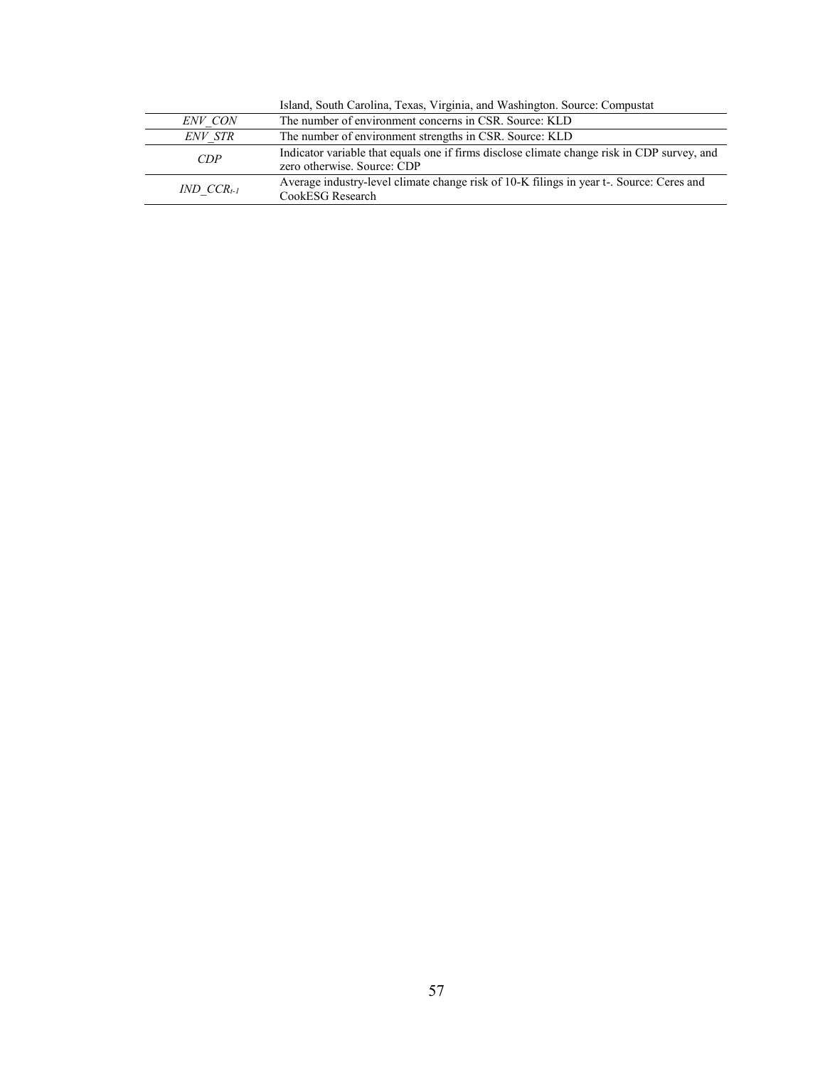| | |
|---|---|
| | Island, South Carolina, Texas, Virginia, and Washington. Source: Compustat |
| *ENV_CON* | The number of environment concerns in CSR. Source: KLD |
| *ENV_STR* | The number of environment strengths in CSR. Source: KLD |
| *CDP* | Indicator variable that equals one if firms disclose climate change risk in CDP survey, and zero otherwise. Source: CDP |
| $IND\_CCR_{t-1}$ | Average industry-level climate change risk of 10-K filings in year t-. Source: Ceres and CookESG Research |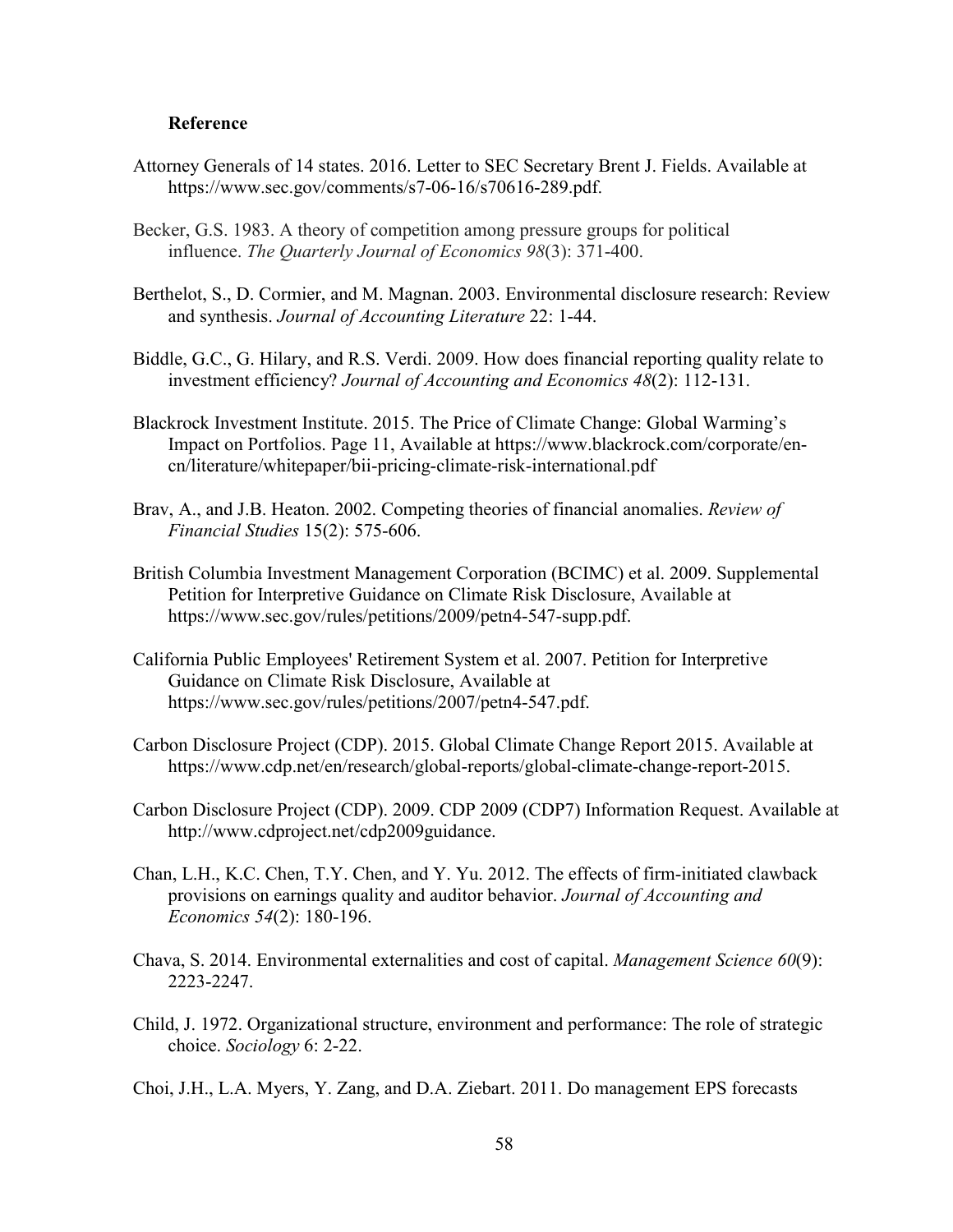**Reference**

Attorney Generals of 14 states. 2016. Letter to SEC Secretary Brent J. Fields. Available at https://www.sec.gov/comments/s7-06-16/s70616-289.pdf.

Becker, G.S. 1983. A theory of competition among pressure groups for political influence. *The Quarterly Journal of Economics 98*(3): 371-400.

Berthelot, S., D. Cormier, and M. Magnan. 2003. Environmental disclosure research: Review and synthesis. *Journal of Accounting Literature* 22: 1-44.

Biddle, G.C., G. Hilary, and R.S. Verdi. 2009. How does financial reporting quality relate to investment efficiency? *Journal of Accounting and Economics 48*(2): 112-131.

Blackrock Investment Institute. 2015. The Price of Climate Change: Global Warming's Impact on Portfolios. Page 11, Available at https://www.blackrock.com/corporate/en-cn/literature/whitepaper/bii-pricing-climate-risk-international.pdf

Brav, A., and J.B. Heaton. 2002. Competing theories of financial anomalies. *Review of Financial Studies* 15(2): 575-606.

British Columbia Investment Management Corporation (BCIMC) et al. 2009. Supplemental Petition for Interpretive Guidance on Climate Risk Disclosure, Available at https://www.sec.gov/rules/petitions/2009/petn4-547-supp.pdf.

California Public Employees' Retirement System et al. 2007. Petition for Interpretive Guidance on Climate Risk Disclosure, Available at https://www.sec.gov/rules/petitions/2007/petn4-547.pdf.

Carbon Disclosure Project (CDP). 2015. Global Climate Change Report 2015. Available at https://www.cdp.net/en/research/global-reports/global-climate-change-report-2015.

Carbon Disclosure Project (CDP). 2009. CDP 2009 (CDP7) Information Request. Available at http://www.cdproject.net/cdp2009guidance.

Chan, L.H., K.C. Chen, T.Y. Chen, and Y. Yu. 2012. The effects of firm-initiated clawback provisions on earnings quality and auditor behavior. *Journal of Accounting and Economics 54*(2): 180-196.

Chava, S. 2014. Environmental externalities and cost of capital. *Management Science 60*(9): 2223-2247.

Child, J. 1972. Organizational structure, environment and performance: The role of strategic choice. *Sociology* 6: 2-22.

Choi, J.H., L.A. Myers, Y. Zang, and D.A. Ziebart. 2011. Do management EPS forecasts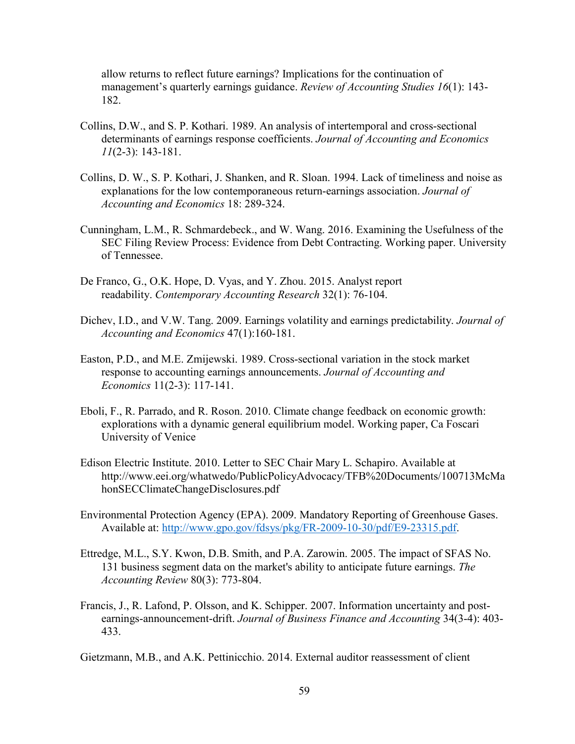allow returns to reflect future earnings? Implications for the continuation of management's quarterly earnings guidance. *Review of Accounting Studies 16*(1): 143-182.

Collins, D.W., and S. P. Kothari. 1989. An analysis of intertemporal and cross-sectional determinants of earnings response coefficients. *Journal of Accounting and Economics 11*(2-3): 143-181.

Collins, D. W., S. P. Kothari, J. Shanken, and R. Sloan. 1994. Lack of timeliness and noise as explanations for the low contemporaneous return-earnings association. *Journal of Accounting and Economics* 18: 289-324.

Cunningham, L.M., R. Schmardebeck., and W. Wang. 2016. Examining the Usefulness of the SEC Filing Review Process: Evidence from Debt Contracting. Working paper. University of Tennessee.

De Franco, G., O.K. Hope, D. Vyas, and Y. Zhou. 2015. Analyst report readability. *Contemporary Accounting Research* 32(1): 76-104.

Dichev, I.D., and V.W. Tang. 2009. Earnings volatility and earnings predictability. *Journal of Accounting and Economics* 47(1):160-181.

Easton, P.D., and M.E. Zmijewski. 1989. Cross-sectional variation in the stock market response to accounting earnings announcements. *Journal of Accounting and Economics* 11(2-3): 117-141.

Eboli, F., R. Parrado, and R. Roson. 2010. Climate change feedback on economic growth: explorations with a dynamic general equilibrium model. Working paper, Ca Foscari University of Venice

Edison Electric Institute. 2010. Letter to SEC Chair Mary L. Schapiro. Available at http://www.eei.org/whatwedo/PublicPolicyAdvocacy/TFB%20Documents/100713McMahonSECClimateChangeDisclosures.pdf

Environmental Protection Agency (EPA). 2009. Mandatory Reporting of Greenhouse Gases. Available at: http://www.gpo.gov/fdsys/pkg/FR-2009-10-30/pdf/E9-23315.pdf.

Ettredge, M.L., S.Y. Kwon, D.B. Smith, and P.A. Zarowin. 2005. The impact of SFAS No. 131 business segment data on the market's ability to anticipate future earnings. *The Accounting Review* 80(3): 773-804.

Francis, J., R. Lafond, P. Olsson, and K. Schipper. 2007. Information uncertainty and post-earnings-announcement-drift. *Journal of Business Finance and Accounting* 34(3-4): 403-433.

Gietzmann, M.B., and A.K. Pettinicchio. 2014. External auditor reassessment of client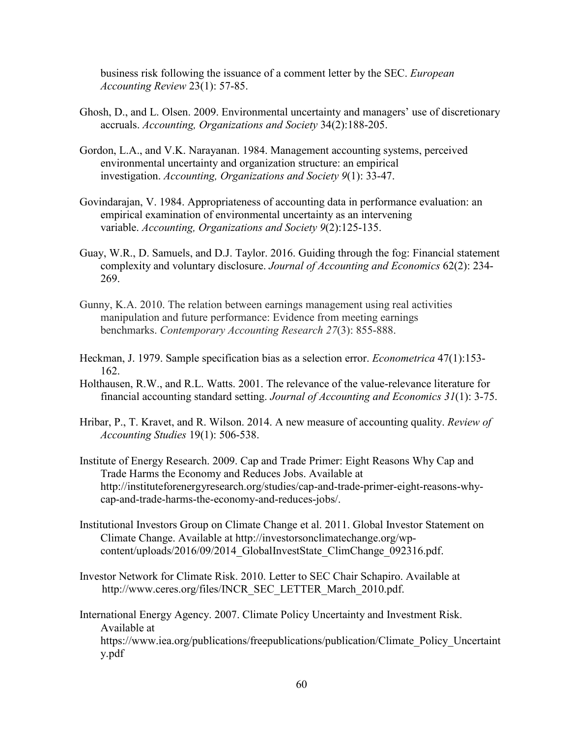business risk following the issuance of a comment letter by the SEC. *European Accounting Review* 23(1): 57-85.

Ghosh, D., and L. Olsen. 2009. Environmental uncertainty and managers' use of discretionary accruals. *Accounting, Organizations and Society* 34(2):188-205.

Gordon, L.A., and V.K. Narayanan. 1984. Management accounting systems, perceived environmental uncertainty and organization structure: an empirical investigation. *Accounting, Organizations and Society 9*(1): 33-47.

Govindarajan, V. 1984. Appropriateness of accounting data in performance evaluation: an empirical examination of environmental uncertainty as an intervening variable. *Accounting, Organizations and Society 9*(2):125-135.

Guay, W.R., D. Samuels, and D.J. Taylor. 2016. Guiding through the fog: Financial statement complexity and voluntary disclosure. *Journal of Accounting and Economics* 62(2): 234-269.

Gunny, K.A. 2010. The relation between earnings management using real activities manipulation and future performance: Evidence from meeting earnings benchmarks. *Contemporary Accounting Research 27*(3): 855-888.

Heckman, J. 1979. Sample specification bias as a selection error. *Econometrica* 47(1):153-162.

Holthausen, R.W., and R.L. Watts. 2001. The relevance of the value-relevance literature for financial accounting standard setting. *Journal of Accounting and Economics 31*(1): 3-75.

Hribar, P., T. Kravet, and R. Wilson. 2014. A new measure of accounting quality. *Review of Accounting Studies* 19(1): 506-538.

Institute of Energy Research. 2009. Cap and Trade Primer: Eight Reasons Why Cap and Trade Harms the Economy and Reduces Jobs. Available at http://instituteforenergyresearch.org/studies/cap-and-trade-primer-eight-reasons-why-cap-and-trade-harms-the-economy-and-reduces-jobs/.

Institutional Investors Group on Climate Change et al. 2011. Global Investor Statement on Climate Change. Available at http://investorsonclimatechange.org/wp-content/uploads/2016/09/2014_GlobalInvestState_ClimChange_092316.pdf.

Investor Network for Climate Risk. 2010. Letter to SEC Chair Schapiro. Available at http://www.ceres.org/files/INCR_SEC_LETTER_March_2010.pdf.

International Energy Agency. 2007. Climate Policy Uncertainty and Investment Risk. Available at https://www.iea.org/publications/freepublications/publication/Climate_Policy_Uncertainty.pdf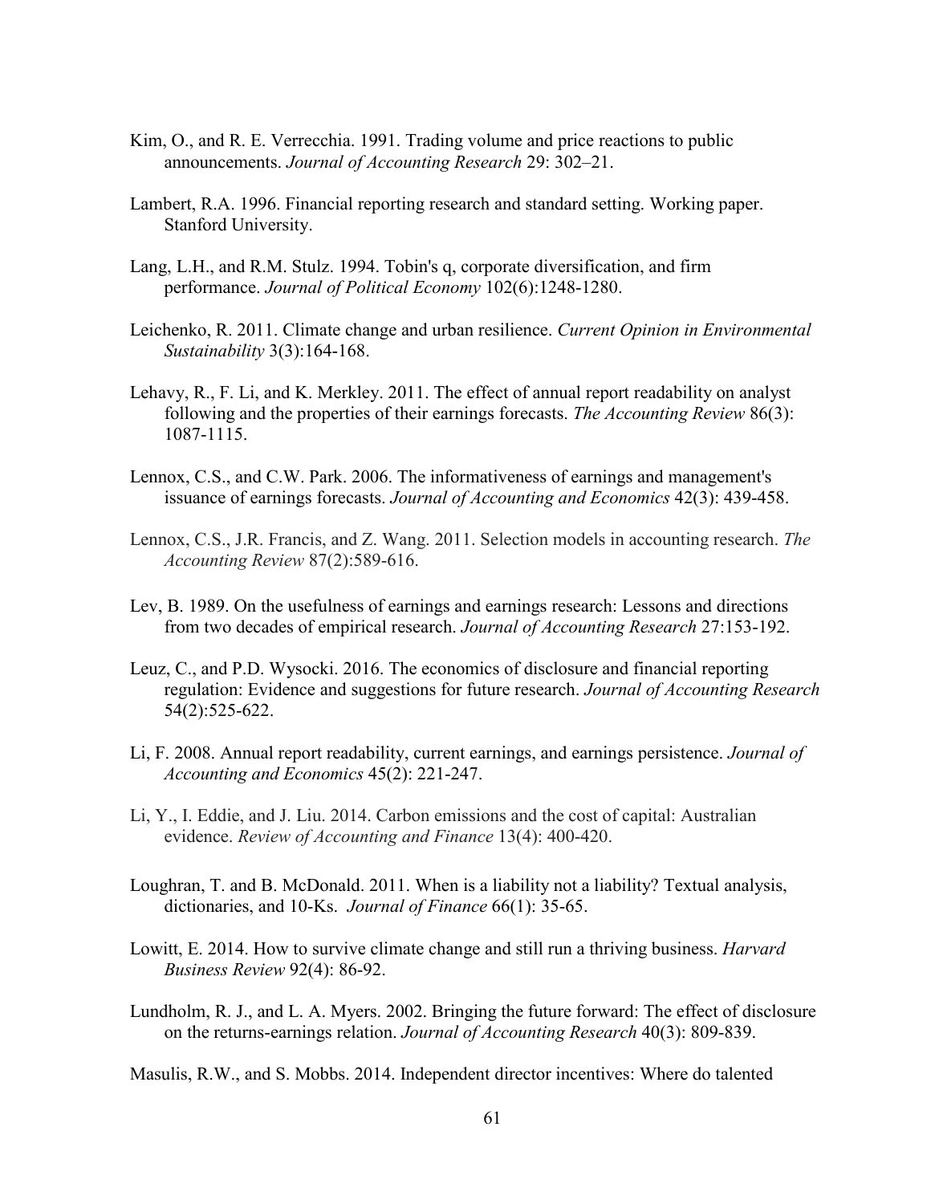Kim, O., and R. E. Verrecchia. 1991. Trading volume and price reactions to public announcements. *Journal of Accounting Research* 29: 302–21.

Lambert, R.A. 1996. Financial reporting research and standard setting. Working paper. Stanford University.

Lang, L.H., and R.M. Stulz. 1994. Tobin's q, corporate diversification, and firm performance. *Journal of Political Economy* 102(6):1248-1280.

Leichenko, R. 2011. Climate change and urban resilience. *Current Opinion in Environmental Sustainability* 3(3):164-168.

Lehavy, R., F. Li, and K. Merkley. 2011. The effect of annual report readability on analyst following and the properties of their earnings forecasts. *The Accounting Review* 86(3): 1087-1115.

Lennox, C.S., and C.W. Park. 2006. The informativeness of earnings and management's issuance of earnings forecasts. *Journal of Accounting and Economics* 42(3): 439-458.

Lennox, C.S., J.R. Francis, and Z. Wang. 2011. Selection models in accounting research. *The Accounting Review* 87(2):589-616.

Lev, B. 1989. On the usefulness of earnings and earnings research: Lessons and directions from two decades of empirical research. *Journal of Accounting Research* 27:153-192.

Leuz, C., and P.D. Wysocki. 2016. The economics of disclosure and financial reporting regulation: Evidence and suggestions for future research. *Journal of Accounting Research* 54(2):525-622.

Li, F. 2008. Annual report readability, current earnings, and earnings persistence. *Journal of Accounting and Economics* 45(2): 221-247.

Li, Y., I. Eddie, and J. Liu. 2014. Carbon emissions and the cost of capital: Australian evidence. *Review of Accounting and Finance* 13(4): 400-420.

Loughran, T. and B. McDonald. 2011. When is a liability not a liability? Textual analysis, dictionaries, and 10-Ks. *Journal of Finance* 66(1): 35-65.

Lowitt, E. 2014. How to survive climate change and still run a thriving business. *Harvard Business Review* 92(4): 86-92.

Lundholm, R. J., and L. A. Myers. 2002. Bringing the future forward: The effect of disclosure on the returns-earnings relation. *Journal of Accounting Research* 40(3): 809-839.

Masulis, R.W., and S. Mobbs. 2014. Independent director incentives: Where do talented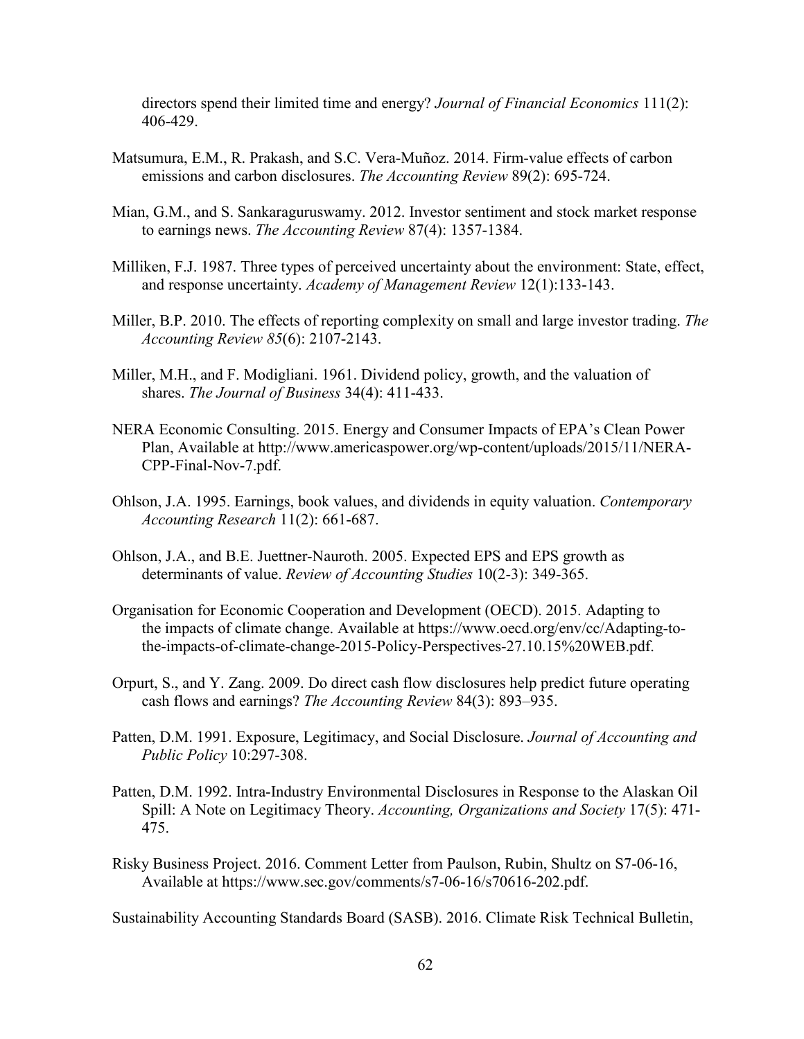directors spend their limited time and energy? *Journal of Financial Economics* 111(2): 406-429.

Matsumura, E.M., R. Prakash, and S.C. Vera-Muñoz. 2014. Firm-value effects of carbon emissions and carbon disclosures. *The Accounting Review* 89(2): 695-724.

Mian, G.M., and S. Sankaraguruswamy. 2012. Investor sentiment and stock market response to earnings news. *The Accounting Review* 87(4): 1357-1384.

Milliken, F.J. 1987. Three types of perceived uncertainty about the environment: State, effect, and response uncertainty. *Academy of Management Review* 12(1):133-143.

Miller, B.P. 2010. The effects of reporting complexity on small and large investor trading. *The Accounting Review 85*(6): 2107-2143.

Miller, M.H., and F. Modigliani. 1961. Dividend policy, growth, and the valuation of shares. *The Journal of Business* 34(4): 411-433.

NERA Economic Consulting. 2015. Energy and Consumer Impacts of EPA's Clean Power Plan, Available at http://www.americaspower.org/wp-content/uploads/2015/11/NERA-CPP-Final-Nov-7.pdf.

Ohlson, J.A. 1995. Earnings, book values, and dividends in equity valuation. *Contemporary Accounting Research* 11(2): 661-687.

Ohlson, J.A., and B.E. Juettner-Nauroth. 2005. Expected EPS and EPS growth as determinants of value. *Review of Accounting Studies* 10(2-3): 349-365.

Organisation for Economic Cooperation and Development (OECD). 2015. Adapting to the impacts of climate change. Available at https://www.oecd.org/env/cc/Adapting-to-the-impacts-of-climate-change-2015-Policy-Perspectives-27.10.15%20WEB.pdf.

Orpurt, S., and Y. Zang. 2009. Do direct cash flow disclosures help predict future operating cash flows and earnings? *The Accounting Review* 84(3): 893–935.

Patten, D.M. 1991. Exposure, Legitimacy, and Social Disclosure. *Journal of Accounting and Public Policy* 10:297-308.

Patten, D.M. 1992. Intra-Industry Environmental Disclosures in Response to the Alaskan Oil Spill: A Note on Legitimacy Theory. *Accounting, Organizations and Society* 17(5): 471-475.

Risky Business Project. 2016. Comment Letter from Paulson, Rubin, Shultz on S7-06-16, Available at https://www.sec.gov/comments/s7-06-16/s70616-202.pdf.

Sustainability Accounting Standards Board (SASB). 2016. Climate Risk Technical Bulletin,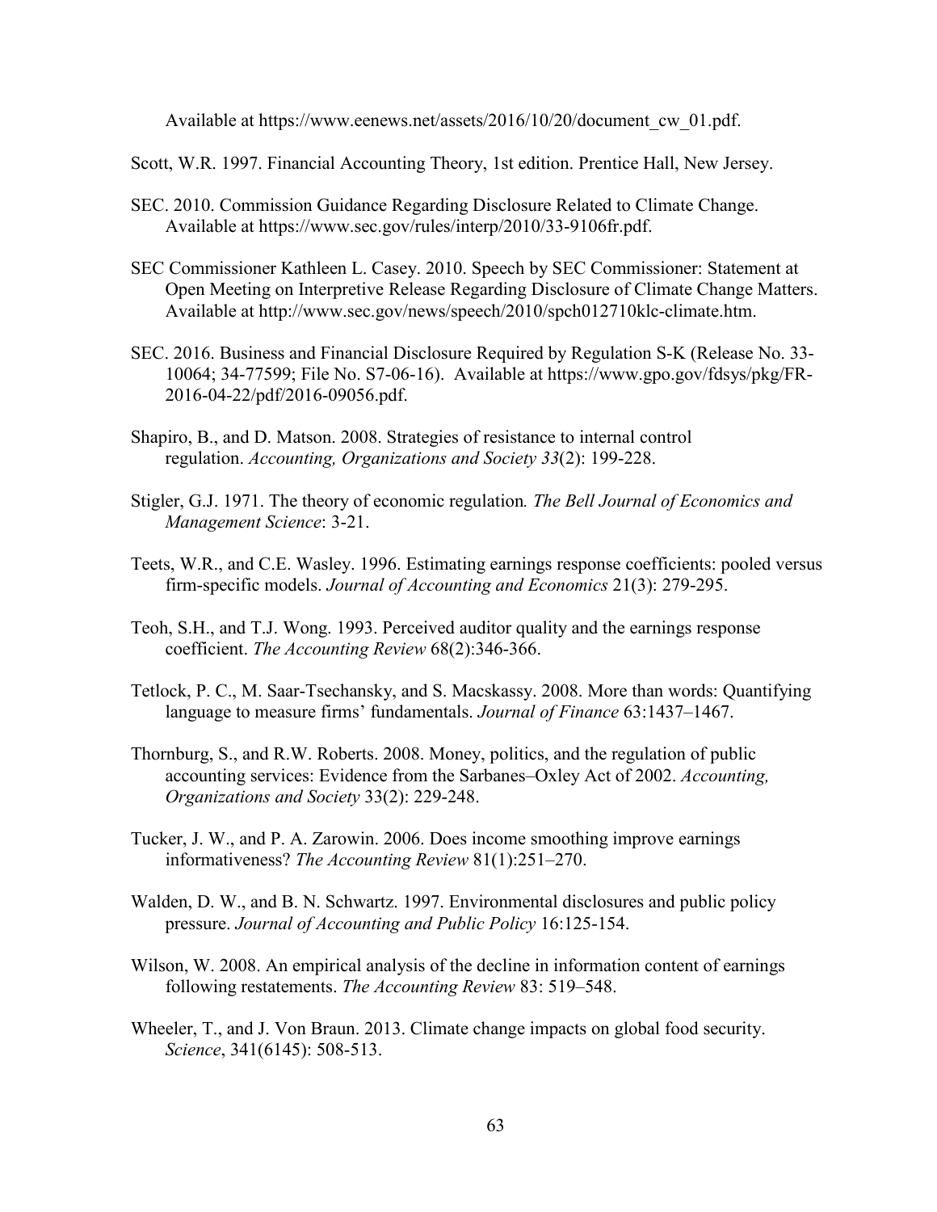Available at https://www.eenews.net/assets/2016/10/20/document_cw_01.pdf.

Scott, W.R. 1997. Financial Accounting Theory, 1st edition. Prentice Hall, New Jersey.

SEC. 2010. Commission Guidance Regarding Disclosure Related to Climate Change. Available at https://www.sec.gov/rules/interp/2010/33-9106fr.pdf.

SEC Commissioner Kathleen L. Casey. 2010. Speech by SEC Commissioner: Statement at Open Meeting on Interpretive Release Regarding Disclosure of Climate Change Matters. Available at http://www.sec.gov/news/speech/2010/spch012710klc-climate.htm.

SEC. 2016. Business and Financial Disclosure Required by Regulation S-K (Release No. 33-10064; 34-77599; File No. S7-06-16). Available at https://www.gpo.gov/fdsys/pkg/FR-2016-04-22/pdf/2016-09056.pdf.

Shapiro, B., and D. Matson. 2008. Strategies of resistance to internal control regulation. *Accounting, Organizations and Society 33*(2): 199-228.

Stigler, G.J. 1971. The theory of economic regulation*. The Bell Journal of Economics and Management Science*: 3-21.

Teets, W.R., and C.E. Wasley. 1996. Estimating earnings response coefficients: pooled versus firm-specific models. *Journal of Accounting and Economics* 21(3): 279-295.

Teoh, S.H., and T.J. Wong. 1993. Perceived auditor quality and the earnings response coefficient. *The Accounting Review* 68(2):346-366.

Tetlock, P. C., M. Saar-Tsechansky, and S. Macskassy. 2008. More than words: Quantifying language to measure firms' fundamentals. *Journal of Finance* 63:1437–1467.

Thornburg, S., and R.W. Roberts. 2008. Money, politics, and the regulation of public accounting services: Evidence from the Sarbanes–Oxley Act of 2002. *Accounting, Organizations and Society* 33(2): 229-248.

Tucker, J. W., and P. A. Zarowin. 2006. Does income smoothing improve earnings informativeness? *The Accounting Review* 81(1):251–270.

Walden, D. W., and B. N. Schwartz. 1997. Environmental disclosures and public policy pressure. *Journal of Accounting and Public Policy* 16:125-154.

Wilson, W. 2008. An empirical analysis of the decline in information content of earnings following restatements. *The Accounting Review* 83: 519–548.

Wheeler, T., and J. Von Braun. 2013. Climate change impacts on global food security. *Science*, 341(6145): 508-513.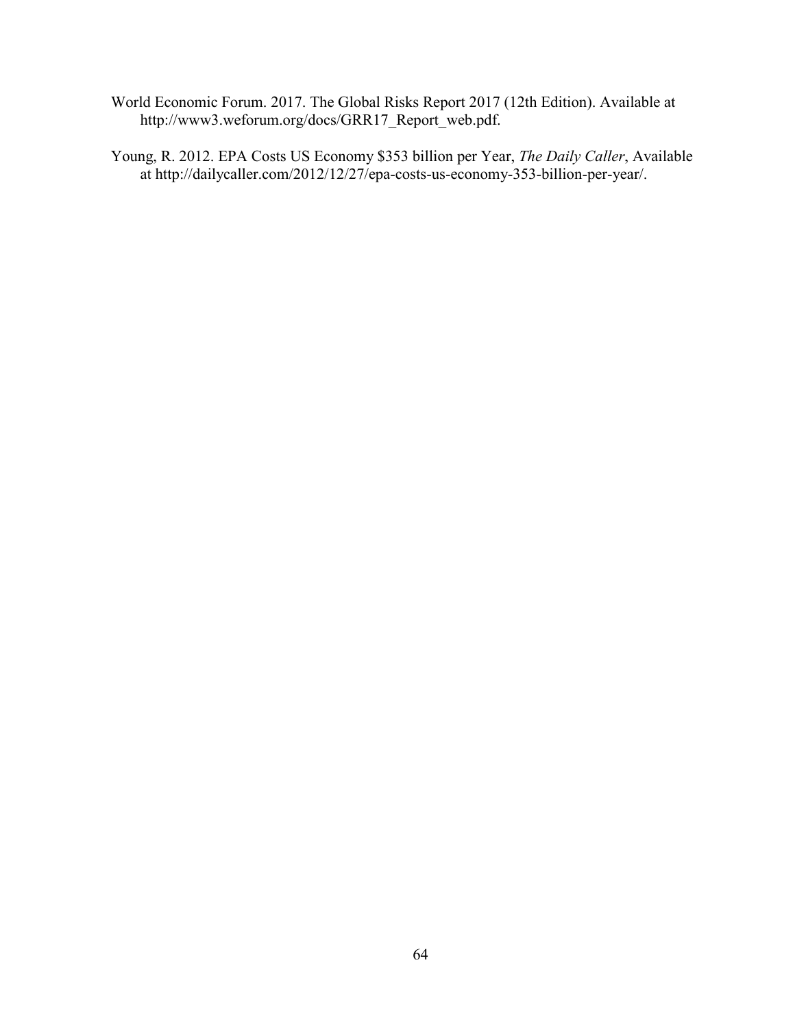World Economic Forum. 2017. The Global Risks Report 2017 (12th Edition). Available at http://www3.weforum.org/docs/GRR17_Report_web.pdf.

Young, R. 2012. EPA Costs US Economy $353 billion per Year, *The Daily Caller*, Available at http://dailycaller.com/2012/12/27/epa-costs-us-economy-353-billion-per-year/.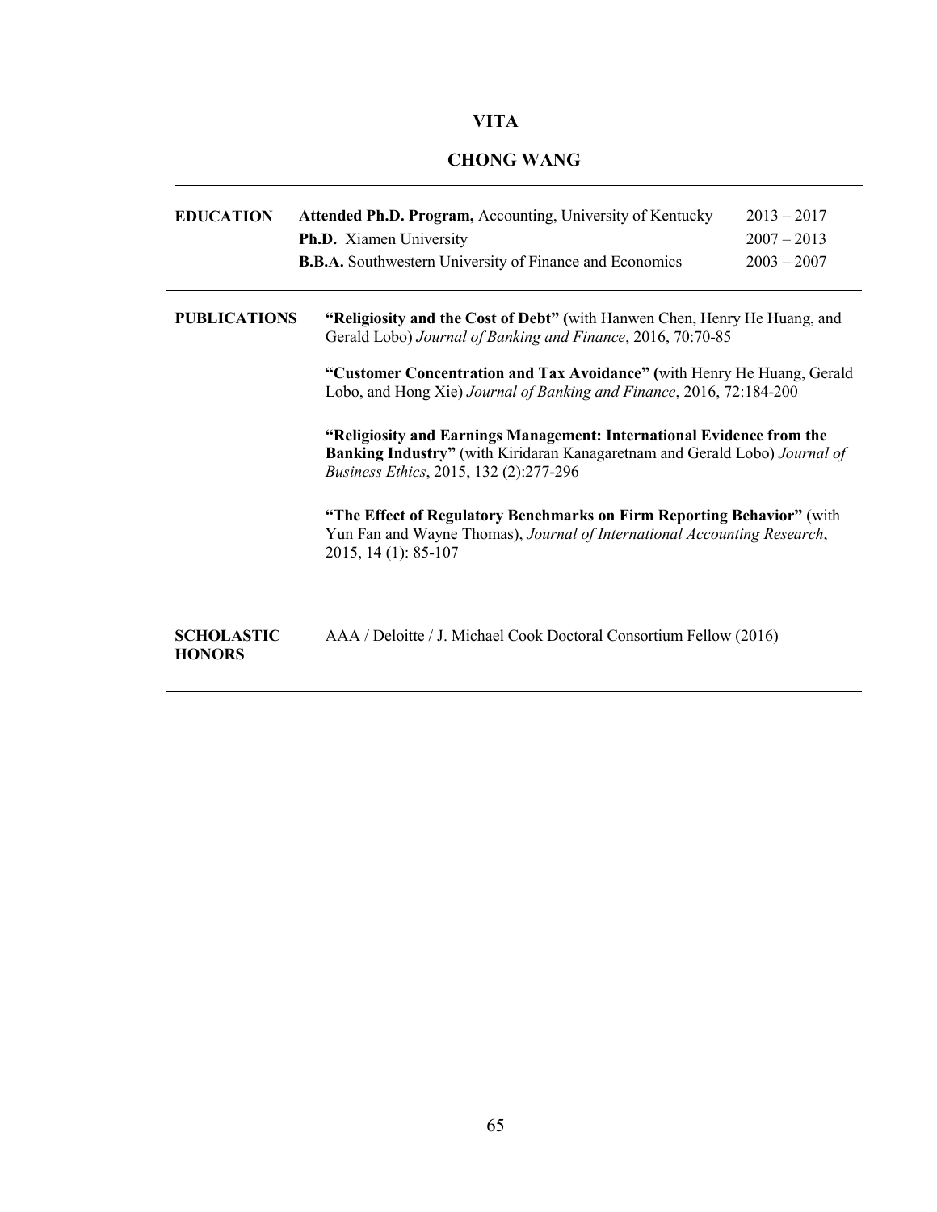# VITA

## CHONG WANG

**EDUCATION**

| | | |
|---|---|---|
| **Attended Ph.D. Program,** Accounting, University of Kentucky | 2013 – 2017 |
| **Ph.D.** Xiamen University | 2007 – 2013 |
| **B.B.A.** Southwestern University of Finance and Economics | 2003 – 2007 |

**PUBLICATIONS**

**"Religiosity and the Cost of Debt" (**with Hanwen Chen, Henry He Huang, and Gerald Lobo) *Journal of Banking and Finance*, 2016, 70:70-85

**"Customer Concentration and Tax Avoidance" (**with Henry He Huang, Gerald Lobo, and Hong Xie) *Journal of Banking and Finance*, 2016, 72:184-200

**"Religiosity and Earnings Management: International Evidence from the Banking Industry"** (with Kiridaran Kanagaretnam and Gerald Lobo) *Journal of Business Ethics*, 2015, 132 (2):277-296

**"The Effect of Regulatory Benchmarks on Firm Reporting Behavior"** (with Yun Fan and Wayne Thomas), *Journal of International Accounting Research*, 2015, 14 (1): 85-107

**SCHOLASTIC HONORS**

AAA / Deloitte / J. Michael Cook Doctoral Consortium Fellow (2016)